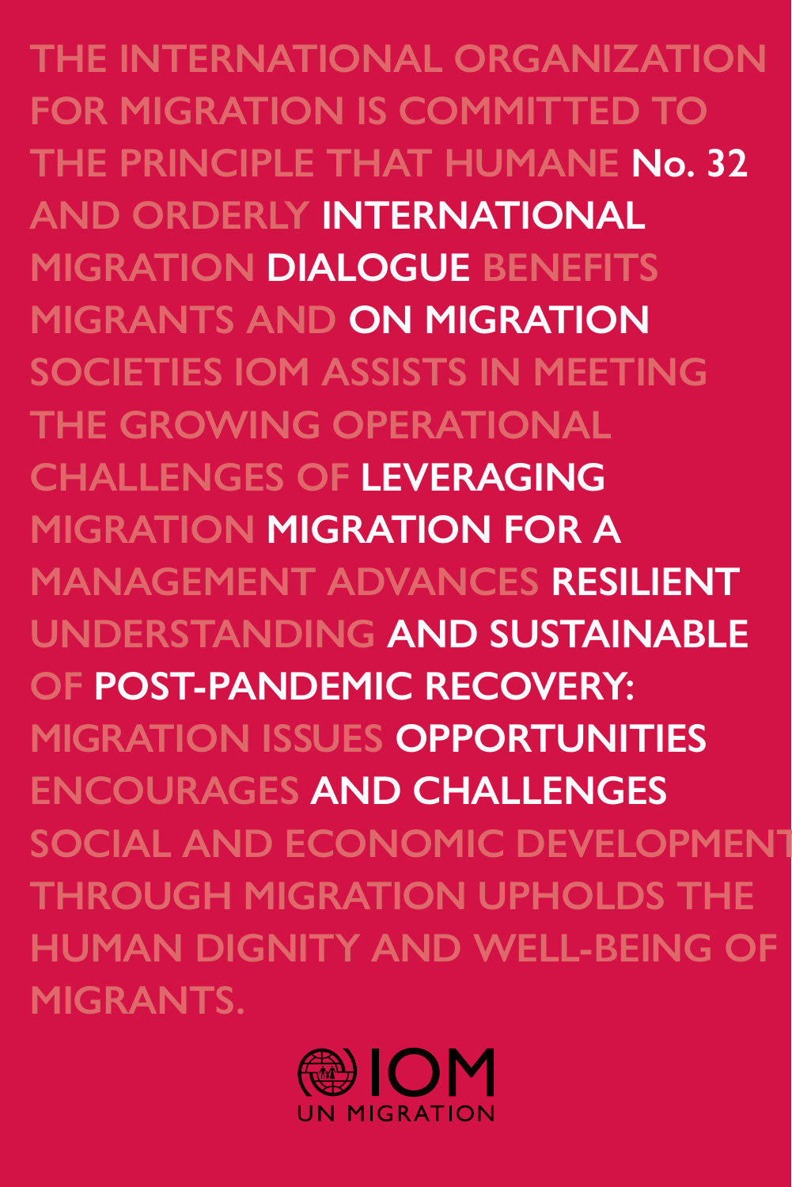THE INTERNATIONAL ORGANIZATION FOR MIGRATION IS COMMITTED TO THE PRINCIPLE THAT HUMANE AND ORDERLY MIGRATION BENEFITS MIGRANTS AND SOCIETIES IOM ASSISTS IN MEETING THE GROWING OPERATIONAL CHALLENGES OF MIGRATION MANAGEMENT ADVANCES UNDERSTANDING OF MIGRATION ISSUES ENCOURAGES SOCIAL AND ECONOMIC DEVELOPMENT THROUGH MIGRATION UPHOLDS THE HUMAN DIGNITY AND WELL-BEING OF MIGRANTS.

**No. 32**

# INTERNATIONAL DIALOGUE ON MIGRATION

# LEVERAGING MIGRATION FOR A RESILIENT AND SUSTAINABLE POST-PANDEMIC RECOVERY: OPPORTUNITIES AND CHALLENGES

IOM

UN MIGRATION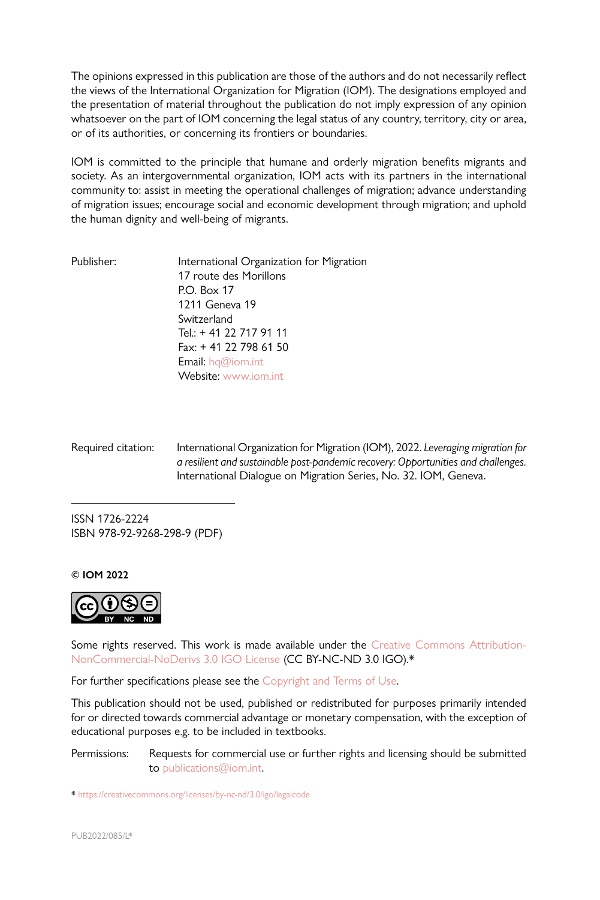The opinions expressed in this publication are those of the authors and do not necessarily reflect the views of the International Organization for Migration (IOM). The designations employed and the presentation of material throughout the publication do not imply expression of any opinion whatsoever on the part of IOM concerning the legal status of any country, territory, city or area, or of its authorities, or concerning its frontiers or boundaries.

IOM is committed to the principle that humane and orderly migration benefits migrants and society. As an intergovernmental organization, IOM acts with its partners in the international community to: assist in meeting the operational challenges of migration; advance understanding of migration issues; encourage social and economic development through migration; and uphold the human dignity and well-being of migrants.

Publisher: International Organization for Migration
17 route des Morillons
P.O. Box 17
1211 Geneva 19
Switzerland
Tel.: + 41 22 717 91 11
Fax: + 41 22 798 61 50
Email: hq@iom.int
Website: www.iom.int

Required citation: International Organization for Migration (IOM), 2022. *Leveraging migration for a resilient and sustainable post-pandemic recovery: Opportunities and challenges.* International Dialogue on Migration Series, No. 32. IOM, Geneva.

---

ISSN 1726-2224
ISBN 978-92-9268-298-9 (PDF)

**© IOM 2022**

Some rights reserved. This work is made available under the Creative Commons Attribution-NonCommercial-NoDerivs 3.0 IGO License (CC BY-NC-ND 3.0 IGO).*

For further specifications please see the Copyright and Terms of Use.

This publication should not be used, published or redistributed for purposes primarily intended for or directed towards commercial advantage or monetary compensation, with the exception of educational purposes e.g. to be included in textbooks.

Permissions: Requests for commercial use or further rights and licensing should be submitted to publications@iom.int.

* https://creativecommons.org/licenses/by-nc-nd/3.0/igo/legalcode

PUB2022/085/L*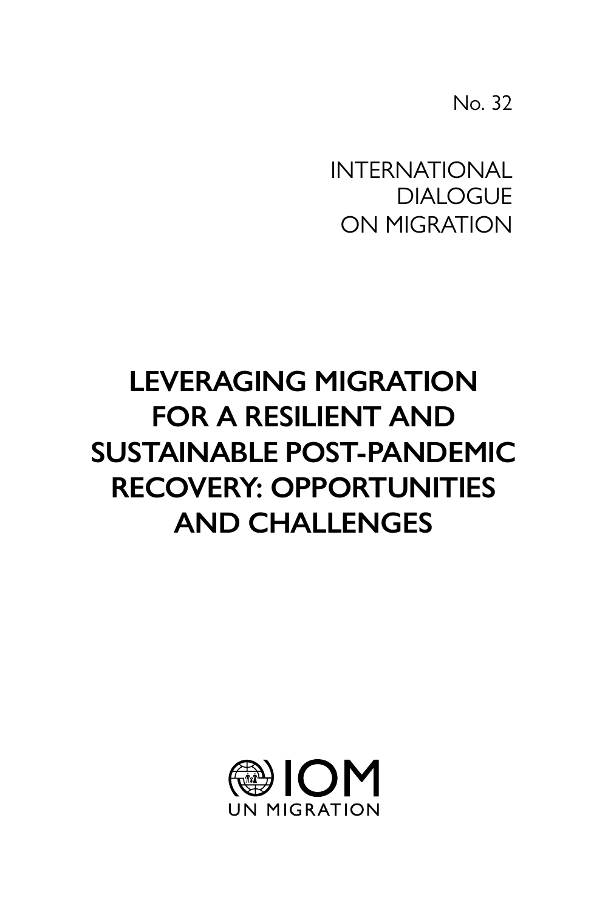No. 32

INTERNATIONAL
DIALOGUE
ON MIGRATION

# LEVERAGING MIGRATION FOR A RESILIENT AND SUSTAINABLE POST-PANDEMIC RECOVERY: OPPORTUNITIES AND CHALLENGES

IOM
UN MIGRATION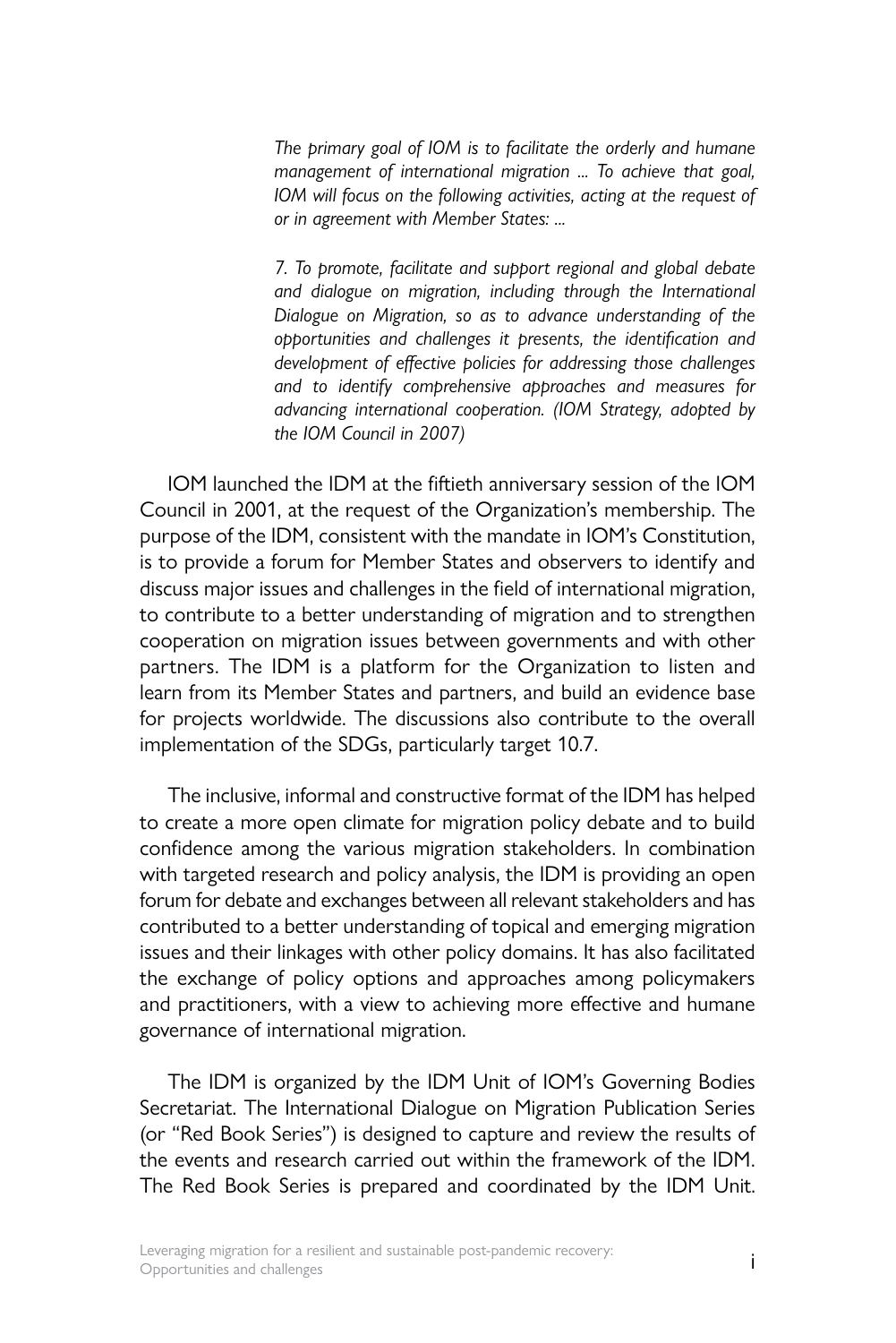> *The primary goal of IOM is to facilitate the orderly and humane management of international migration ... To achieve that goal, IOM will focus on the following activities, acting at the request of or in agreement with Member States: ...*
>
> *7. To promote, facilitate and support regional and global debate and dialogue on migration, including through the International Dialogue on Migration, so as to advance understanding of the opportunities and challenges it presents, the identification and development of effective policies for addressing those challenges and to identify comprehensive approaches and measures for advancing international cooperation. (IOM Strategy, adopted by the IOM Council in 2007)*

IOM launched the IDM at the fiftieth anniversary session of the IOM Council in 2001, at the request of the Organization's membership. The purpose of the IDM, consistent with the mandate in IOM's Constitution, is to provide a forum for Member States and observers to identify and discuss major issues and challenges in the field of international migration, to contribute to a better understanding of migration and to strengthen cooperation on migration issues between governments and with other partners. The IDM is a platform for the Organization to listen and learn from its Member States and partners, and build an evidence base for projects worldwide. The discussions also contribute to the overall implementation of the SDGs, particularly target 10.7.

The inclusive, informal and constructive format of the IDM has helped to create a more open climate for migration policy debate and to build confidence among the various migration stakeholders. In combination with targeted research and policy analysis, the IDM is providing an open forum for debate and exchanges between all relevant stakeholders and has contributed to a better understanding of topical and emerging migration issues and their linkages with other policy domains. It has also facilitated the exchange of policy options and approaches among policymakers and practitioners, with a view to achieving more effective and humane governance of international migration.

The IDM is organized by the IDM Unit of IOM's Governing Bodies Secretariat. The International Dialogue on Migration Publication Series (or "Red Book Series") is designed to capture and review the results of the events and research carried out within the framework of the IDM. The Red Book Series is prepared and coordinated by the IDM Unit.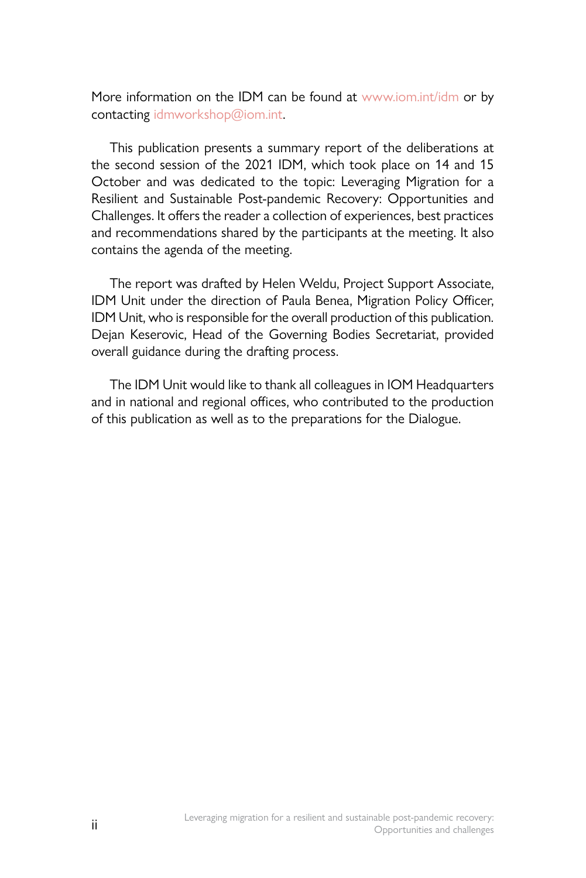More information on the IDM can be found at www.iom.int/idm or by contacting idmworkshop@iom.int.

This publication presents a summary report of the deliberations at the second session of the 2021 IDM, which took place on 14 and 15 October and was dedicated to the topic: Leveraging Migration for a Resilient and Sustainable Post-pandemic Recovery: Opportunities and Challenges. It offers the reader a collection of experiences, best practices and recommendations shared by the participants at the meeting. It also contains the agenda of the meeting.

The report was drafted by Helen Weldu, Project Support Associate, IDM Unit under the direction of Paula Benea, Migration Policy Officer, IDM Unit, who is responsible for the overall production of this publication. Dejan Keserovic, Head of the Governing Bodies Secretariat, provided overall guidance during the drafting process.

The IDM Unit would like to thank all colleagues in IOM Headquarters and in national and regional offices, who contributed to the production of this publication as well as to the preparations for the Dialogue.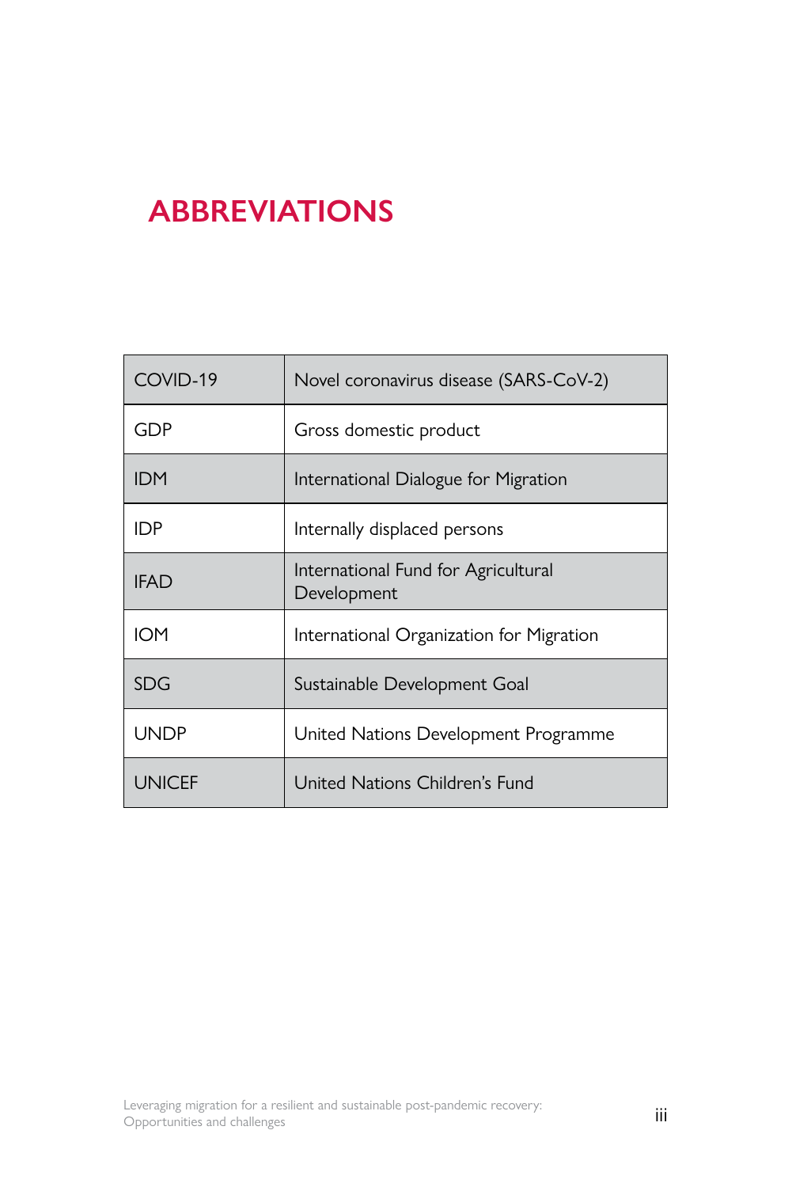# ABBREVIATIONS

| | |
|---|---|
| COVID-19 | Novel coronavirus disease (SARS-CoV-2) |
| GDP | Gross domestic product |
| IDM | International Dialogue for Migration |
| IDP | Internally displaced persons |
| IFAD | International Fund for Agricultural Development |
| IOM | International Organization for Migration |
| SDG | Sustainable Development Goal |
| UNDP | United Nations Development Programme |
| UNICEF | United Nations Children's Fund |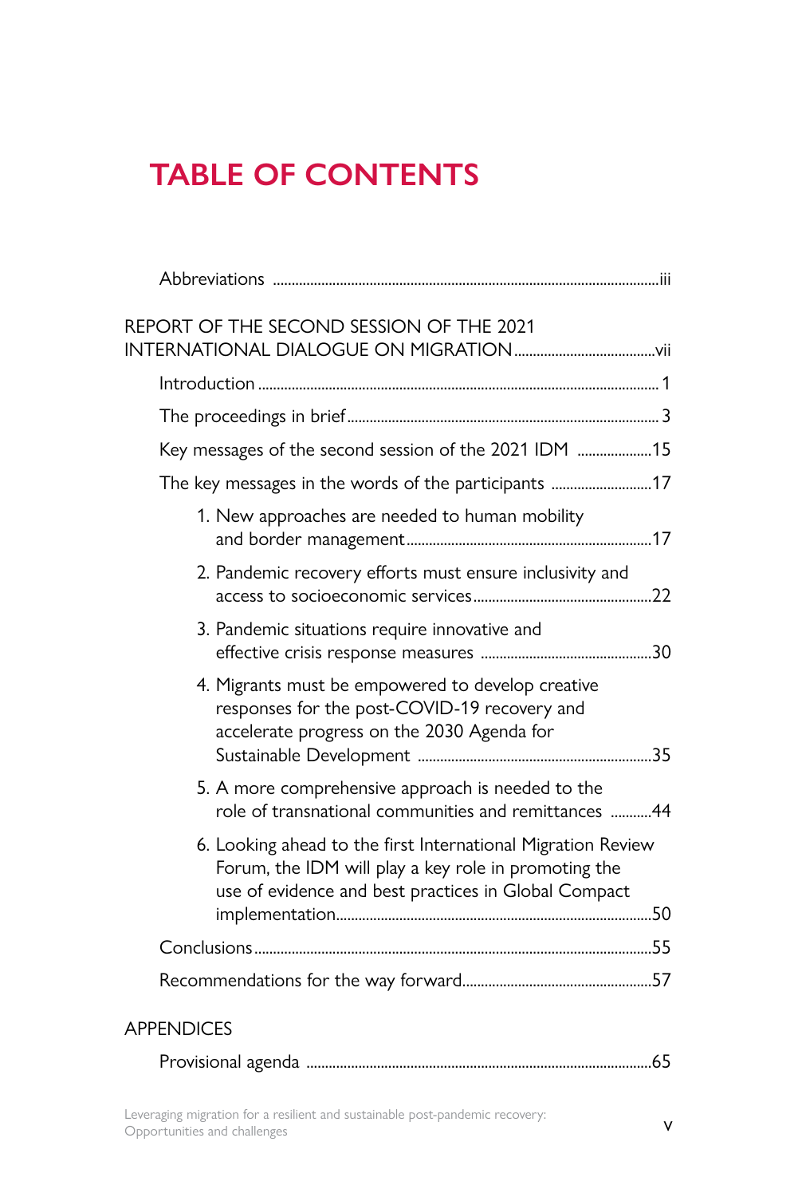# TABLE OF CONTENTS

Abbreviations ........................................................................................................iii

REPORT OF THE SECOND SESSION OF THE 2021 INTERNATIONAL DIALOGUE ON MIGRATION.....................................vii

Introduction ........................................................................................................ 1

The proceedings in brief.................................................................................. 3

Key messages of the second session of the 2021 IDM ....................15

The key messages in the words of the participants ...........................17

1. New approaches are needed to human mobility and border management.................................................................17

2. Pandemic recovery efforts must ensure inclusivity and access to socioeconomic services...............................................22

3. Pandemic situations require innovative and effective crisis response measures .............................................30

4. Migrants must be empowered to develop creative responses for the post-COVID-19 recovery and accelerate progress on the 2030 Agenda for Sustainable Development .............................................................35

5. A more comprehensive approach is needed to the role of transnational communities and remittances ...........44

6. Looking ahead to the first International Migration Review Forum, the IDM will play a key role in promoting the use of evidence and best practices in Global Compact implementation..................................................................................50

Conclusions........................................................................................................55

Recommendations for the way forward..................................................57

APPENDICES

Provisional agenda ..........................................................................................65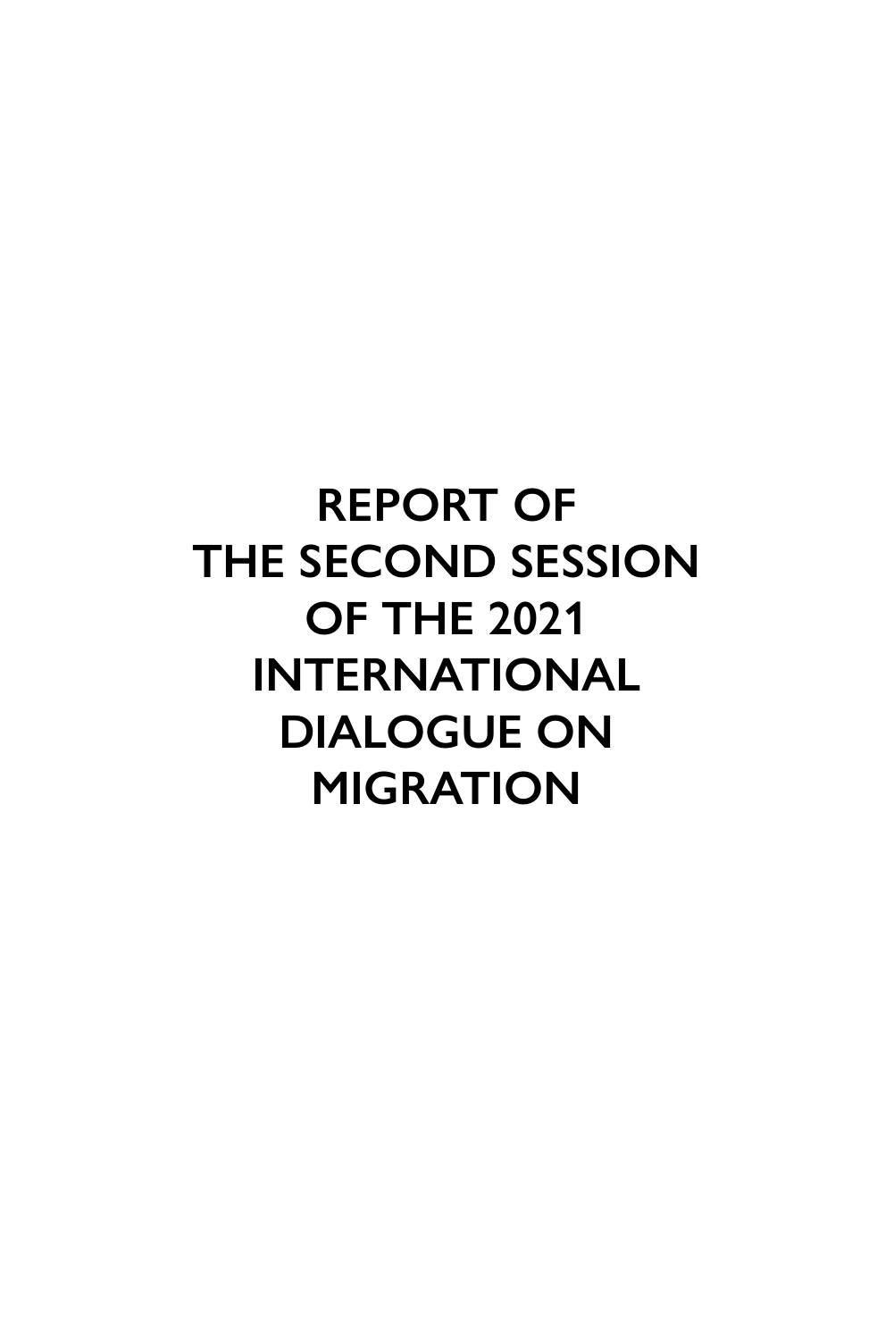# REPORT OF THE SECOND SESSION OF THE 2021 INTERNATIONAL DIALOGUE ON MIGRATION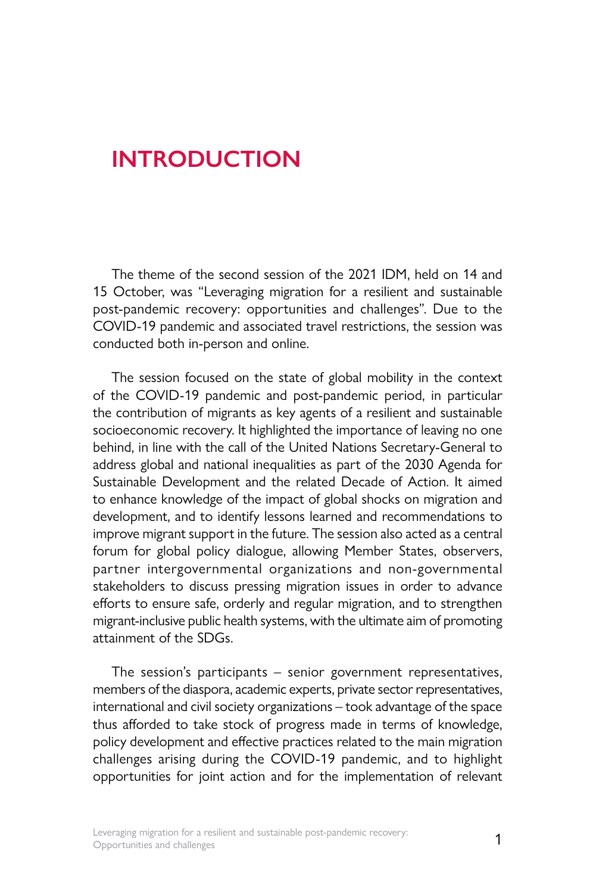# INTRODUCTION

The theme of the second session of the 2021 IDM, held on 14 and 15 October, was "Leveraging migration for a resilient and sustainable post-pandemic recovery: opportunities and challenges". Due to the COVID-19 pandemic and associated travel restrictions, the session was conducted both in-person and online.

The session focused on the state of global mobility in the context of the COVID-19 pandemic and post-pandemic period, in particular the contribution of migrants as key agents of a resilient and sustainable socioeconomic recovery. It highlighted the importance of leaving no one behind, in line with the call of the United Nations Secretary-General to address global and national inequalities as part of the 2030 Agenda for Sustainable Development and the related Decade of Action. It aimed to enhance knowledge of the impact of global shocks on migration and development, and to identify lessons learned and recommendations to improve migrant support in the future. The session also acted as a central forum for global policy dialogue, allowing Member States, observers, partner intergovernmental organizations and non-governmental stakeholders to discuss pressing migration issues in order to advance efforts to ensure safe, orderly and regular migration, and to strengthen migrant-inclusive public health systems, with the ultimate aim of promoting attainment of the SDGs.

The session's participants – senior government representatives, members of the diaspora, academic experts, private sector representatives, international and civil society organizations – took advantage of the space thus afforded to take stock of progress made in terms of knowledge, policy development and effective practices related to the main migration challenges arising during the COVID-19 pandemic, and to highlight opportunities for joint action and for the implementation of relevant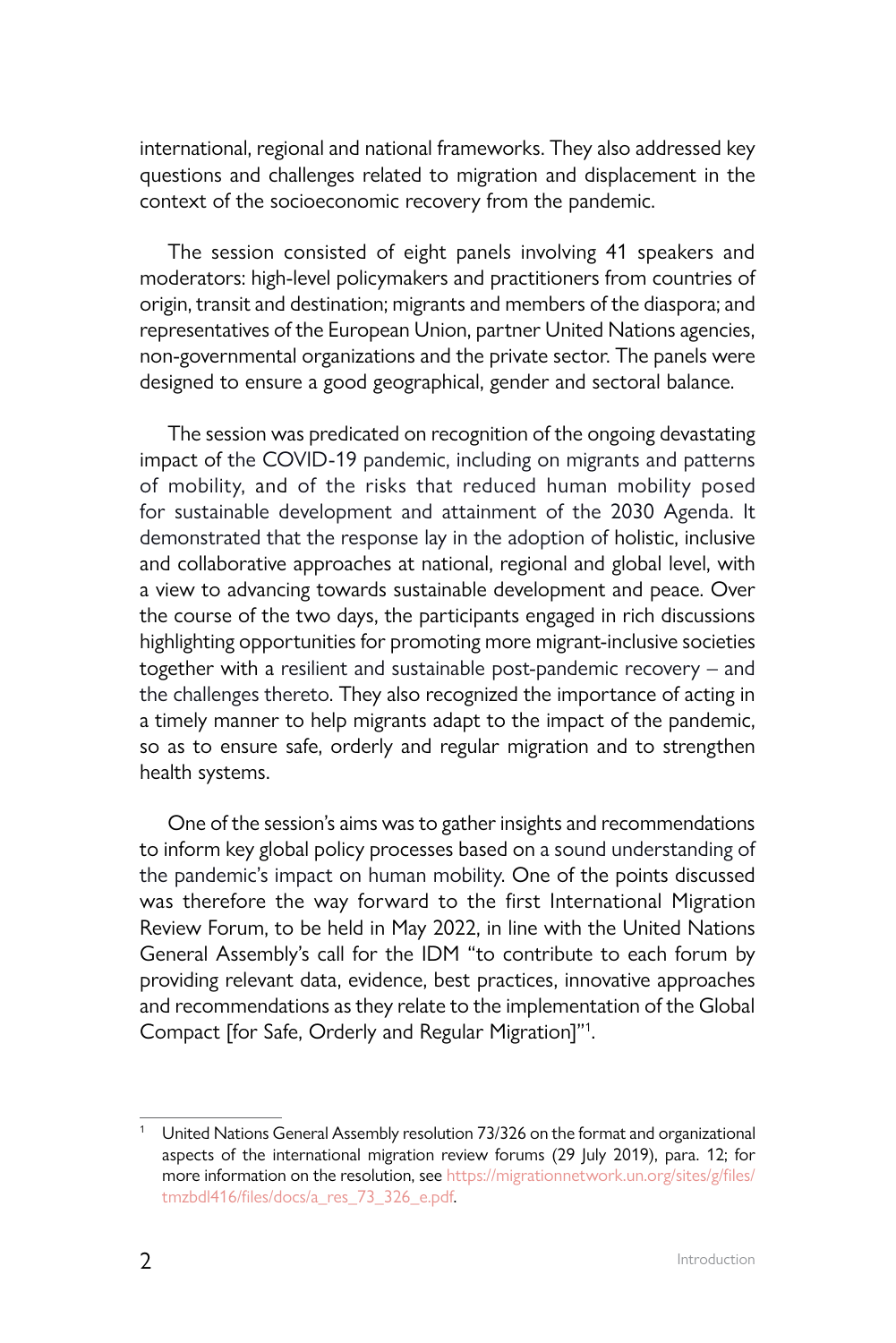international, regional and national frameworks. They also addressed key questions and challenges related to migration and displacement in the context of the socioeconomic recovery from the pandemic.

The session consisted of eight panels involving 41 speakers and moderators: high-level policymakers and practitioners from countries of origin, transit and destination; migrants and members of the diaspora; and representatives of the European Union, partner United Nations agencies, non-governmental organizations and the private sector. The panels were designed to ensure a good geographical, gender and sectoral balance.

The session was predicated on recognition of the ongoing devastating impact of the COVID-19 pandemic, including on migrants and patterns of mobility, and of the risks that reduced human mobility posed for sustainable development and attainment of the 2030 Agenda. It demonstrated that the response lay in the adoption of holistic, inclusive and collaborative approaches at national, regional and global level, with a view to advancing towards sustainable development and peace. Over the course of the two days, the participants engaged in rich discussions highlighting opportunities for promoting more migrant-inclusive societies together with a resilient and sustainable post-pandemic recovery – and the challenges thereto. They also recognized the importance of acting in a timely manner to help migrants adapt to the impact of the pandemic, so as to ensure safe, orderly and regular migration and to strengthen health systems.

One of the session's aims was to gather insights and recommendations to inform key global policy processes based on a sound understanding of the pandemic's impact on human mobility. One of the points discussed was therefore the way forward to the first International Migration Review Forum, to be held in May 2022, in line with the United Nations General Assembly's call for the IDM "to contribute to each forum by providing relevant data, evidence, best practices, innovative approaches and recommendations as they relate to the implementation of the Global Compact [for Safe, Orderly and Regular Migration]"[1].

---

[1] United Nations General Assembly resolution 73/326 on the format and organizational aspects of the international migration review forums (29 July 2019), para. 12; for more information on the resolution, see https://migrationnetwork.un.org/sites/g/files/tmzbdl416/files/docs/a_res_73_326_e.pdf.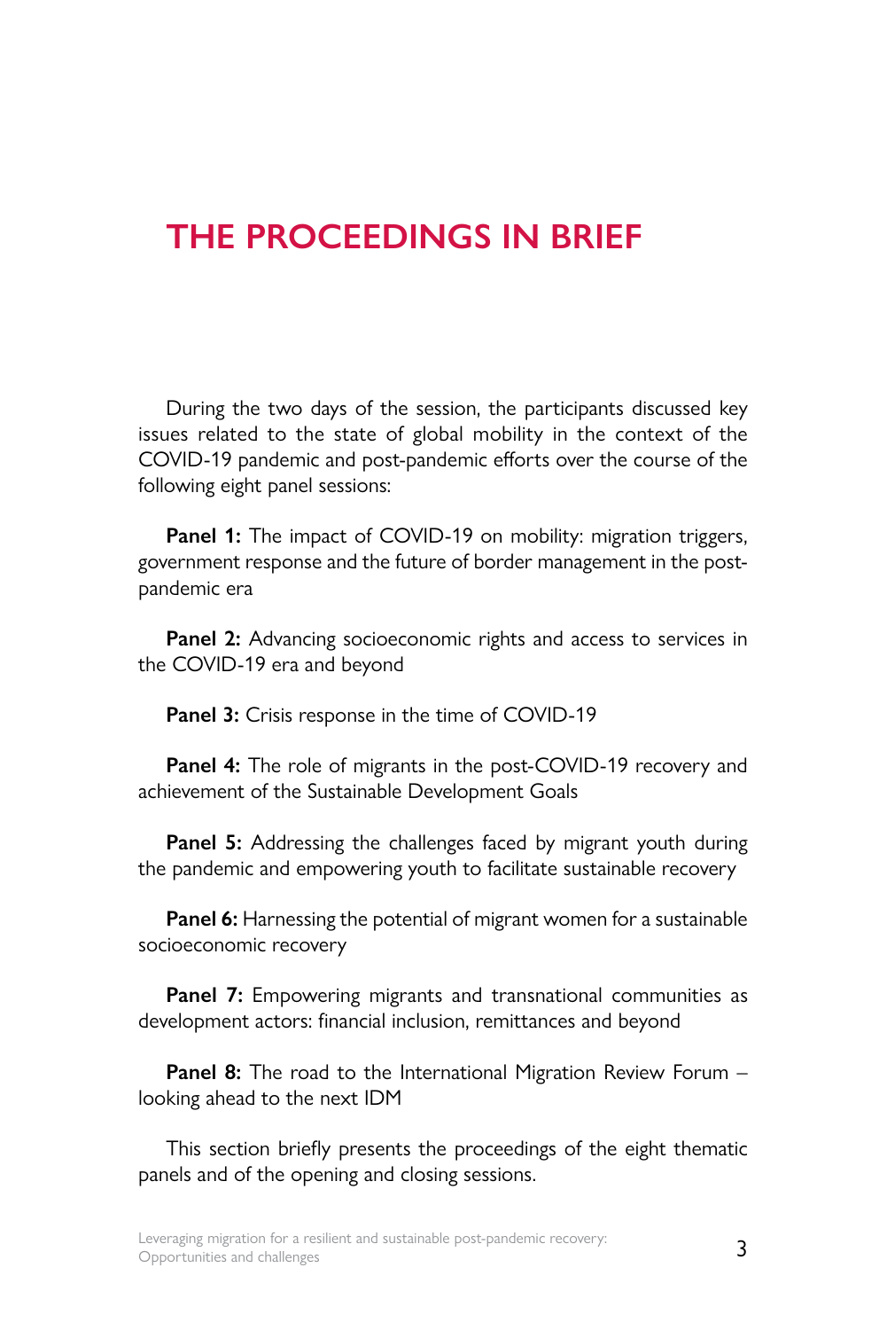# THE PROCEEDINGS IN BRIEF

During the two days of the session, the participants discussed key issues related to the state of global mobility in the context of the COVID-19 pandemic and post-pandemic efforts over the course of the following eight panel sessions:

**Panel 1:** The impact of COVID-19 on mobility: migration triggers, government response and the future of border management in the post-pandemic era

**Panel 2:** Advancing socioeconomic rights and access to services in the COVID-19 era and beyond

**Panel 3:** Crisis response in the time of COVID-19

**Panel 4:** The role of migrants in the post-COVID-19 recovery and achievement of the Sustainable Development Goals

**Panel 5:** Addressing the challenges faced by migrant youth during the pandemic and empowering youth to facilitate sustainable recovery

**Panel 6:** Harnessing the potential of migrant women for a sustainable socioeconomic recovery

**Panel 7:** Empowering migrants and transnational communities as development actors: financial inclusion, remittances and beyond

**Panel 8:** The road to the International Migration Review Forum – looking ahead to the next IDM

This section briefly presents the proceedings of the eight thematic panels and of the opening and closing sessions.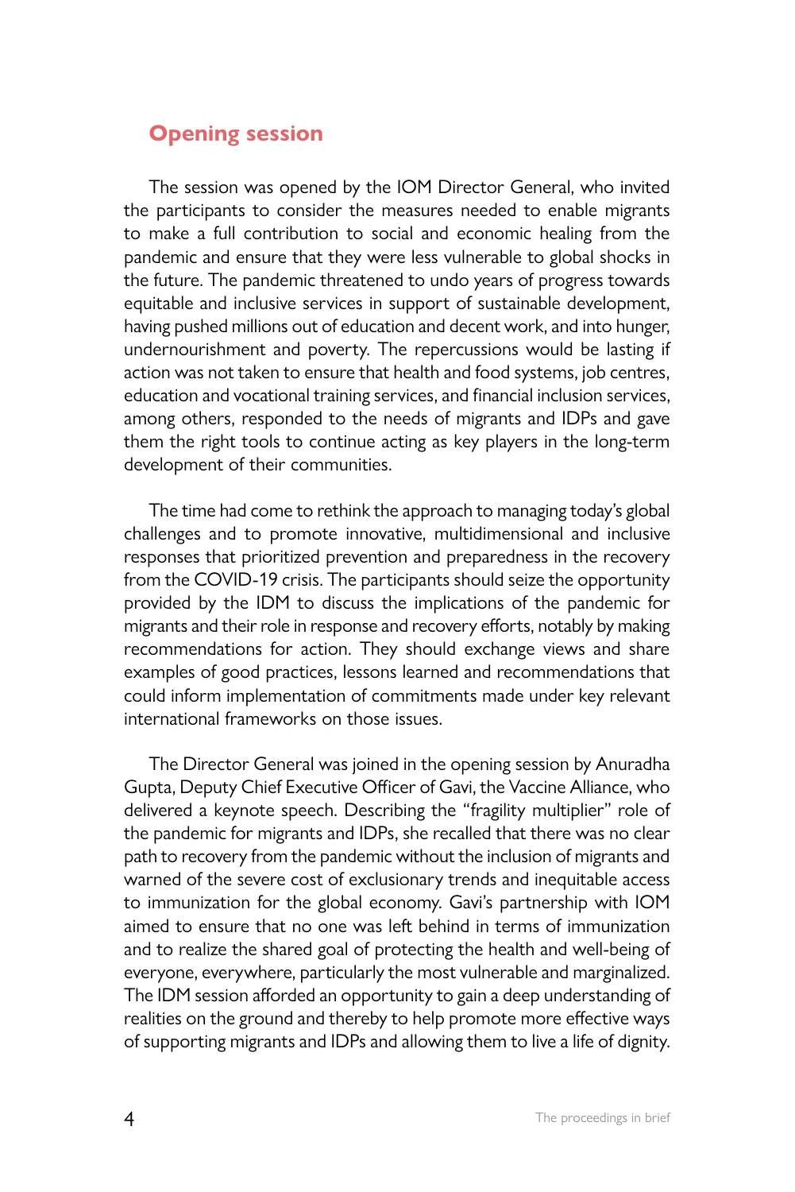## Opening session

The session was opened by the IOM Director General, who invited the participants to consider the measures needed to enable migrants to make a full contribution to social and economic healing from the pandemic and ensure that they were less vulnerable to global shocks in the future. The pandemic threatened to undo years of progress towards equitable and inclusive services in support of sustainable development, having pushed millions out of education and decent work, and into hunger, undernourishment and poverty. The repercussions would be lasting if action was not taken to ensure that health and food systems, job centres, education and vocational training services, and financial inclusion services, among others, responded to the needs of migrants and IDPs and gave them the right tools to continue acting as key players in the long-term development of their communities.

The time had come to rethink the approach to managing today's global challenges and to promote innovative, multidimensional and inclusive responses that prioritized prevention and preparedness in the recovery from the COVID-19 crisis. The participants should seize the opportunity provided by the IDM to discuss the implications of the pandemic for migrants and their role in response and recovery efforts, notably by making recommendations for action. They should exchange views and share examples of good practices, lessons learned and recommendations that could inform implementation of commitments made under key relevant international frameworks on those issues.

The Director General was joined in the opening session by Anuradha Gupta, Deputy Chief Executive Officer of Gavi, the Vaccine Alliance, who delivered a keynote speech. Describing the "fragility multiplier" role of the pandemic for migrants and IDPs, she recalled that there was no clear path to recovery from the pandemic without the inclusion of migrants and warned of the severe cost of exclusionary trends and inequitable access to immunization for the global economy. Gavi's partnership with IOM aimed to ensure that no one was left behind in terms of immunization and to realize the shared goal of protecting the health and well-being of everyone, everywhere, particularly the most vulnerable and marginalized. The IDM session afforded an opportunity to gain a deep understanding of realities on the ground and thereby to help promote more effective ways of supporting migrants and IDPs and allowing them to live a life of dignity.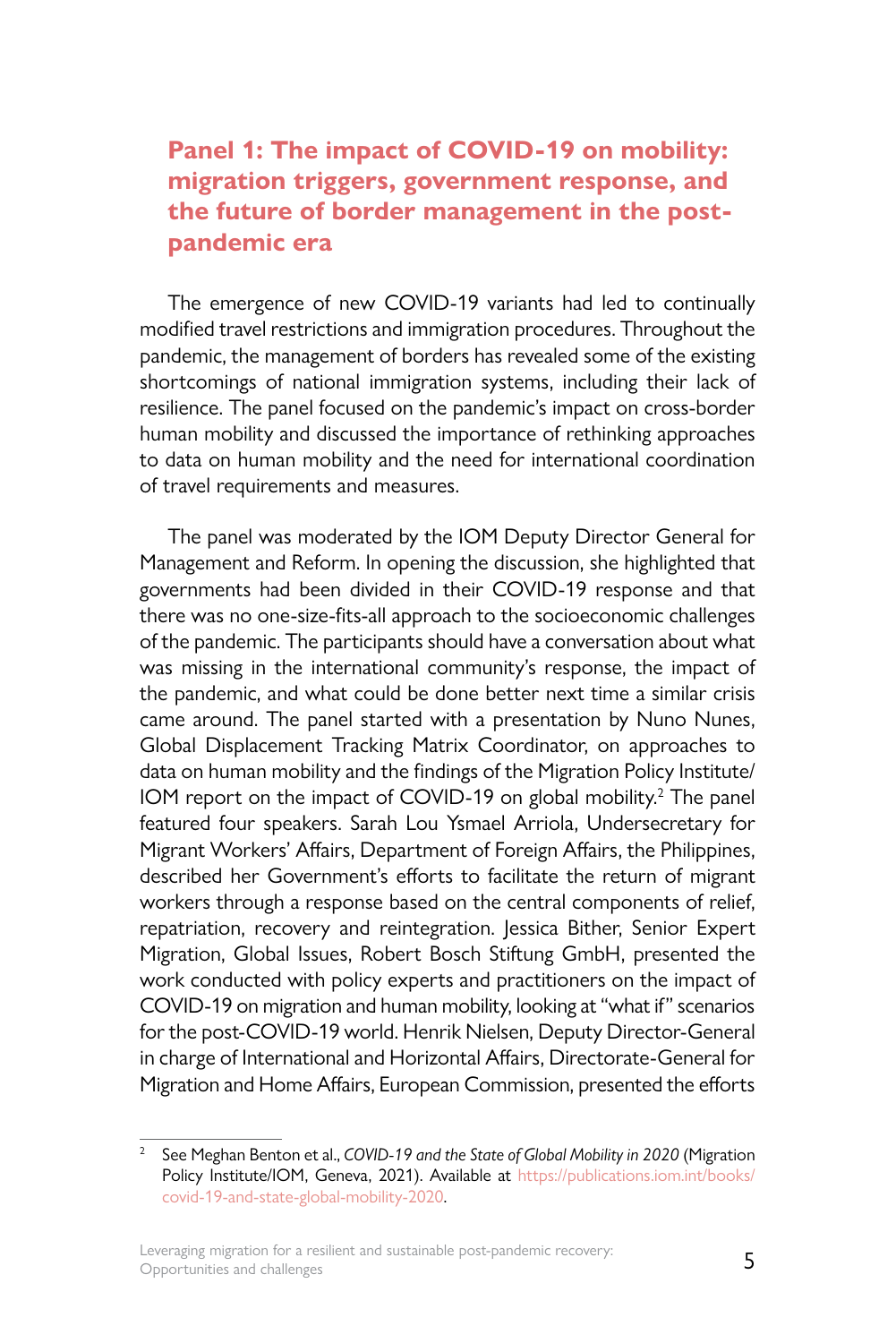## Panel 1: The impact of COVID-19 on mobility: migration triggers, government response, and the future of border management in the post-pandemic era

The emergence of new COVID-19 variants had led to continually modified travel restrictions and immigration procedures. Throughout the pandemic, the management of borders has revealed some of the existing shortcomings of national immigration systems, including their lack of resilience. The panel focused on the pandemic's impact on cross-border human mobility and discussed the importance of rethinking approaches to data on human mobility and the need for international coordination of travel requirements and measures.

The panel was moderated by the IOM Deputy Director General for Management and Reform. In opening the discussion, she highlighted that governments had been divided in their COVID-19 response and that there was no one-size-fits-all approach to the socioeconomic challenges of the pandemic. The participants should have a conversation about what was missing in the international community's response, the impact of the pandemic, and what could be done better next time a similar crisis came around. The panel started with a presentation by Nuno Nunes, Global Displacement Tracking Matrix Coordinator, on approaches to data on human mobility and the findings of the Migration Policy Institute/IOM report on the impact of COVID-19 on global mobility.[2] The panel featured four speakers. Sarah Lou Ysmael Arriola, Undersecretary for Migrant Workers' Affairs, Department of Foreign Affairs, the Philippines, described her Government's efforts to facilitate the return of migrant workers through a response based on the central components of relief, repatriation, recovery and reintegration. Jessica Bither, Senior Expert Migration, Global Issues, Robert Bosch Stiftung GmbH, presented the work conducted with policy experts and practitioners on the impact of COVID-19 on migration and human mobility, looking at "what if" scenarios for the post-COVID-19 world. Henrik Nielsen, Deputy Director-General in charge of International and Horizontal Affairs, Directorate-General for Migration and Home Affairs, European Commission, presented the efforts

---

[2] See Meghan Benton et al., *COVID-19 and the State of Global Mobility in 2020* (Migration Policy Institute/IOM, Geneva, 2021). Available at https://publications.iom.int/books/covid-19-and-state-global-mobility-2020.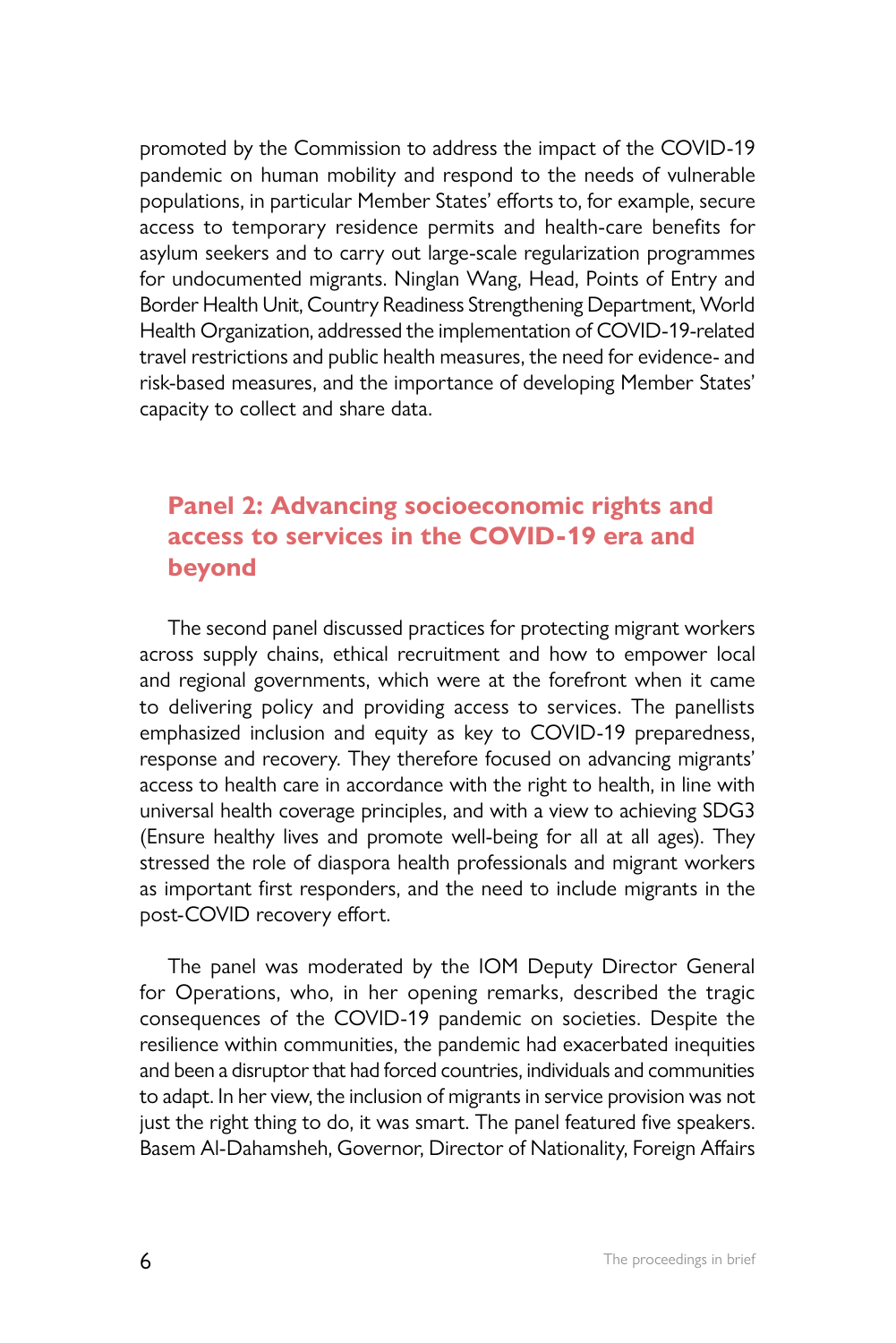promoted by the Commission to address the impact of the COVID-19 pandemic on human mobility and respond to the needs of vulnerable populations, in particular Member States' efforts to, for example, secure access to temporary residence permits and health-care benefits for asylum seekers and to carry out large-scale regularization programmes for undocumented migrants. Ninglan Wang, Head, Points of Entry and Border Health Unit, Country Readiness Strengthening Department, World Health Organization, addressed the implementation of COVID-19-related travel restrictions and public health measures, the need for evidence- and risk-based measures, and the importance of developing Member States' capacity to collect and share data.

## Panel 2: Advancing socioeconomic rights and access to services in the COVID-19 era and beyond

The second panel discussed practices for protecting migrant workers across supply chains, ethical recruitment and how to empower local and regional governments, which were at the forefront when it came to delivering policy and providing access to services. The panellists emphasized inclusion and equity as key to COVID-19 preparedness, response and recovery. They therefore focused on advancing migrants' access to health care in accordance with the right to health, in line with universal health coverage principles, and with a view to achieving SDG3 (Ensure healthy lives and promote well-being for all at all ages). They stressed the role of diaspora health professionals and migrant workers as important first responders, and the need to include migrants in the post-COVID recovery effort.

The panel was moderated by the IOM Deputy Director General for Operations, who, in her opening remarks, described the tragic consequences of the COVID-19 pandemic on societies. Despite the resilience within communities, the pandemic had exacerbated inequities and been a disruptor that had forced countries, individuals and communities to adapt. In her view, the inclusion of migrants in service provision was not just the right thing to do, it was smart. The panel featured five speakers. Basem Al-Dahamsheh, Governor, Director of Nationality, Foreign Affairs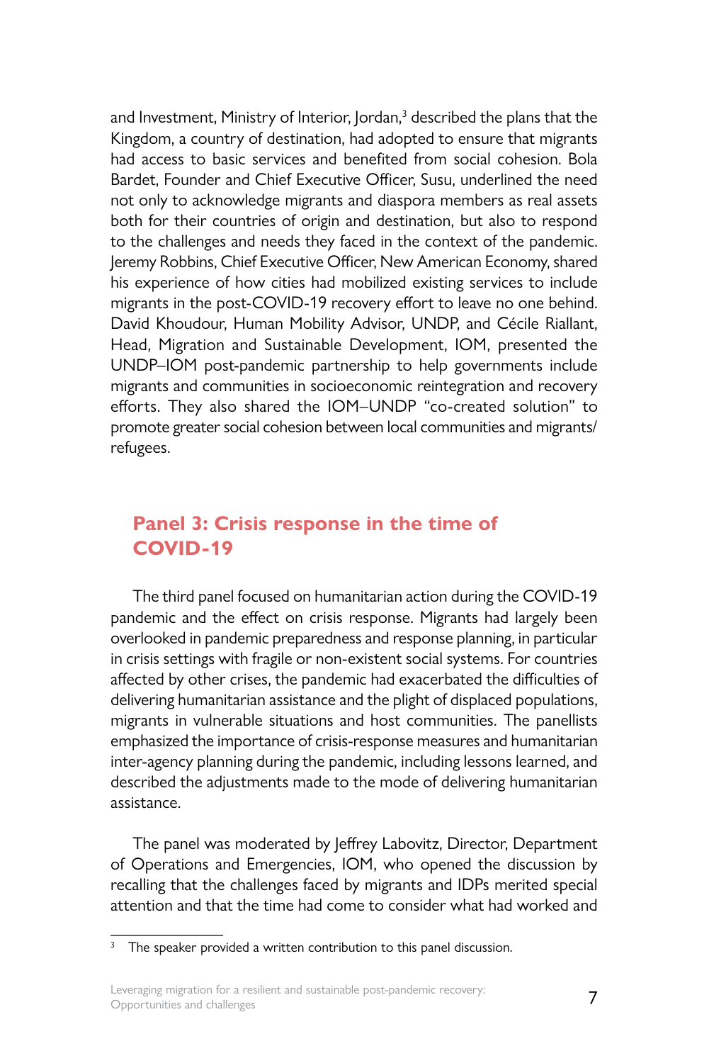and Investment, Ministry of Interior, Jordan,[3] described the plans that the Kingdom, a country of destination, had adopted to ensure that migrants had access to basic services and benefited from social cohesion. Bola Bardet, Founder and Chief Executive Officer, Susu, underlined the need not only to acknowledge migrants and diaspora members as real assets both for their countries of origin and destination, but also to respond to the challenges and needs they faced in the context of the pandemic. Jeremy Robbins, Chief Executive Officer, New American Economy, shared his experience of how cities had mobilized existing services to include migrants in the post-COVID-19 recovery effort to leave no one behind. David Khoudour, Human Mobility Advisor, UNDP, and Cécile Riallant, Head, Migration and Sustainable Development, IOM, presented the UNDP–IOM post-pandemic partnership to help governments include migrants and communities in socioeconomic reintegration and recovery efforts. They also shared the IOM–UNDP "co-created solution" to promote greater social cohesion between local communities and migrants/refugees.

## Panel 3: Crisis response in the time of COVID-19

The third panel focused on humanitarian action during the COVID-19 pandemic and the effect on crisis response. Migrants had largely been overlooked in pandemic preparedness and response planning, in particular in crisis settings with fragile or non-existent social systems. For countries affected by other crises, the pandemic had exacerbated the difficulties of delivering humanitarian assistance and the plight of displaced populations, migrants in vulnerable situations and host communities. The panellists emphasized the importance of crisis-response measures and humanitarian inter-agency planning during the pandemic, including lessons learned, and described the adjustments made to the mode of delivering humanitarian assistance.

The panel was moderated by Jeffrey Labovitz, Director, Department of Operations and Emergencies, IOM, who opened the discussion by recalling that the challenges faced by migrants and IDPs merited special attention and that the time had come to consider what had worked and

---

[3] The speaker provided a written contribution to this panel discussion.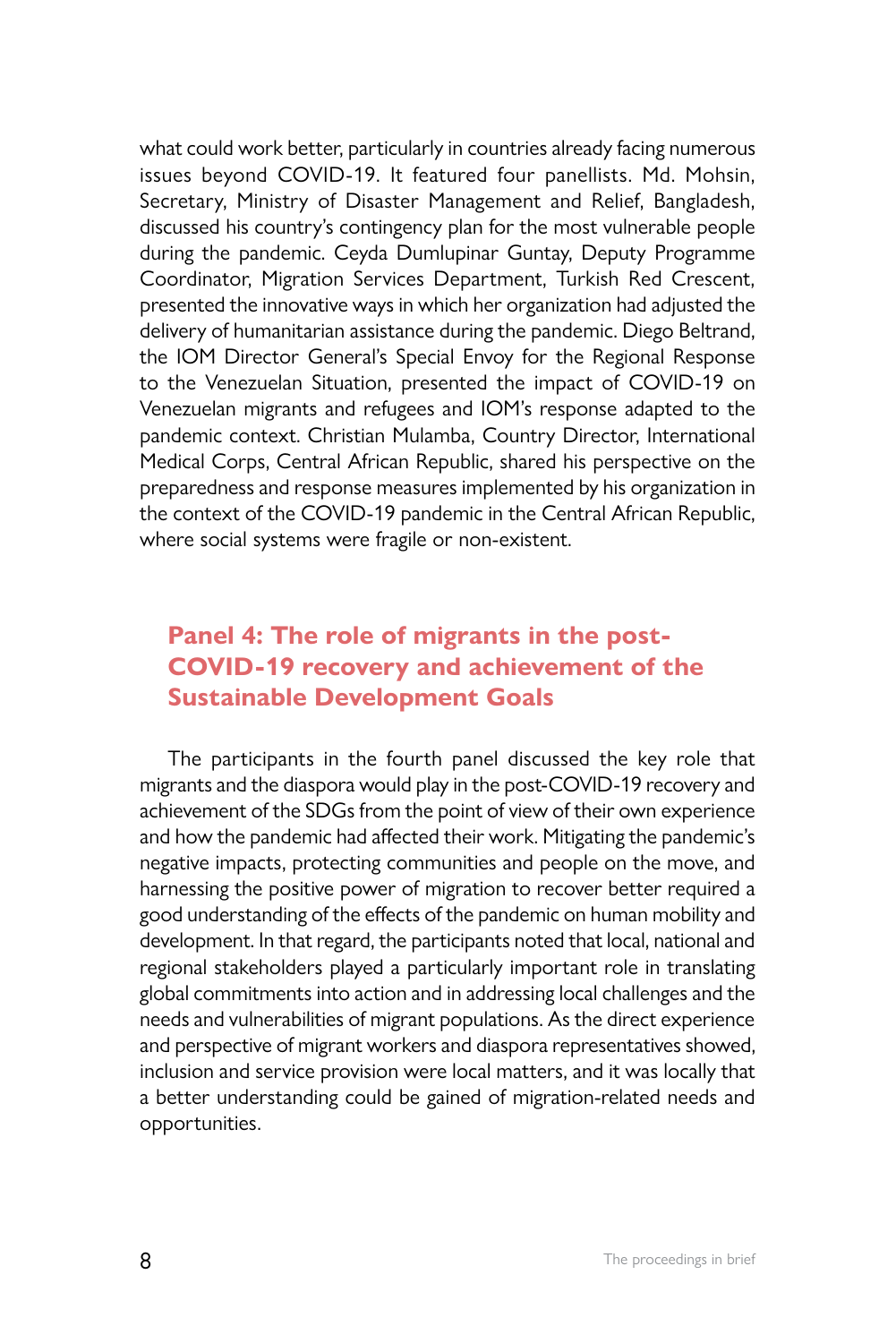what could work better, particularly in countries already facing numerous issues beyond COVID-19. It featured four panellists. Md. Mohsin, Secretary, Ministry of Disaster Management and Relief, Bangladesh, discussed his country's contingency plan for the most vulnerable people during the pandemic. Ceyda Dumlupinar Guntay, Deputy Programme Coordinator, Migration Services Department, Turkish Red Crescent, presented the innovative ways in which her organization had adjusted the delivery of humanitarian assistance during the pandemic. Diego Beltrand, the IOM Director General's Special Envoy for the Regional Response to the Venezuelan Situation, presented the impact of COVID-19 on Venezuelan migrants and refugees and IOM's response adapted to the pandemic context. Christian Mulamba, Country Director, International Medical Corps, Central African Republic, shared his perspective on the preparedness and response measures implemented by his organization in the context of the COVID-19 pandemic in the Central African Republic, where social systems were fragile or non-existent.

## Panel 4: The role of migrants in the post-COVID-19 recovery and achievement of the Sustainable Development Goals

The participants in the fourth panel discussed the key role that migrants and the diaspora would play in the post-COVID-19 recovery and achievement of the SDGs from the point of view of their own experience and how the pandemic had affected their work. Mitigating the pandemic's negative impacts, protecting communities and people on the move, and harnessing the positive power of migration to recover better required a good understanding of the effects of the pandemic on human mobility and development. In that regard, the participants noted that local, national and regional stakeholders played a particularly important role in translating global commitments into action and in addressing local challenges and the needs and vulnerabilities of migrant populations. As the direct experience and perspective of migrant workers and diaspora representatives showed, inclusion and service provision were local matters, and it was locally that a better understanding could be gained of migration-related needs and opportunities.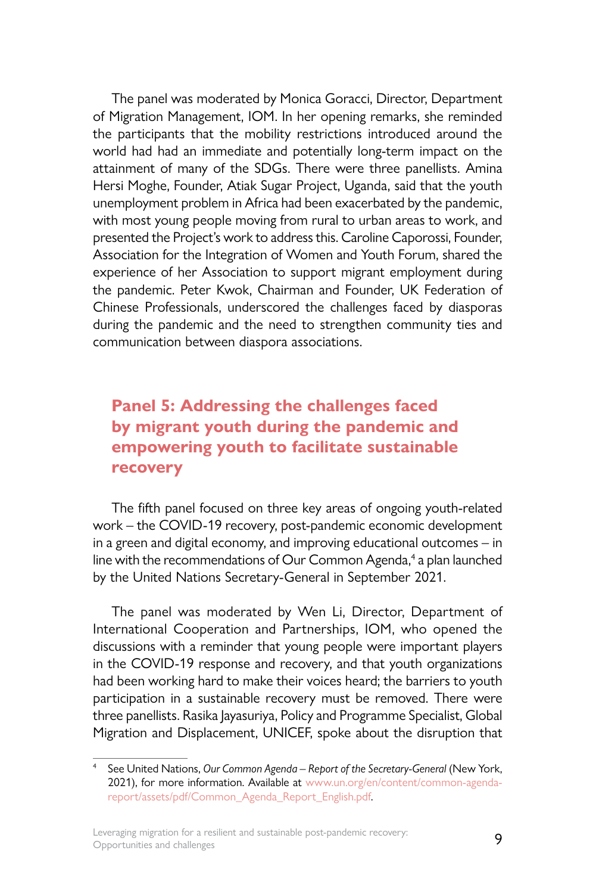The panel was moderated by Monica Goracci, Director, Department of Migration Management, IOM. In her opening remarks, she reminded the participants that the mobility restrictions introduced around the world had had an immediate and potentially long-term impact on the attainment of many of the SDGs. There were three panellists. Amina Hersi Moghe, Founder, Atiak Sugar Project, Uganda, said that the youth unemployment problem in Africa had been exacerbated by the pandemic, with most young people moving from rural to urban areas to work, and presented the Project's work to address this. Caroline Caporossi, Founder, Association for the Integration of Women and Youth Forum, shared the experience of her Association to support migrant employment during the pandemic. Peter Kwok, Chairman and Founder, UK Federation of Chinese Professionals, underscored the challenges faced by diasporas during the pandemic and the need to strengthen community ties and communication between diaspora associations.

## Panel 5: Addressing the challenges faced by migrant youth during the pandemic and empowering youth to facilitate sustainable recovery

The fifth panel focused on three key areas of ongoing youth-related work – the COVID-19 recovery, post-pandemic economic development in a green and digital economy, and improving educational outcomes – in line with the recommendations of Our Common Agenda,[4] a plan launched by the United Nations Secretary-General in September 2021.

The panel was moderated by Wen Li, Director, Department of International Cooperation and Partnerships, IOM, who opened the discussions with a reminder that young people were important players in the COVID-19 response and recovery, and that youth organizations had been working hard to make their voices heard; the barriers to youth participation in a sustainable recovery must be removed. There were three panellists. Rasika Jayasuriya, Policy and Programme Specialist, Global Migration and Displacement, UNICEF, spoke about the disruption that

[4] See United Nations, *Our Common Agenda – Report of the Secretary-General* (New York, 2021), for more information. Available at www.un.org/en/content/common-agenda-report/assets/pdf/Common_Agenda_Report_English.pdf.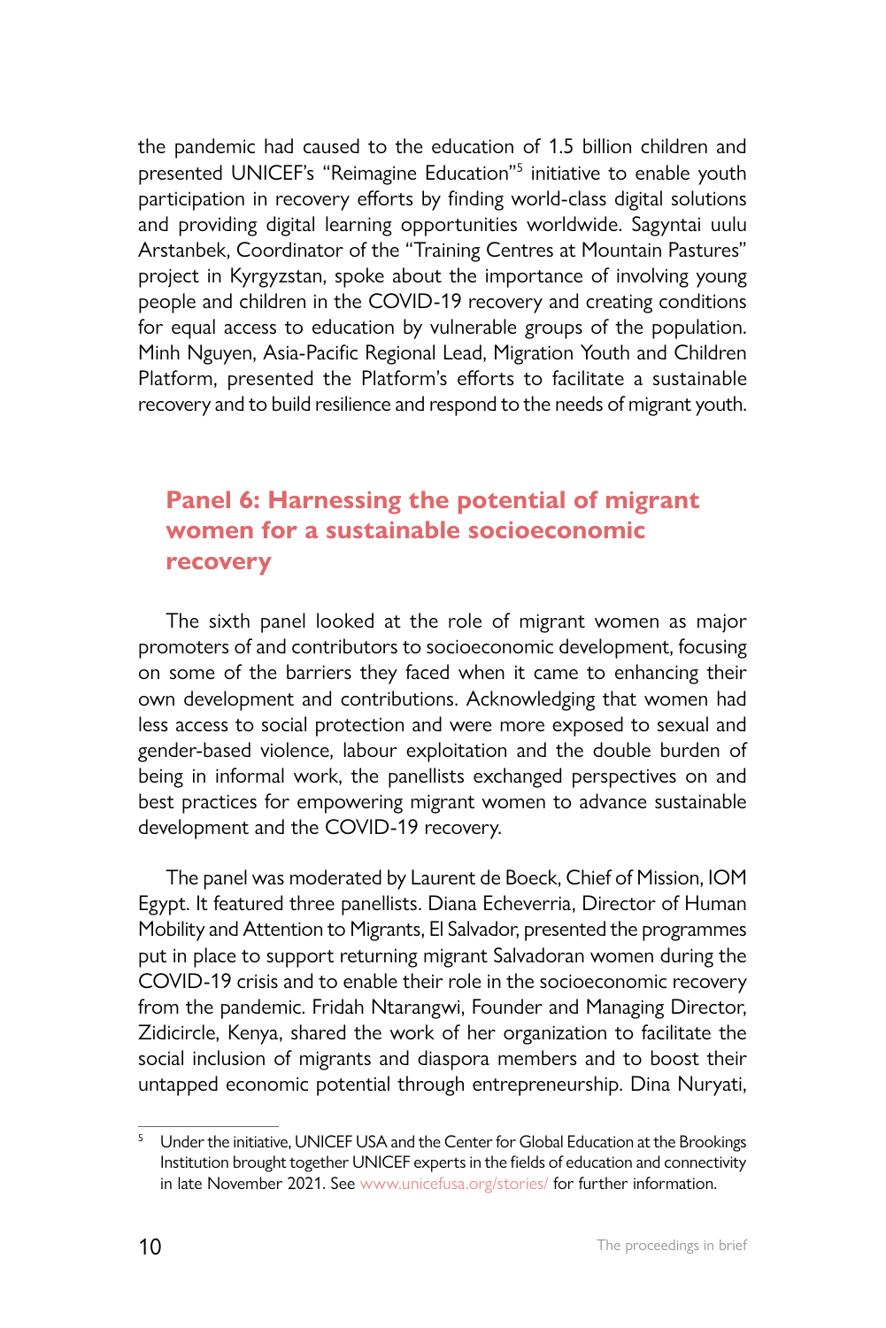the pandemic had caused to the education of 1.5 billion children and presented UNICEF's "Reimagine Education"[5] initiative to enable youth participation in recovery efforts by finding world-class digital solutions and providing digital learning opportunities worldwide. Sagyntai uulu Arstanbek, Coordinator of the "Training Centres at Mountain Pastures" project in Kyrgyzstan, spoke about the importance of involving young people and children in the COVID-19 recovery and creating conditions for equal access to education by vulnerable groups of the population. Minh Nguyen, Asia-Pacific Regional Lead, Migration Youth and Children Platform, presented the Platform's efforts to facilitate a sustainable recovery and to build resilience and respond to the needs of migrant youth.

## Panel 6: Harnessing the potential of migrant women for a sustainable socioeconomic recovery

The sixth panel looked at the role of migrant women as major promoters of and contributors to socioeconomic development, focusing on some of the barriers they faced when it came to enhancing their own development and contributions. Acknowledging that women had less access to social protection and were more exposed to sexual and gender-based violence, labour exploitation and the double burden of being in informal work, the panellists exchanged perspectives on and best practices for empowering migrant women to advance sustainable development and the COVID-19 recovery.

The panel was moderated by Laurent de Boeck, Chief of Mission, IOM Egypt. It featured three panellists. Diana Echeverria, Director of Human Mobility and Attention to Migrants, El Salvador, presented the programmes put in place to support returning migrant Salvadoran women during the COVID-19 crisis and to enable their role in the socioeconomic recovery from the pandemic. Fridah Ntarangwi, Founder and Managing Director, Zidicircle, Kenya, shared the work of her organization to facilitate the social inclusion of migrants and diaspora members and to boost their untapped economic potential through entrepreneurship. Dina Nuryati,

---

[5] Under the initiative, UNICEF USA and the Center for Global Education at the Brookings Institution brought together UNICEF experts in the fields of education and connectivity in late November 2021. See www.unicefusa.org/stories/ for further information.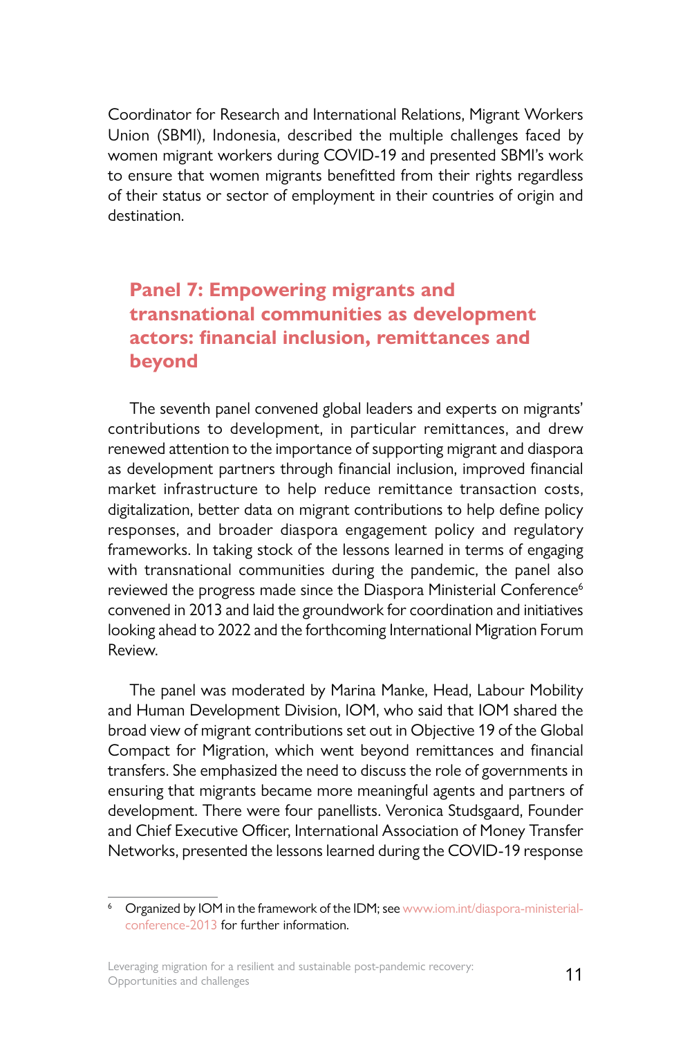Coordinator for Research and International Relations, Migrant Workers Union (SBMI), Indonesia, described the multiple challenges faced by women migrant workers during COVID-19 and presented SBMI's work to ensure that women migrants benefitted from their rights regardless of their status or sector of employment in their countries of origin and destination.

## Panel 7: Empowering migrants and transnational communities as development actors: financial inclusion, remittances and beyond

The seventh panel convened global leaders and experts on migrants' contributions to development, in particular remittances, and drew renewed attention to the importance of supporting migrant and diaspora as development partners through financial inclusion, improved financial market infrastructure to help reduce remittance transaction costs, digitalization, better data on migrant contributions to help define policy responses, and broader diaspora engagement policy and regulatory frameworks. In taking stock of the lessons learned in terms of engaging with transnational communities during the pandemic, the panel also reviewed the progress made since the Diaspora Ministerial Conference[6] convened in 2013 and laid the groundwork for coordination and initiatives looking ahead to 2022 and the forthcoming International Migration Forum Review.

The panel was moderated by Marina Manke, Head, Labour Mobility and Human Development Division, IOM, who said that IOM shared the broad view of migrant contributions set out in Objective 19 of the Global Compact for Migration, which went beyond remittances and financial transfers. She emphasized the need to discuss the role of governments in ensuring that migrants became more meaningful agents and partners of development. There were four panellists. Veronica Studsgaard, Founder and Chief Executive Officer, International Association of Money Transfer Networks, presented the lessons learned during the COVID-19 response

---

[6] Organized by IOM in the framework of the IDM; see www.iom.int/diaspora-ministerial-conference-2013 for further information.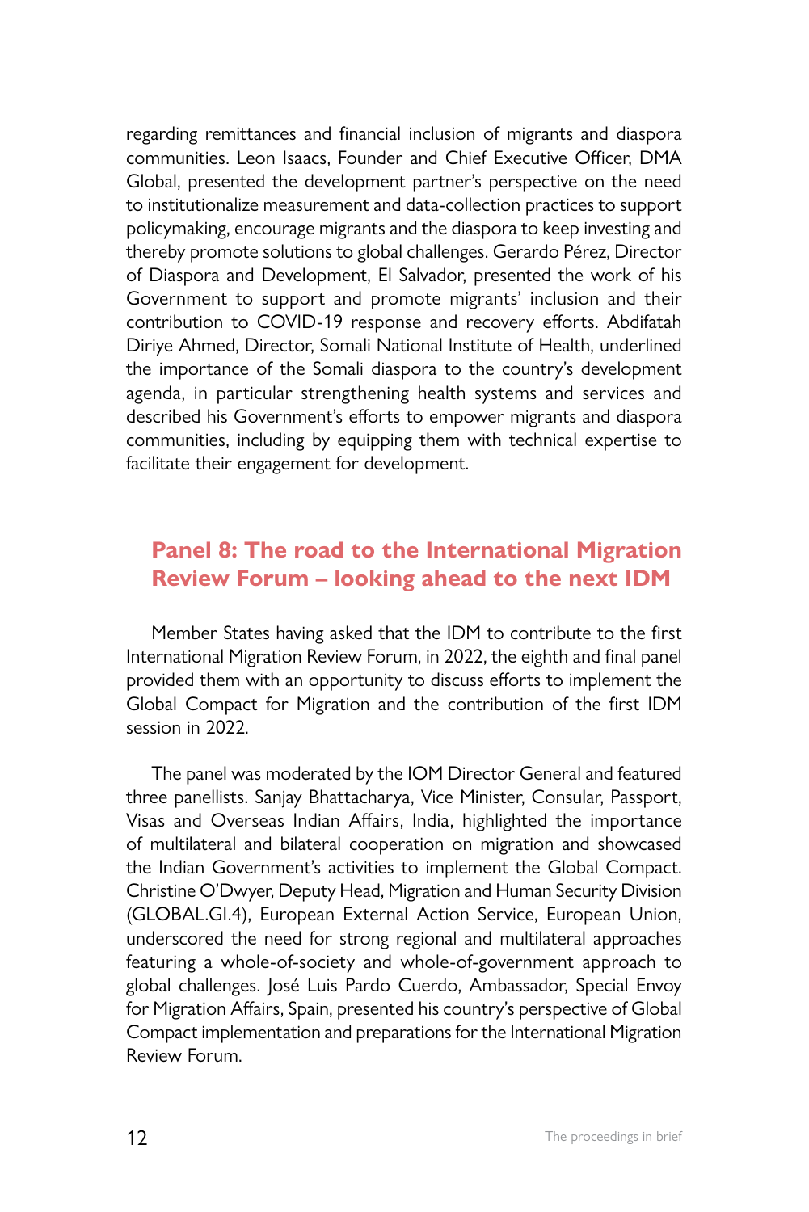regarding remittances and financial inclusion of migrants and diaspora communities. Leon Isaacs, Founder and Chief Executive Officer, DMA Global, presented the development partner's perspective on the need to institutionalize measurement and data-collection practices to support policymaking, encourage migrants and the diaspora to keep investing and thereby promote solutions to global challenges. Gerardo Pérez, Director of Diaspora and Development, El Salvador, presented the work of his Government to support and promote migrants' inclusion and their contribution to COVID-19 response and recovery efforts. Abdifatah Diriye Ahmed, Director, Somali National Institute of Health, underlined the importance of the Somali diaspora to the country's development agenda, in particular strengthening health systems and services and described his Government's efforts to empower migrants and diaspora communities, including by equipping them with technical expertise to facilitate their engagement for development.

## Panel 8: The road to the International Migration Review Forum – looking ahead to the next IDM

Member States having asked that the IDM to contribute to the first International Migration Review Forum, in 2022, the eighth and final panel provided them with an opportunity to discuss efforts to implement the Global Compact for Migration and the contribution of the first IDM session in 2022.

The panel was moderated by the IOM Director General and featured three panellists. Sanjay Bhattacharya, Vice Minister, Consular, Passport, Visas and Overseas Indian Affairs, India, highlighted the importance of multilateral and bilateral cooperation on migration and showcased the Indian Government's activities to implement the Global Compact. Christine O'Dwyer, Deputy Head, Migration and Human Security Division (GLOBAL.GI.4), European External Action Service, European Union, underscored the need for strong regional and multilateral approaches featuring a whole-of-society and whole-of-government approach to global challenges. José Luis Pardo Cuerdo, Ambassador, Special Envoy for Migration Affairs, Spain, presented his country's perspective of Global Compact implementation and preparations for the International Migration Review Forum.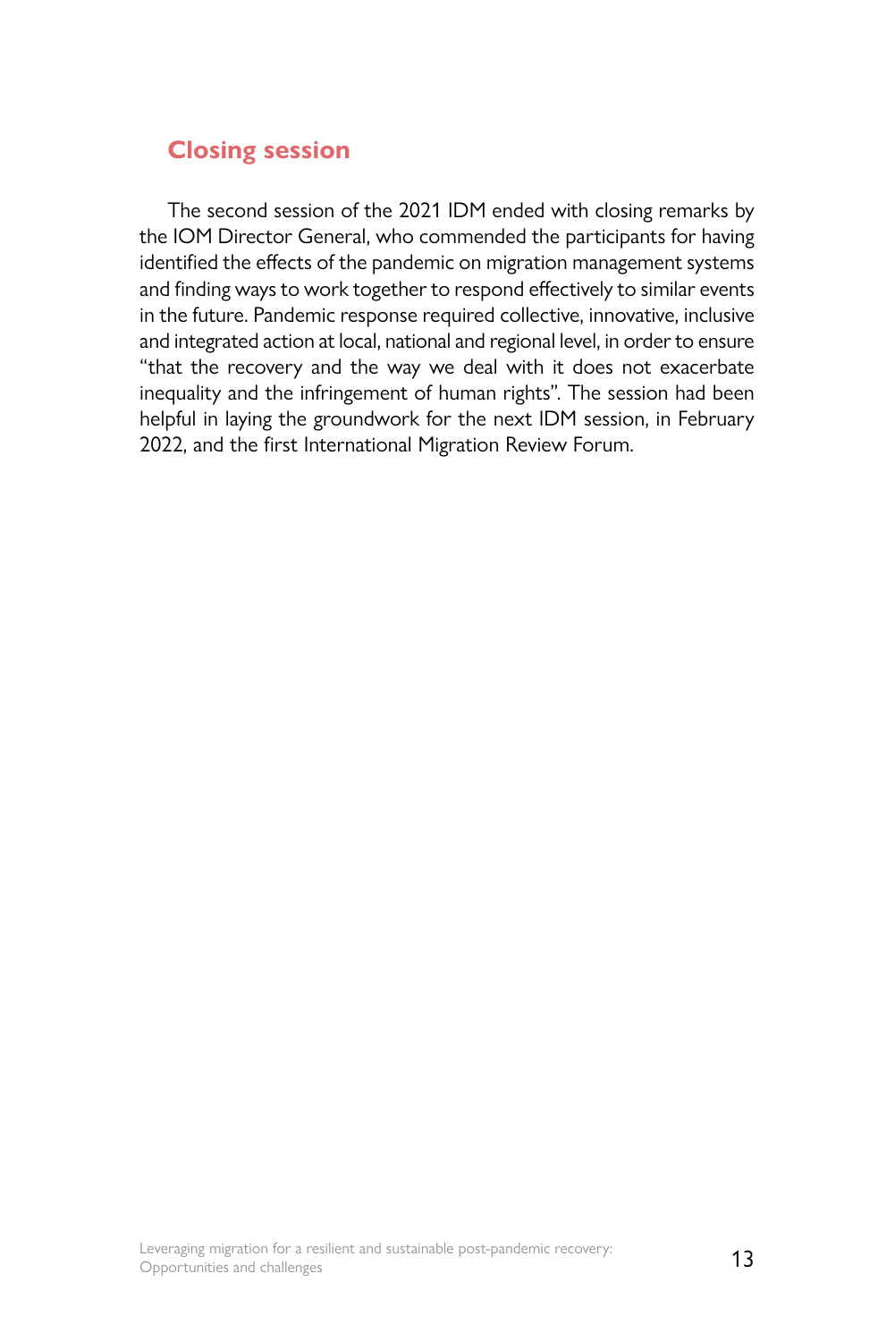## Closing session

The second session of the 2021 IDM ended with closing remarks by the IOM Director General, who commended the participants for having identified the effects of the pandemic on migration management systems and finding ways to work together to respond effectively to similar events in the future. Pandemic response required collective, innovative, inclusive and integrated action at local, national and regional level, in order to ensure "that the recovery and the way we deal with it does not exacerbate inequality and the infringement of human rights". The session had been helpful in laying the groundwork for the next IDM session, in February 2022, and the first International Migration Review Forum.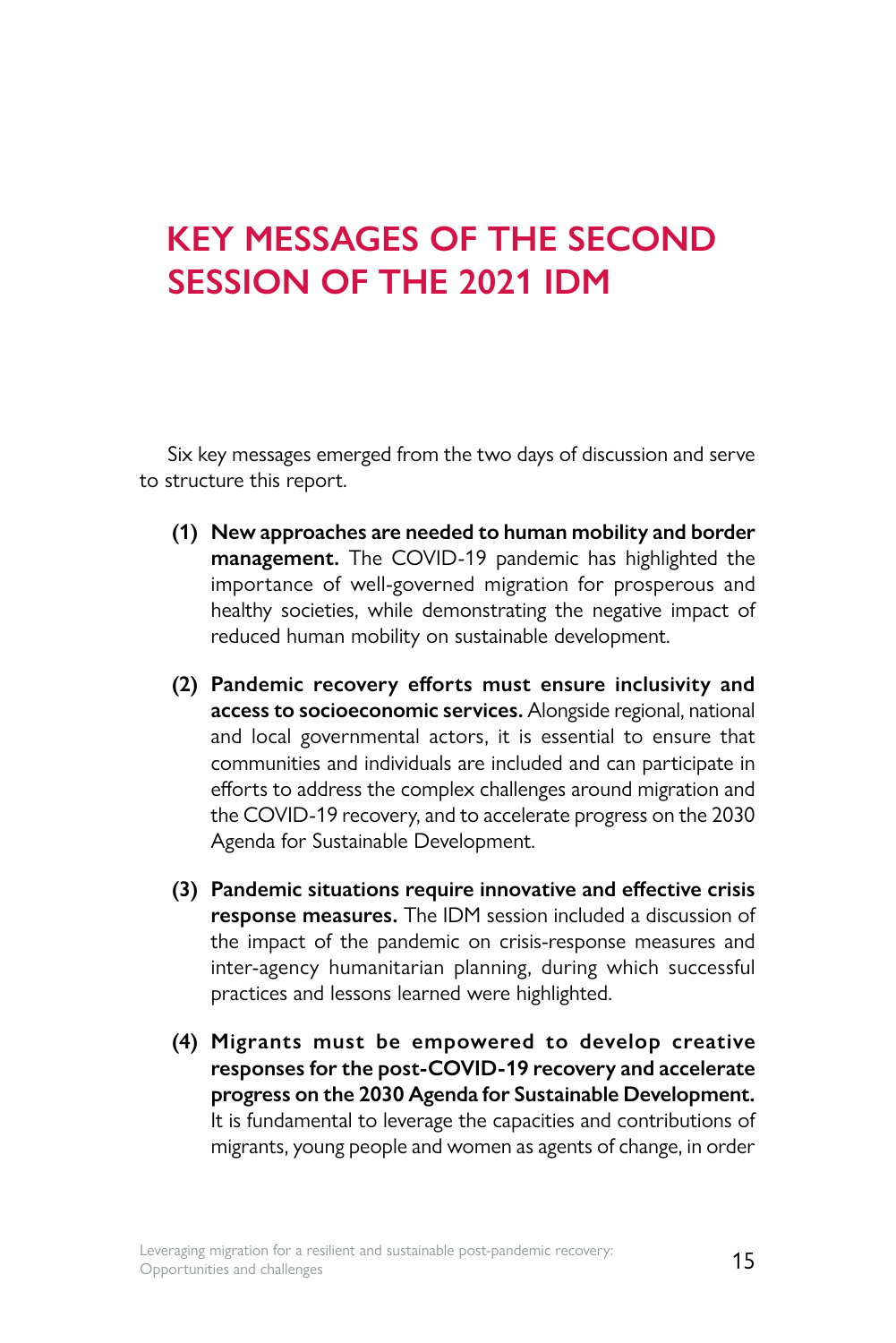# KEY MESSAGES OF THE SECOND SESSION OF THE 2021 IDM

Six key messages emerged from the two days of discussion and serve to structure this report.

(1) **New approaches are needed to human mobility and border management.** The COVID-19 pandemic has highlighted the importance of well-governed migration for prosperous and healthy societies, while demonstrating the negative impact of reduced human mobility on sustainable development.

(2) **Pandemic recovery efforts must ensure inclusivity and access to socioeconomic services.** Alongside regional, national and local governmental actors, it is essential to ensure that communities and individuals are included and can participate in efforts to address the complex challenges around migration and the COVID-19 recovery, and to accelerate progress on the 2030 Agenda for Sustainable Development.

(3) **Pandemic situations require innovative and effective crisis response measures.** The IDM session included a discussion of the impact of the pandemic on crisis-response measures and inter-agency humanitarian planning, during which successful practices and lessons learned were highlighted.

(4) **Migrants must be empowered to develop creative responses for the post-COVID-19 recovery and accelerate progress on the 2030 Agenda for Sustainable Development.** It is fundamental to leverage the capacities and contributions of migrants, young people and women as agents of change, in order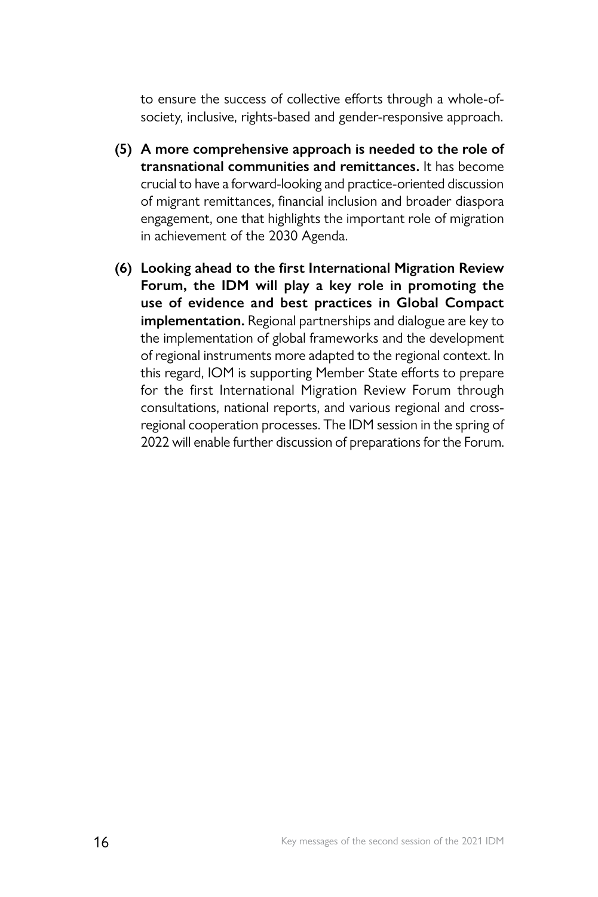to ensure the success of collective efforts through a whole-of-society, inclusive, rights-based and gender-responsive approach.

**(5) A more comprehensive approach is needed to the role of transnational communities and remittances.** It has become crucial to have a forward-looking and practice-oriented discussion of migrant remittances, financial inclusion and broader diaspora engagement, one that highlights the important role of migration in achievement of the 2030 Agenda.

**(6) Looking ahead to the first International Migration Review Forum, the IDM will play a key role in promoting the use of evidence and best practices in Global Compact implementation.** Regional partnerships and dialogue are key to the implementation of global frameworks and the development of regional instruments more adapted to the regional context. In this regard, IOM is supporting Member State efforts to prepare for the first International Migration Review Forum through consultations, national reports, and various regional and cross-regional cooperation processes. The IDM session in the spring of 2022 will enable further discussion of preparations for the Forum.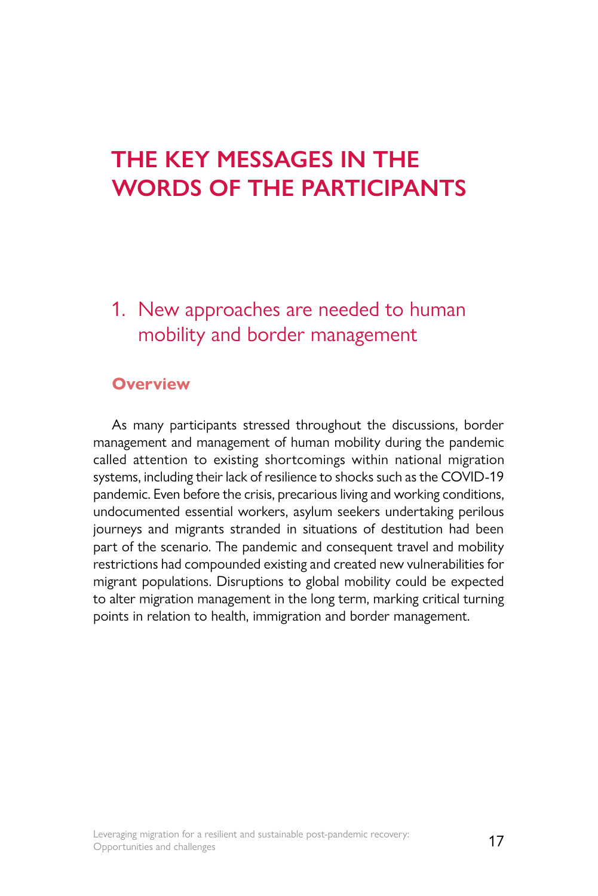# THE KEY MESSAGES IN THE WORDS OF THE PARTICIPANTS

## 1. New approaches are needed to human mobility and border management

### Overview

As many participants stressed throughout the discussions, border management and management of human mobility during the pandemic called attention to existing shortcomings within national migration systems, including their lack of resilience to shocks such as the COVID-19 pandemic. Even before the crisis, precarious living and working conditions, undocumented essential workers, asylum seekers undertaking perilous journeys and migrants stranded in situations of destitution had been part of the scenario. The pandemic and consequent travel and mobility restrictions had compounded existing and created new vulnerabilities for migrant populations. Disruptions to global mobility could be expected to alter migration management in the long term, marking critical turning points in relation to health, immigration and border management.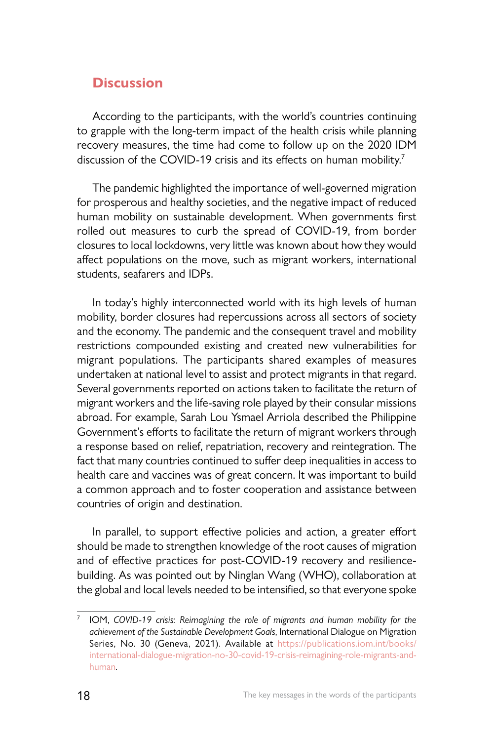## Discussion

According to the participants, with the world's countries continuing to grapple with the long-term impact of the health crisis while planning recovery measures, the time had come to follow up on the 2020 IDM discussion of the COVID-19 crisis and its effects on human mobility.[7]

The pandemic highlighted the importance of well-governed migration for prosperous and healthy societies, and the negative impact of reduced human mobility on sustainable development. When governments first rolled out measures to curb the spread of COVID-19, from border closures to local lockdowns, very little was known about how they would affect populations on the move, such as migrant workers, international students, seafarers and IDPs.

In today's highly interconnected world with its high levels of human mobility, border closures had repercussions across all sectors of society and the economy. The pandemic and the consequent travel and mobility restrictions compounded existing and created new vulnerabilities for migrant populations. The participants shared examples of measures undertaken at national level to assist and protect migrants in that regard. Several governments reported on actions taken to facilitate the return of migrant workers and the life-saving role played by their consular missions abroad. For example, Sarah Lou Ysmael Arriola described the Philippine Government's efforts to facilitate the return of migrant workers through a response based on relief, repatriation, recovery and reintegration. The fact that many countries continued to suffer deep inequalities in access to health care and vaccines was of great concern. It was important to build a common approach and to foster cooperation and assistance between countries of origin and destination.

In parallel, to support effective policies and action, a greater effort should be made to strengthen knowledge of the root causes of migration and of effective practices for post-COVID-19 recovery and resilience-building. As was pointed out by Ninglan Wang (WHO), collaboration at the global and local levels needed to be intensified, so that everyone spoke

---

[7] IOM, *COVID-19 crisis: Reimagining the role of migrants and human mobility for the achievement of the Sustainable Development Goals*, International Dialogue on Migration Series, No. 30 (Geneva, 2021). Available at https://publications.iom.int/books/international-dialogue-migration-no-30-covid-19-crisis-reimagining-role-migrants-and-human.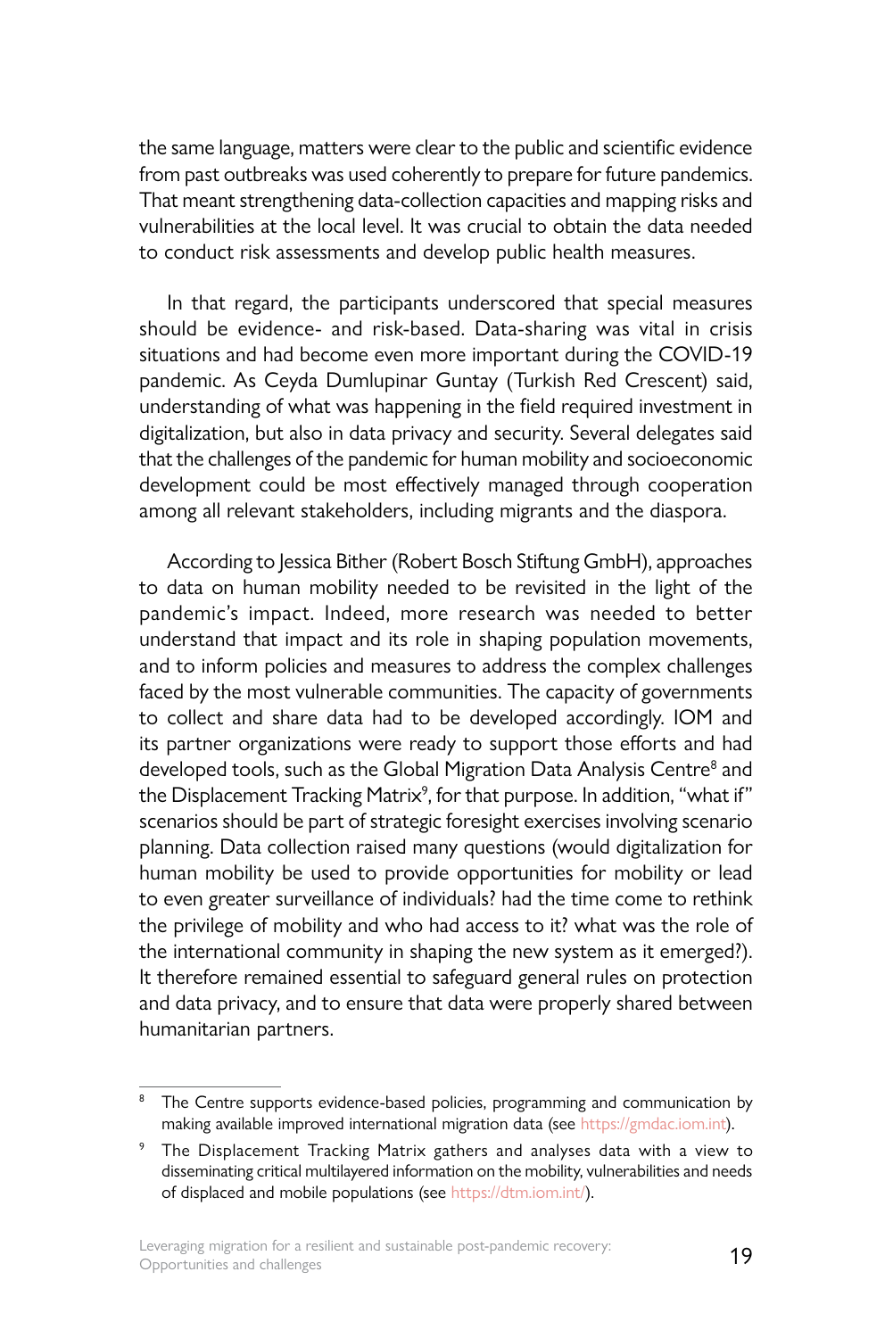the same language, matters were clear to the public and scientific evidence from past outbreaks was used coherently to prepare for future pandemics. That meant strengthening data-collection capacities and mapping risks and vulnerabilities at the local level. It was crucial to obtain the data needed to conduct risk assessments and develop public health measures.

In that regard, the participants underscored that special measures should be evidence- and risk-based. Data-sharing was vital in crisis situations and had become even more important during the COVID-19 pandemic. As Ceyda Dumlupinar Guntay (Turkish Red Crescent) said, understanding of what was happening in the field required investment in digitalization, but also in data privacy and security. Several delegates said that the challenges of the pandemic for human mobility and socioeconomic development could be most effectively managed through cooperation among all relevant stakeholders, including migrants and the diaspora.

According to Jessica Bither (Robert Bosch Stiftung GmbH), approaches to data on human mobility needed to be revisited in the light of the pandemic's impact. Indeed, more research was needed to better understand that impact and its role in shaping population movements, and to inform policies and measures to address the complex challenges faced by the most vulnerable communities. The capacity of governments to collect and share data had to be developed accordingly. IOM and its partner organizations were ready to support those efforts and had developed tools, such as the Global Migration Data Analysis Centre[8] and the Displacement Tracking Matrix[9], for that purpose. In addition, "what if" scenarios should be part of strategic foresight exercises involving scenario planning. Data collection raised many questions (would digitalization for human mobility be used to provide opportunities for mobility or lead to even greater surveillance of individuals? had the time come to rethink the privilege of mobility and who had access to it? what was the role of the international community in shaping the new system as it emerged?). It therefore remained essential to safeguard general rules on protection and data privacy, and to ensure that data were properly shared between humanitarian partners.

---

[8] The Centre supports evidence-based policies, programming and communication by making available improved international migration data (see https://gmdac.iom.int).

[9] The Displacement Tracking Matrix gathers and analyses data with a view to disseminating critical multilayered information on the mobility, vulnerabilities and needs of displaced and mobile populations (see https://dtm.iom.int/).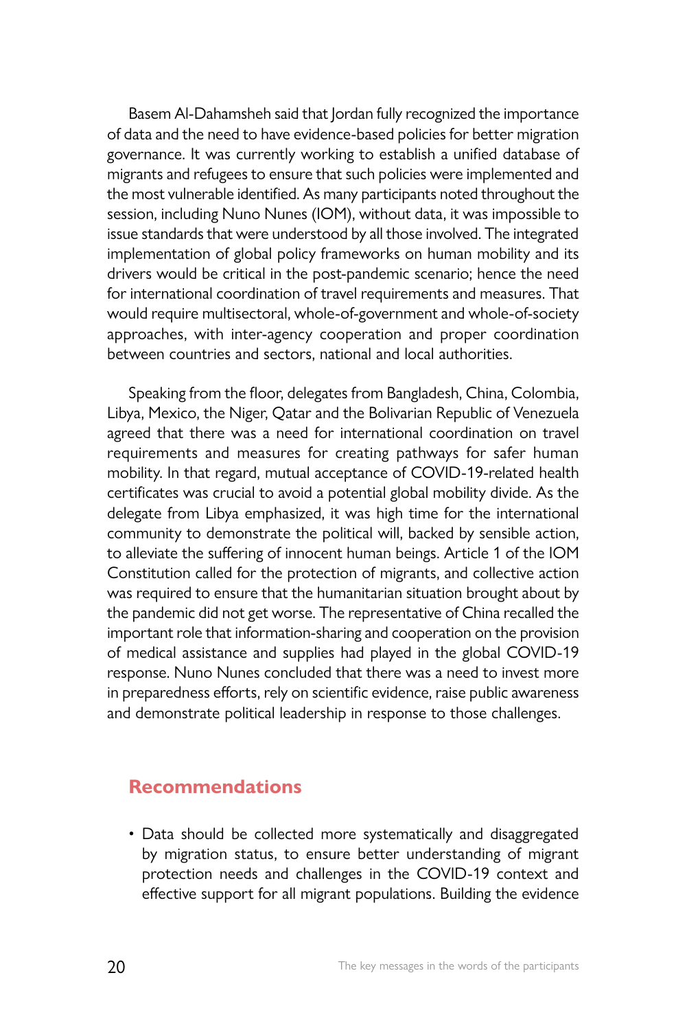Basem Al-Dahamsheh said that Jordan fully recognized the importance of data and the need to have evidence-based policies for better migration governance. It was currently working to establish a unified database of migrants and refugees to ensure that such policies were implemented and the most vulnerable identified. As many participants noted throughout the session, including Nuno Nunes (IOM), without data, it was impossible to issue standards that were understood by all those involved. The integrated implementation of global policy frameworks on human mobility and its drivers would be critical in the post-pandemic scenario; hence the need for international coordination of travel requirements and measures. That would require multisectoral, whole-of-government and whole-of-society approaches, with inter-agency cooperation and proper coordination between countries and sectors, national and local authorities.

Speaking from the floor, delegates from Bangladesh, China, Colombia, Libya, Mexico, the Niger, Qatar and the Bolivarian Republic of Venezuela agreed that there was a need for international coordination on travel requirements and measures for creating pathways for safer human mobility. In that regard, mutual acceptance of COVID-19-related health certificates was crucial to avoid a potential global mobility divide. As the delegate from Libya emphasized, it was high time for the international community to demonstrate the political will, backed by sensible action, to alleviate the suffering of innocent human beings. Article 1 of the IOM Constitution called for the protection of migrants, and collective action was required to ensure that the humanitarian situation brought about by the pandemic did not get worse. The representative of China recalled the important role that information-sharing and cooperation on the provision of medical assistance and supplies had played in the global COVID-19 response. Nuno Nunes concluded that there was a need to invest more in preparedness efforts, rely on scientific evidence, raise public awareness and demonstrate political leadership in response to those challenges.

## Recommendations

- Data should be collected more systematically and disaggregated by migration status, to ensure better understanding of migrant protection needs and challenges in the COVID-19 context and effective support for all migrant populations. Building the evidence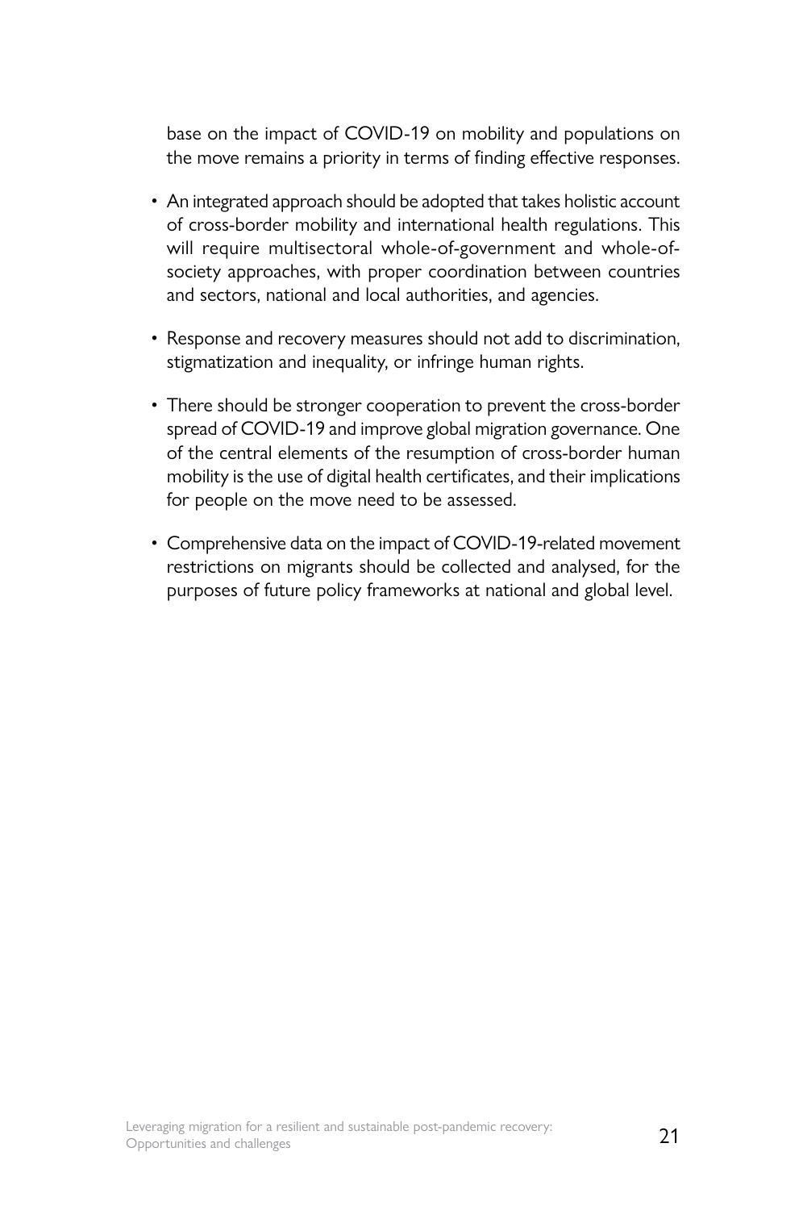base on the impact of COVID-19 on mobility and populations on the move remains a priority in terms of finding effective responses.

- An integrated approach should be adopted that takes holistic account of cross-border mobility and international health regulations. This will require multisectoral whole-of-government and whole-of-society approaches, with proper coordination between countries and sectors, national and local authorities, and agencies.
- Response and recovery measures should not add to discrimination, stigmatization and inequality, or infringe human rights.
- There should be stronger cooperation to prevent the cross-border spread of COVID-19 and improve global migration governance. One of the central elements of the resumption of cross-border human mobility is the use of digital health certificates, and their implications for people on the move need to be assessed.
- Comprehensive data on the impact of COVID-19-related movement restrictions on migrants should be collected and analysed, for the purposes of future policy frameworks at national and global level.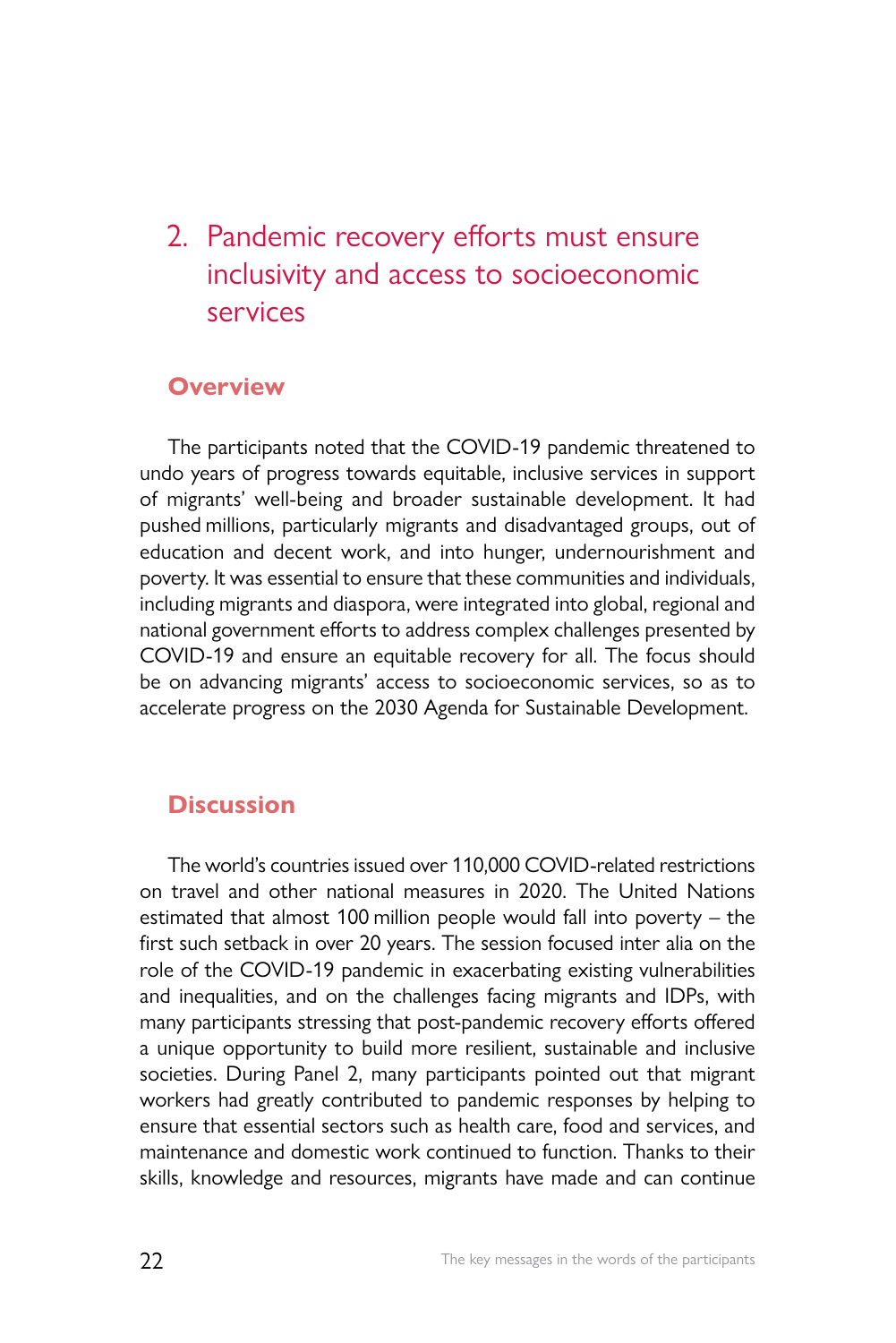## 2. Pandemic recovery efforts must ensure inclusivity and access to socioeconomic services

### Overview

The participants noted that the COVID-19 pandemic threatened to undo years of progress towards equitable, inclusive services in support of migrants' well-being and broader sustainable development. It had pushed millions, particularly migrants and disadvantaged groups, out of education and decent work, and into hunger, undernourishment and poverty. It was essential to ensure that these communities and individuals, including migrants and diaspora, were integrated into global, regional and national government efforts to address complex challenges presented by COVID-19 and ensure an equitable recovery for all. The focus should be on advancing migrants' access to socioeconomic services, so as to accelerate progress on the 2030 Agenda for Sustainable Development.

### Discussion

The world's countries issued over 110,000 COVID-related restrictions on travel and other national measures in 2020. The United Nations estimated that almost 100 million people would fall into poverty – the first such setback in over 20 years. The session focused inter alia on the role of the COVID-19 pandemic in exacerbating existing vulnerabilities and inequalities, and on the challenges facing migrants and IDPs, with many participants stressing that post-pandemic recovery efforts offered a unique opportunity to build more resilient, sustainable and inclusive societies. During Panel 2, many participants pointed out that migrant workers had greatly contributed to pandemic responses by helping to ensure that essential sectors such as health care, food and services, and maintenance and domestic work continued to function. Thanks to their skills, knowledge and resources, migrants have made and can continue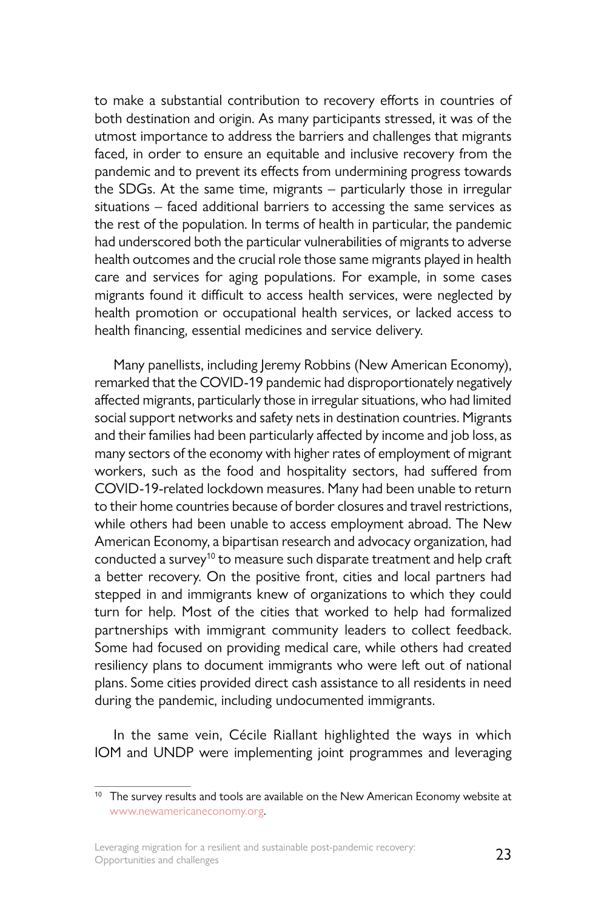to make a substantial contribution to recovery efforts in countries of both destination and origin. As many participants stressed, it was of the utmost importance to address the barriers and challenges that migrants faced, in order to ensure an equitable and inclusive recovery from the pandemic and to prevent its effects from undermining progress towards the SDGs. At the same time, migrants – particularly those in irregular situations – faced additional barriers to accessing the same services as the rest of the population. In terms of health in particular, the pandemic had underscored both the particular vulnerabilities of migrants to adverse health outcomes and the crucial role those same migrants played in health care and services for aging populations. For example, in some cases migrants found it difficult to access health services, were neglected by health promotion or occupational health services, or lacked access to health financing, essential medicines and service delivery.

Many panellists, including Jeremy Robbins (New American Economy), remarked that the COVID-19 pandemic had disproportionately negatively affected migrants, particularly those in irregular situations, who had limited social support networks and safety nets in destination countries. Migrants and their families had been particularly affected by income and job loss, as many sectors of the economy with higher rates of employment of migrant workers, such as the food and hospitality sectors, had suffered from COVID-19-related lockdown measures. Many had been unable to return to their home countries because of border closures and travel restrictions, while others had been unable to access employment abroad. The New American Economy, a bipartisan research and advocacy organization, had conducted a survey[10] to measure such disparate treatment and help craft a better recovery. On the positive front, cities and local partners had stepped in and immigrants knew of organizations to which they could turn for help. Most of the cities that worked to help had formalized partnerships with immigrant community leaders to collect feedback. Some had focused on providing medical care, while others had created resiliency plans to document immigrants who were left out of national plans. Some cities provided direct cash assistance to all residents in need during the pandemic, including undocumented immigrants.

In the same vein, Cécile Riallant highlighted the ways in which IOM and UNDP were implementing joint programmes and leveraging

---

[10] The survey results and tools are available on the New American Economy website at www.newamericaneconomy.org.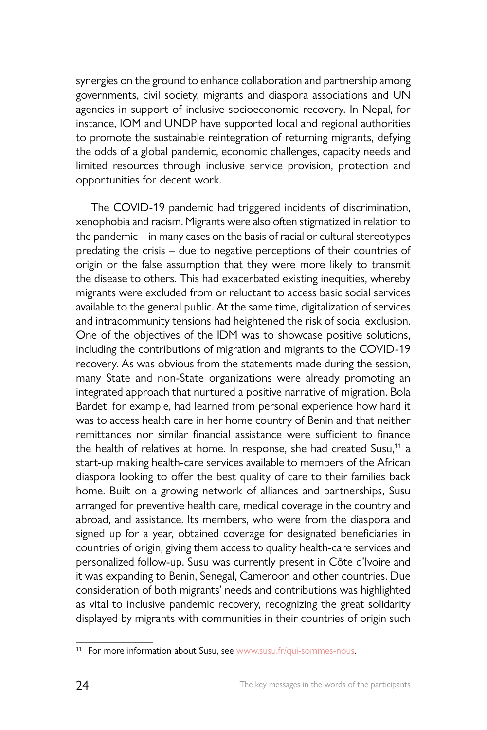synergies on the ground to enhance collaboration and partnership among governments, civil society, migrants and diaspora associations and UN agencies in support of inclusive socioeconomic recovery. In Nepal, for instance, IOM and UNDP have supported local and regional authorities to promote the sustainable reintegration of returning migrants, defying the odds of a global pandemic, economic challenges, capacity needs and limited resources through inclusive service provision, protection and opportunities for decent work.

The COVID-19 pandemic had triggered incidents of discrimination, xenophobia and racism. Migrants were also often stigmatized in relation to the pandemic – in many cases on the basis of racial or cultural stereotypes predating the crisis – due to negative perceptions of their countries of origin or the false assumption that they were more likely to transmit the disease to others. This had exacerbated existing inequities, whereby migrants were excluded from or reluctant to access basic social services available to the general public. At the same time, digitalization of services and intracommunity tensions had heightened the risk of social exclusion. One of the objectives of the IDM was to showcase positive solutions, including the contributions of migration and migrants to the COVID-19 recovery. As was obvious from the statements made during the session, many State and non-State organizations were already promoting an integrated approach that nurtured a positive narrative of migration. Bola Bardet, for example, had learned from personal experience how hard it was to access health care in her home country of Benin and that neither remittances nor similar financial assistance were sufficient to finance the health of relatives at home. In response, she had created Susu,[11] a start-up making health-care services available to members of the African diaspora looking to offer the best quality of care to their families back home. Built on a growing network of alliances and partnerships, Susu arranged for preventive health care, medical coverage in the country and abroad, and assistance. Its members, who were from the diaspora and signed up for a year, obtained coverage for designated beneficiaries in countries of origin, giving them access to quality health-care services and personalized follow-up. Susu was currently present in Côte d'Ivoire and it was expanding to Benin, Senegal, Cameroon and other countries. Due consideration of both migrants' needs and contributions was highlighted as vital to inclusive pandemic recovery, recognizing the great solidarity displayed by migrants with communities in their countries of origin such

[11] For more information about Susu, see www.susu.fr/qui-sommes-nous.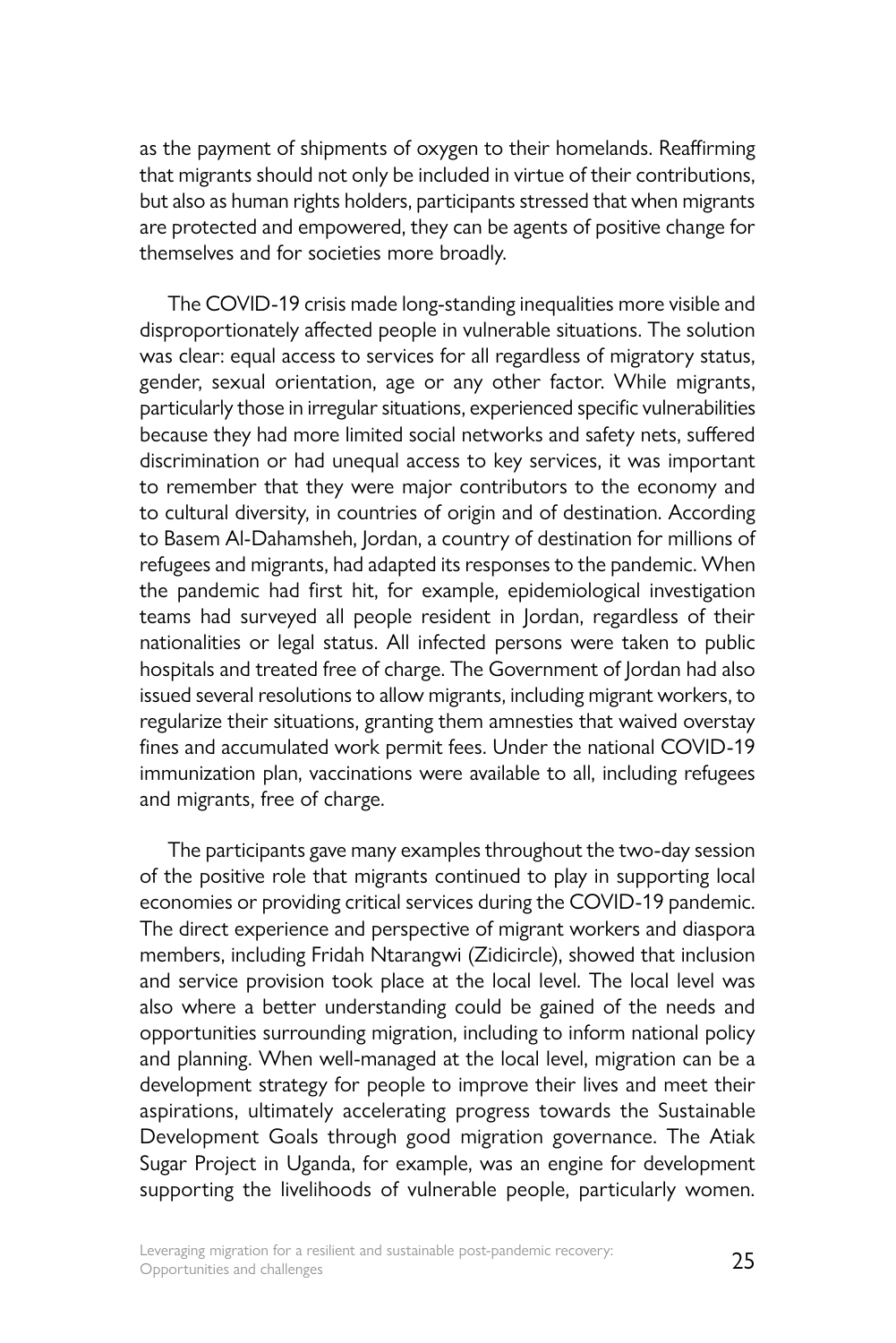as the payment of shipments of oxygen to their homelands. Reaffirming that migrants should not only be included in virtue of their contributions, but also as human rights holders, participants stressed that when migrants are protected and empowered, they can be agents of positive change for themselves and for societies more broadly.

The COVID-19 crisis made long-standing inequalities more visible and disproportionately affected people in vulnerable situations. The solution was clear: equal access to services for all regardless of migratory status, gender, sexual orientation, age or any other factor. While migrants, particularly those in irregular situations, experienced specific vulnerabilities because they had more limited social networks and safety nets, suffered discrimination or had unequal access to key services, it was important to remember that they were major contributors to the economy and to cultural diversity, in countries of origin and of destination. According to Basem Al-Dahamsheh, Jordan, a country of destination for millions of refugees and migrants, had adapted its responses to the pandemic. When the pandemic had first hit, for example, epidemiological investigation teams had surveyed all people resident in Jordan, regardless of their nationalities or legal status. All infected persons were taken to public hospitals and treated free of charge. The Government of Jordan had also issued several resolutions to allow migrants, including migrant workers, to regularize their situations, granting them amnesties that waived overstay fines and accumulated work permit fees. Under the national COVID-19 immunization plan, vaccinations were available to all, including refugees and migrants, free of charge.

The participants gave many examples throughout the two-day session of the positive role that migrants continued to play in supporting local economies or providing critical services during the COVID-19 pandemic. The direct experience and perspective of migrant workers and diaspora members, including Fridah Ntarangwi (Zidicircle), showed that inclusion and service provision took place at the local level. The local level was also where a better understanding could be gained of the needs and opportunities surrounding migration, including to inform national policy and planning. When well-managed at the local level, migration can be a development strategy for people to improve their lives and meet their aspirations, ultimately accelerating progress towards the Sustainable Development Goals through good migration governance. The Atiak Sugar Project in Uganda, for example, was an engine for development supporting the livelihoods of vulnerable people, particularly women.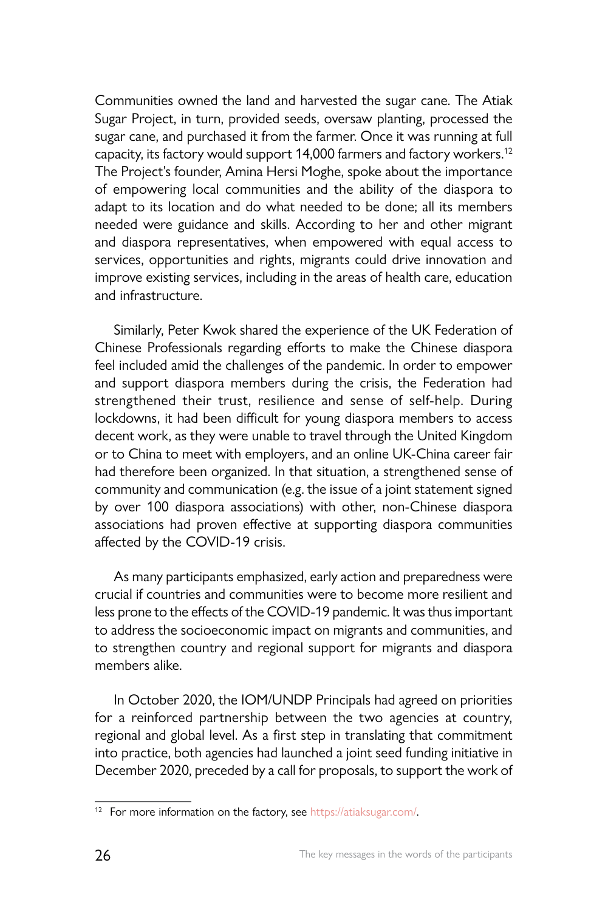Communities owned the land and harvested the sugar cane. The Atiak Sugar Project, in turn, provided seeds, oversaw planting, processed the sugar cane, and purchased it from the farmer. Once it was running at full capacity, its factory would support 14,000 farmers and factory workers.[12] The Project's founder, Amina Hersi Moghe, spoke about the importance of empowering local communities and the ability of the diaspora to adapt to its location and do what needed to be done; all its members needed were guidance and skills. According to her and other migrant and diaspora representatives, when empowered with equal access to services, opportunities and rights, migrants could drive innovation and improve existing services, including in the areas of health care, education and infrastructure.

Similarly, Peter Kwok shared the experience of the UK Federation of Chinese Professionals regarding efforts to make the Chinese diaspora feel included amid the challenges of the pandemic. In order to empower and support diaspora members during the crisis, the Federation had strengthened their trust, resilience and sense of self-help. During lockdowns, it had been difficult for young diaspora members to access decent work, as they were unable to travel through the United Kingdom or to China to meet with employers, and an online UK-China career fair had therefore been organized. In that situation, a strengthened sense of community and communication (e.g. the issue of a joint statement signed by over 100 diaspora associations) with other, non-Chinese diaspora associations had proven effective at supporting diaspora communities affected by the COVID-19 crisis.

As many participants emphasized, early action and preparedness were crucial if countries and communities were to become more resilient and less prone to the effects of the COVID-19 pandemic. It was thus important to address the socioeconomic impact on migrants and communities, and to strengthen country and regional support for migrants and diaspora members alike.

In October 2020, the IOM/UNDP Principals had agreed on priorities for a reinforced partnership between the two agencies at country, regional and global level. As a first step in translating that commitment into practice, both agencies had launched a joint seed funding initiative in December 2020, preceded by a call for proposals, to support the work of

[12] For more information on the factory, see https://atiaksugar.com/.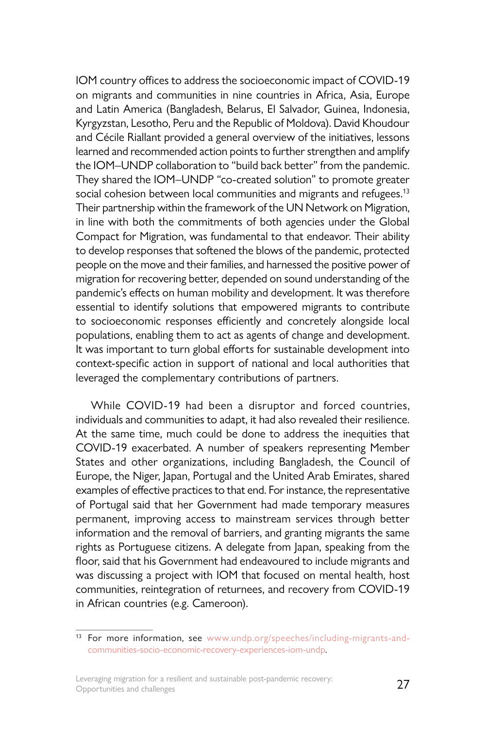IOM country offices to address the socioeconomic impact of COVID-19 on migrants and communities in nine countries in Africa, Asia, Europe and Latin America (Bangladesh, Belarus, El Salvador, Guinea, Indonesia, Kyrgyzstan, Lesotho, Peru and the Republic of Moldova). David Khoudour and Cécile Riallant provided a general overview of the initiatives, lessons learned and recommended action points to further strengthen and amplify the IOM–UNDP collaboration to "build back better" from the pandemic. They shared the IOM–UNDP "co-created solution" to promote greater social cohesion between local communities and migrants and refugees.[13] Their partnership within the framework of the UN Network on Migration, in line with both the commitments of both agencies under the Global Compact for Migration, was fundamental to that endeavor. Their ability to develop responses that softened the blows of the pandemic, protected people on the move and their families, and harnessed the positive power of migration for recovering better, depended on sound understanding of the pandemic's effects on human mobility and development. It was therefore essential to identify solutions that empowered migrants to contribute to socioeconomic responses efficiently and concretely alongside local populations, enabling them to act as agents of change and development. It was important to turn global efforts for sustainable development into context-specific action in support of national and local authorities that leveraged the complementary contributions of partners.

While COVID-19 had been a disruptor and forced countries, individuals and communities to adapt, it had also revealed their resilience. At the same time, much could be done to address the inequities that COVID-19 exacerbated. A number of speakers representing Member States and other organizations, including Bangladesh, the Council of Europe, the Niger, Japan, Portugal and the United Arab Emirates, shared examples of effective practices to that end. For instance, the representative of Portugal said that her Government had made temporary measures permanent, improving access to mainstream services through better information and the removal of barriers, and granting migrants the same rights as Portuguese citizens. A delegate from Japan, speaking from the floor, said that his Government had endeavoured to include migrants and was discussing a project with IOM that focused on mental health, host communities, reintegration of returnees, and recovery from COVID-19 in African countries (e.g. Cameroon).

[13] For more information, see www.undp.org/speeches/including-migrants-and-communities-socio-economic-recovery-experiences-iom-undp.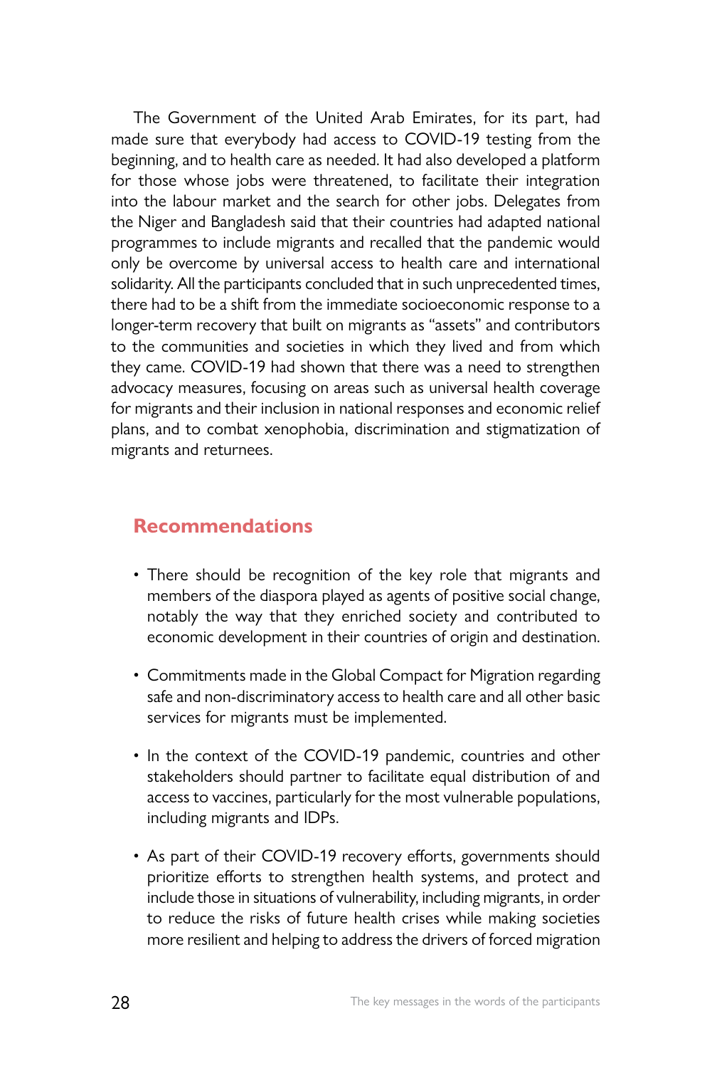The Government of the United Arab Emirates, for its part, had made sure that everybody had access to COVID-19 testing from the beginning, and to health care as needed. It had also developed a platform for those whose jobs were threatened, to facilitate their integration into the labour market and the search for other jobs. Delegates from the Niger and Bangladesh said that their countries had adapted national programmes to include migrants and recalled that the pandemic would only be overcome by universal access to health care and international solidarity. All the participants concluded that in such unprecedented times, there had to be a shift from the immediate socioeconomic response to a longer-term recovery that built on migrants as "assets" and contributors to the communities and societies in which they lived and from which they came. COVID-19 had shown that there was a need to strengthen advocacy measures, focusing on areas such as universal health coverage for migrants and their inclusion in national responses and economic relief plans, and to combat xenophobia, discrimination and stigmatization of migrants and returnees.

## Recommendations

- There should be recognition of the key role that migrants and members of the diaspora played as agents of positive social change, notably the way that they enriched society and contributed to economic development in their countries of origin and destination.
- Commitments made in the Global Compact for Migration regarding safe and non-discriminatory access to health care and all other basic services for migrants must be implemented.
- In the context of the COVID-19 pandemic, countries and other stakeholders should partner to facilitate equal distribution of and access to vaccines, particularly for the most vulnerable populations, including migrants and IDPs.
- As part of their COVID-19 recovery efforts, governments should prioritize efforts to strengthen health systems, and protect and include those in situations of vulnerability, including migrants, in order to reduce the risks of future health crises while making societies more resilient and helping to address the drivers of forced migration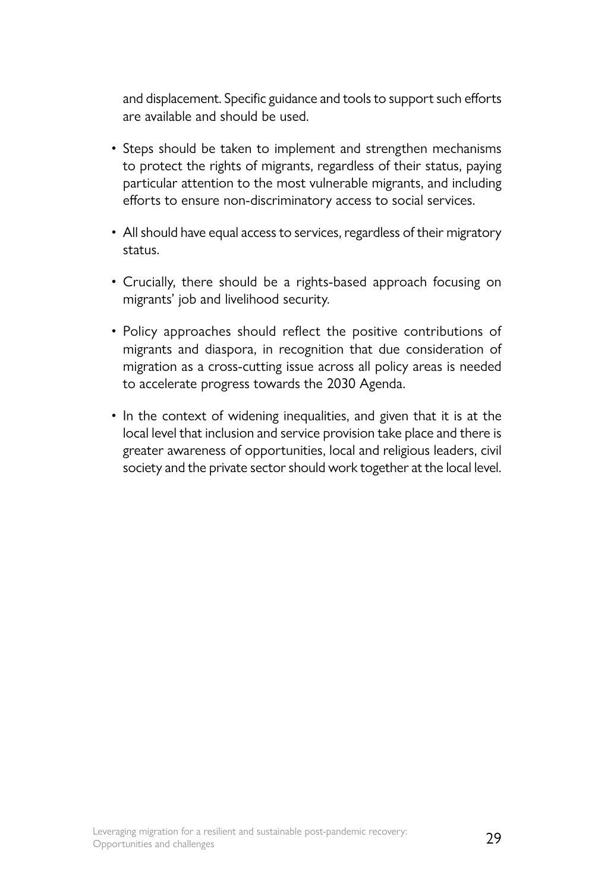and displacement. Specific guidance and tools to support such efforts are available and should be used.

- Steps should be taken to implement and strengthen mechanisms to protect the rights of migrants, regardless of their status, paying particular attention to the most vulnerable migrants, and including efforts to ensure non-discriminatory access to social services.
- All should have equal access to services, regardless of their migratory status.
- Crucially, there should be a rights-based approach focusing on migrants' job and livelihood security.
- Policy approaches should reflect the positive contributions of migrants and diaspora, in recognition that due consideration of migration as a cross-cutting issue across all policy areas is needed to accelerate progress towards the 2030 Agenda.
- In the context of widening inequalities, and given that it is at the local level that inclusion and service provision take place and there is greater awareness of opportunities, local and religious leaders, civil society and the private sector should work together at the local level.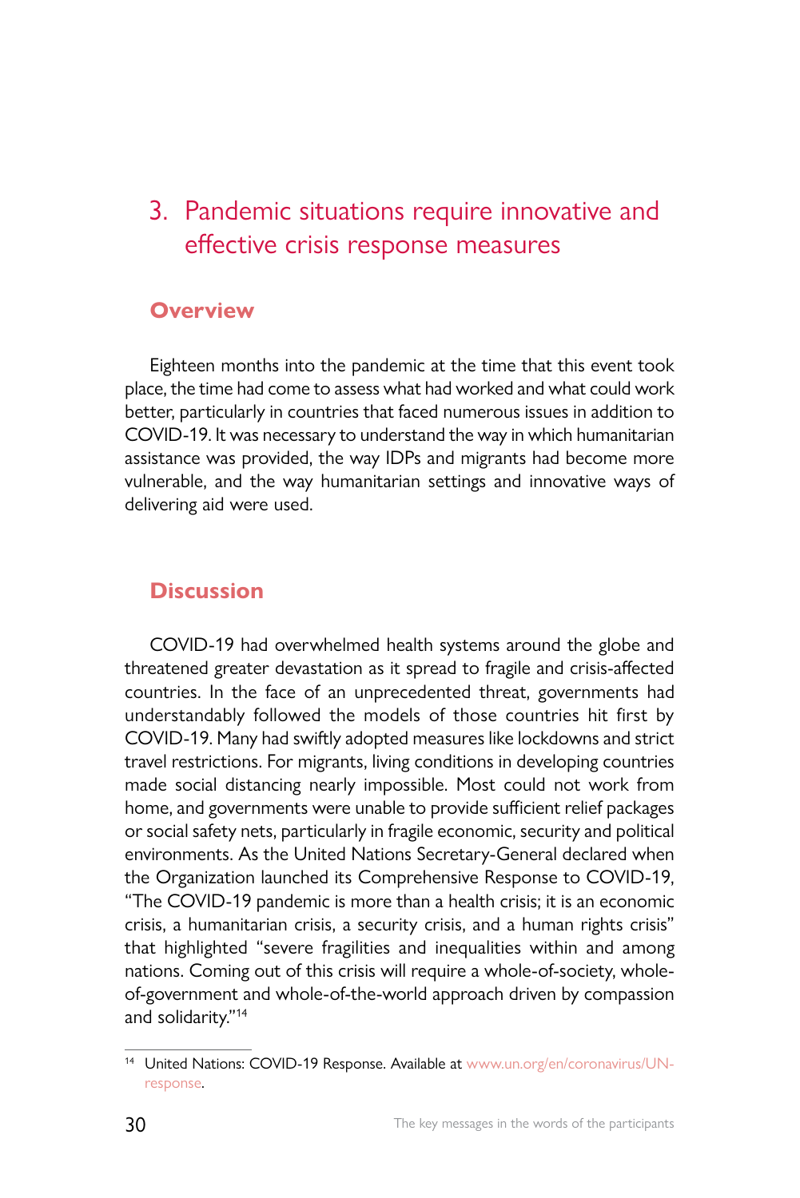# 3. Pandemic situations require innovative and effective crisis response measures

## Overview

Eighteen months into the pandemic at the time that this event took place, the time had come to assess what had worked and what could work better, particularly in countries that faced numerous issues in addition to COVID-19. It was necessary to understand the way in which humanitarian assistance was provided, the way IDPs and migrants had become more vulnerable, and the way humanitarian settings and innovative ways of delivering aid were used.

## Discussion

COVID-19 had overwhelmed health systems around the globe and threatened greater devastation as it spread to fragile and crisis-affected countries. In the face of an unprecedented threat, governments had understandably followed the models of those countries hit first by COVID-19. Many had swiftly adopted measures like lockdowns and strict travel restrictions. For migrants, living conditions in developing countries made social distancing nearly impossible. Most could not work from home, and governments were unable to provide sufficient relief packages or social safety nets, particularly in fragile economic, security and political environments. As the United Nations Secretary-General declared when the Organization launched its Comprehensive Response to COVID-19, "The COVID-19 pandemic is more than a health crisis; it is an economic crisis, a humanitarian crisis, a security crisis, and a human rights crisis" that highlighted "severe fragilities and inequalities within and among nations. Coming out of this crisis will require a whole-of-society, whole-of-government and whole-of-the-world approach driven by compassion and solidarity."[14]

[14] United Nations: COVID-19 Response. Available at www.un.org/en/coronavirus/UN-response.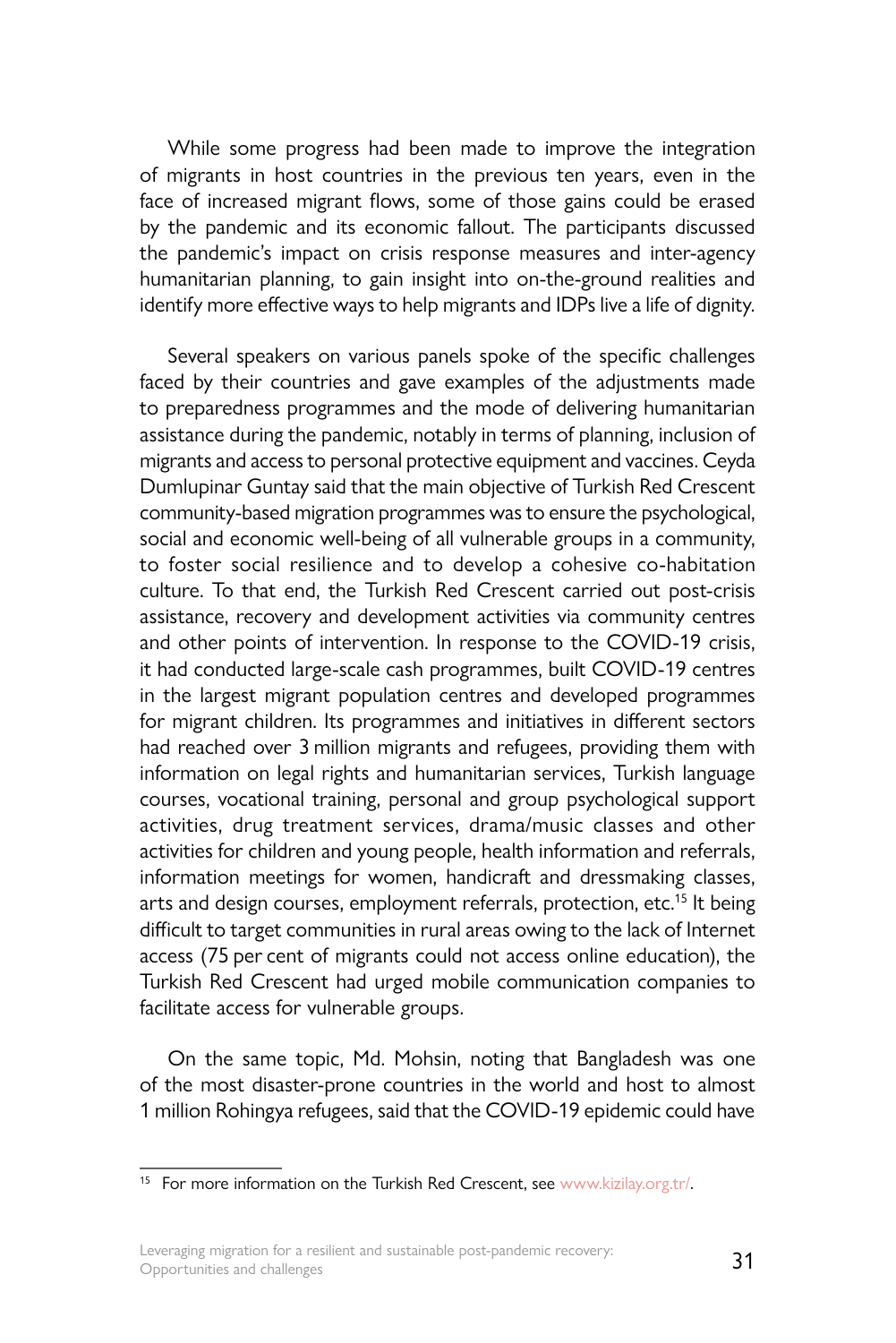While some progress had been made to improve the integration of migrants in host countries in the previous ten years, even in the face of increased migrant flows, some of those gains could be erased by the pandemic and its economic fallout. The participants discussed the pandemic's impact on crisis response measures and inter-agency humanitarian planning, to gain insight into on-the-ground realities and identify more effective ways to help migrants and IDPs live a life of dignity.

Several speakers on various panels spoke of the specific challenges faced by their countries and gave examples of the adjustments made to preparedness programmes and the mode of delivering humanitarian assistance during the pandemic, notably in terms of planning, inclusion of migrants and access to personal protective equipment and vaccines. Ceyda Dumlupinar Guntay said that the main objective of Turkish Red Crescent community-based migration programmes was to ensure the psychological, social and economic well-being of all vulnerable groups in a community, to foster social resilience and to develop a cohesive co-habitation culture. To that end, the Turkish Red Crescent carried out post-crisis assistance, recovery and development activities via community centres and other points of intervention. In response to the COVID-19 crisis, it had conducted large-scale cash programmes, built COVID-19 centres in the largest migrant population centres and developed programmes for migrant children. Its programmes and initiatives in different sectors had reached over 3 million migrants and refugees, providing them with information on legal rights and humanitarian services, Turkish language courses, vocational training, personal and group psychological support activities, drug treatment services, drama/music classes and other activities for children and young people, health information and referrals, information meetings for women, handicraft and dressmaking classes, arts and design courses, employment referrals, protection, etc.[15] It being difficult to target communities in rural areas owing to the lack of Internet access (75 per cent of migrants could not access online education), the Turkish Red Crescent had urged mobile communication companies to facilitate access for vulnerable groups.

On the same topic, Md. Mohsin, noting that Bangladesh was one of the most disaster-prone countries in the world and host to almost 1 million Rohingya refugees, said that the COVID-19 epidemic could have

[15] For more information on the Turkish Red Crescent, see www.kizilay.org.tr/.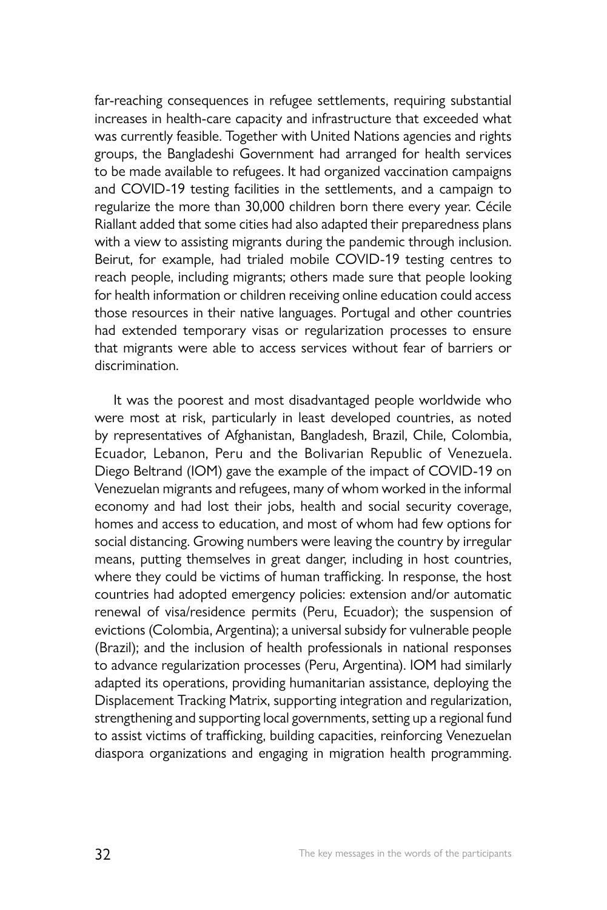far-reaching consequences in refugee settlements, requiring substantial increases in health-care capacity and infrastructure that exceeded what was currently feasible. Together with United Nations agencies and rights groups, the Bangladeshi Government had arranged for health services to be made available to refugees. It had organized vaccination campaigns and COVID-19 testing facilities in the settlements, and a campaign to regularize the more than 30,000 children born there every year. Cécile Riallant added that some cities had also adapted their preparedness plans with a view to assisting migrants during the pandemic through inclusion. Beirut, for example, had trialed mobile COVID-19 testing centres to reach people, including migrants; others made sure that people looking for health information or children receiving online education could access those resources in their native languages. Portugal and other countries had extended temporary visas or regularization processes to ensure that migrants were able to access services without fear of barriers or discrimination.

It was the poorest and most disadvantaged people worldwide who were most at risk, particularly in least developed countries, as noted by representatives of Afghanistan, Bangladesh, Brazil, Chile, Colombia, Ecuador, Lebanon, Peru and the Bolivarian Republic of Venezuela. Diego Beltrand (IOM) gave the example of the impact of COVID-19 on Venezuelan migrants and refugees, many of whom worked in the informal economy and had lost their jobs, health and social security coverage, homes and access to education, and most of whom had few options for social distancing. Growing numbers were leaving the country by irregular means, putting themselves in great danger, including in host countries, where they could be victims of human trafficking. In response, the host countries had adopted emergency policies: extension and/or automatic renewal of visa/residence permits (Peru, Ecuador); the suspension of evictions (Colombia, Argentina); a universal subsidy for vulnerable people (Brazil); and the inclusion of health professionals in national responses to advance regularization processes (Peru, Argentina). IOM had similarly adapted its operations, providing humanitarian assistance, deploying the Displacement Tracking Matrix, supporting integration and regularization, strengthening and supporting local governments, setting up a regional fund to assist victims of trafficking, building capacities, reinforcing Venezuelan diaspora organizations and engaging in migration health programming.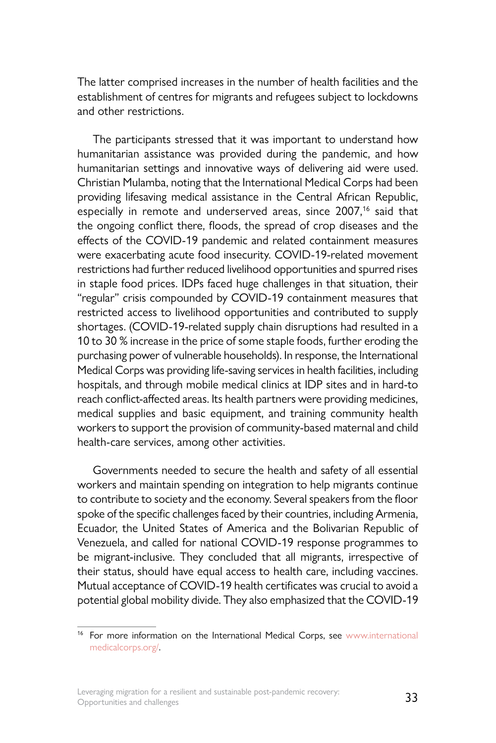The latter comprised increases in the number of health facilities and the establishment of centres for migrants and refugees subject to lockdowns and other restrictions.

The participants stressed that it was important to understand how humanitarian assistance was provided during the pandemic, and how humanitarian settings and innovative ways of delivering aid were used. Christian Mulamba, noting that the International Medical Corps had been providing lifesaving medical assistance in the Central African Republic, especially in remote and underserved areas, since 2007,[16] said that the ongoing conflict there, floods, the spread of crop diseases and the effects of the COVID-19 pandemic and related containment measures were exacerbating acute food insecurity. COVID-19-related movement restrictions had further reduced livelihood opportunities and spurred rises in staple food prices. IDPs faced huge challenges in that situation, their "regular" crisis compounded by COVID-19 containment measures that restricted access to livelihood opportunities and contributed to supply shortages. (COVID-19-related supply chain disruptions had resulted in a 10 to 30 % increase in the price of some staple foods, further eroding the purchasing power of vulnerable households). In response, the International Medical Corps was providing life-saving services in health facilities, including hospitals, and through mobile medical clinics at IDP sites and in hard-to reach conflict-affected areas. Its health partners were providing medicines, medical supplies and basic equipment, and training community health workers to support the provision of community-based maternal and child health-care services, among other activities.

Governments needed to secure the health and safety of all essential workers and maintain spending on integration to help migrants continue to contribute to society and the economy. Several speakers from the floor spoke of the specific challenges faced by their countries, including Armenia, Ecuador, the United States of America and the Bolivarian Republic of Venezuela, and called for national COVID-19 response programmes to be migrant-inclusive. They concluded that all migrants, irrespective of their status, should have equal access to health care, including vaccines. Mutual acceptance of COVID-19 health certificates was crucial to avoid a potential global mobility divide. They also emphasized that the COVID-19

[16] For more information on the International Medical Corps, see www.internationalmedicalcorps.org/.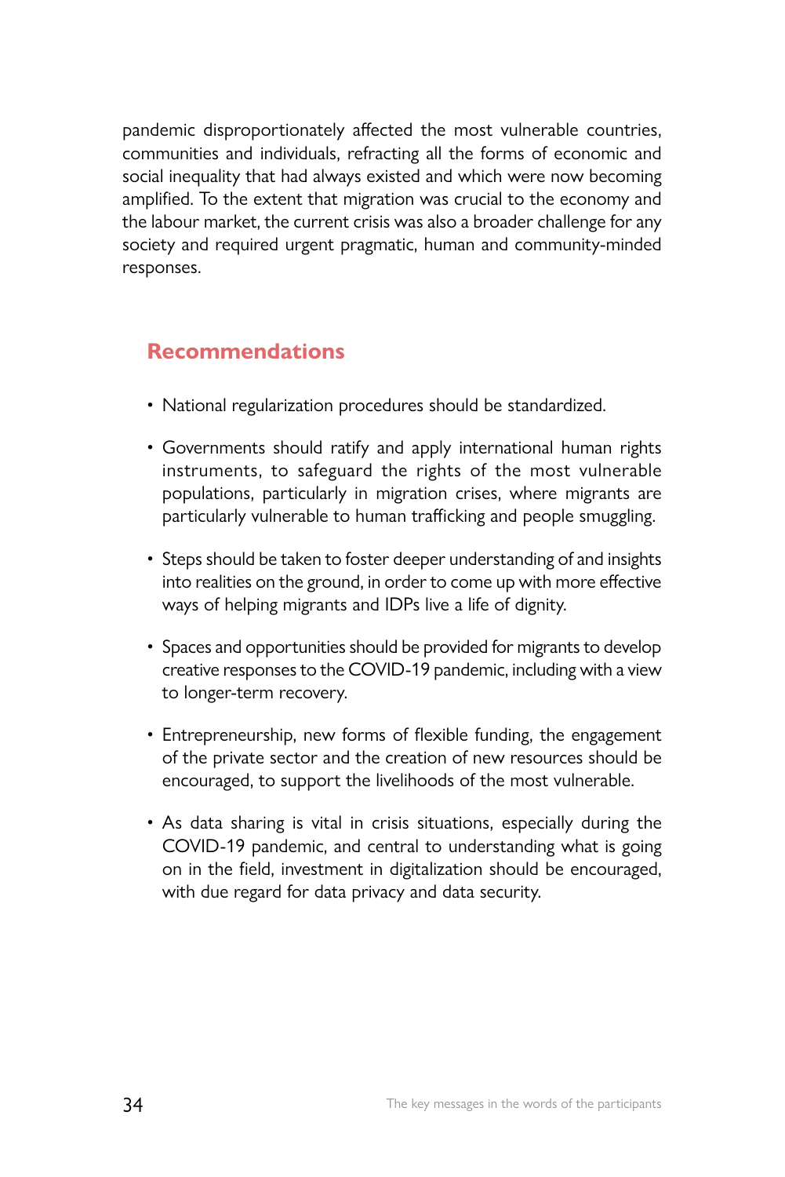pandemic disproportionately affected the most vulnerable countries, communities and individuals, refracting all the forms of economic and social inequality that had always existed and which were now becoming amplified. To the extent that migration was crucial to the economy and the labour market, the current crisis was also a broader challenge for any society and required urgent pragmatic, human and community-minded responses.

## Recommendations

- National regularization procedures should be standardized.
- Governments should ratify and apply international human rights instruments, to safeguard the rights of the most vulnerable populations, particularly in migration crises, where migrants are particularly vulnerable to human trafficking and people smuggling.
- Steps should be taken to foster deeper understanding of and insights into realities on the ground, in order to come up with more effective ways of helping migrants and IDPs live a life of dignity.
- Spaces and opportunities should be provided for migrants to develop creative responses to the COVID-19 pandemic, including with a view to longer-term recovery.
- Entrepreneurship, new forms of flexible funding, the engagement of the private sector and the creation of new resources should be encouraged, to support the livelihoods of the most vulnerable.
- As data sharing is vital in crisis situations, especially during the COVID-19 pandemic, and central to understanding what is going on in the field, investment in digitalization should be encouraged, with due regard for data privacy and data security.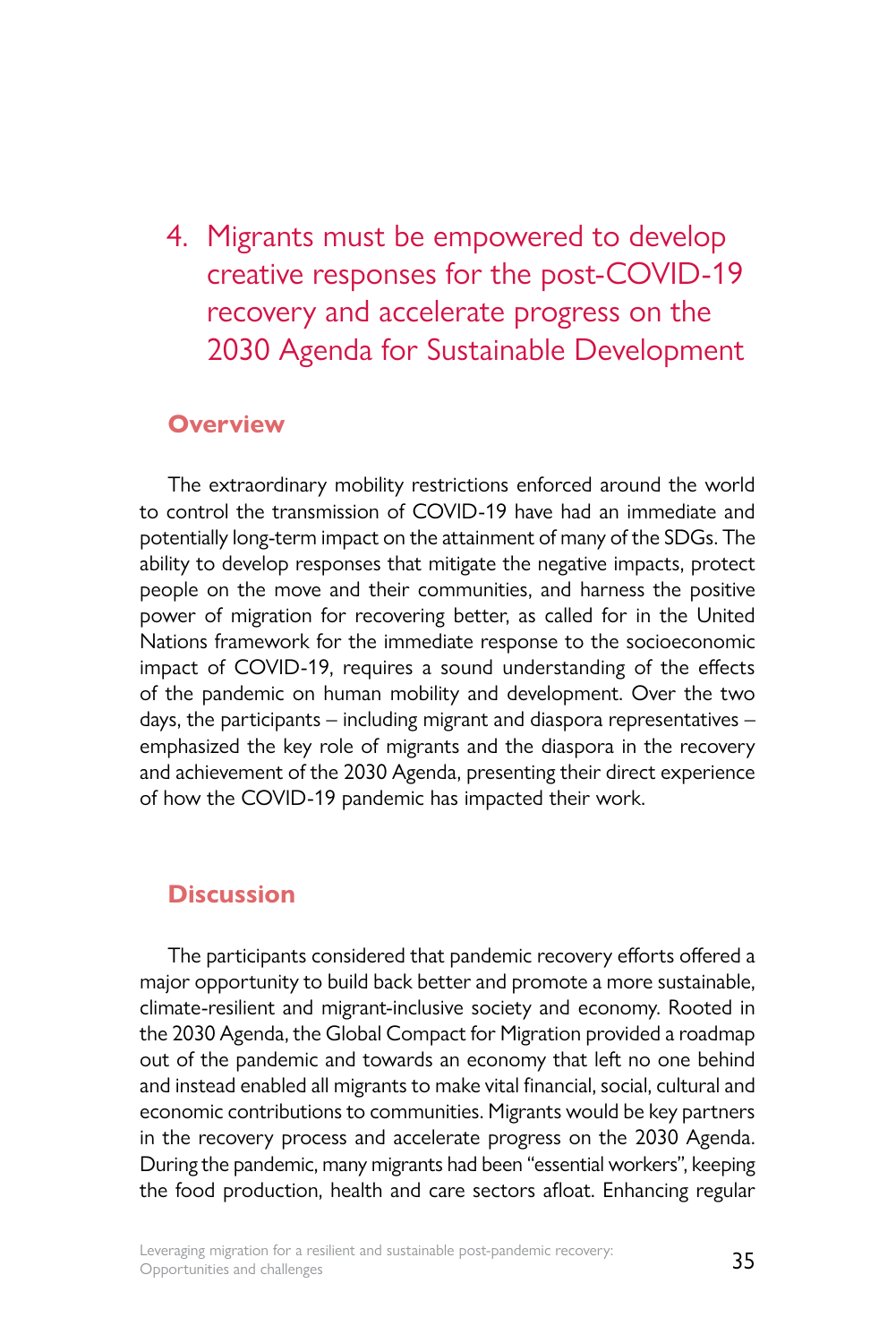# 4. Migrants must be empowered to develop creative responses for the post-COVID-19 recovery and accelerate progress on the 2030 Agenda for Sustainable Development

## Overview

The extraordinary mobility restrictions enforced around the world to control the transmission of COVID-19 have had an immediate and potentially long-term impact on the attainment of many of the SDGs. The ability to develop responses that mitigate the negative impacts, protect people on the move and their communities, and harness the positive power of migration for recovering better, as called for in the United Nations framework for the immediate response to the socioeconomic impact of COVID-19, requires a sound understanding of the effects of the pandemic on human mobility and development. Over the two days, the participants – including migrant and diaspora representatives – emphasized the key role of migrants and the diaspora in the recovery and achievement of the 2030 Agenda, presenting their direct experience of how the COVID-19 pandemic has impacted their work.

## Discussion

The participants considered that pandemic recovery efforts offered a major opportunity to build back better and promote a more sustainable, climate-resilient and migrant-inclusive society and economy. Rooted in the 2030 Agenda, the Global Compact for Migration provided a roadmap out of the pandemic and towards an economy that left no one behind and instead enabled all migrants to make vital financial, social, cultural and economic contributions to communities. Migrants would be key partners in the recovery process and accelerate progress on the 2030 Agenda. During the pandemic, many migrants had been "essential workers", keeping the food production, health and care sectors afloat. Enhancing regular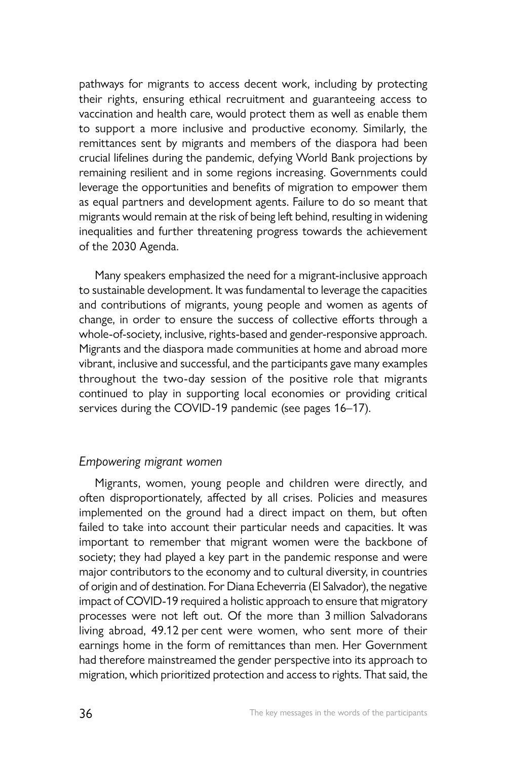pathways for migrants to access decent work, including by protecting their rights, ensuring ethical recruitment and guaranteeing access to vaccination and health care, would protect them as well as enable them to support a more inclusive and productive economy. Similarly, the remittances sent by migrants and members of the diaspora had been crucial lifelines during the pandemic, defying World Bank projections by remaining resilient and in some regions increasing. Governments could leverage the opportunities and benefits of migration to empower them as equal partners and development agents. Failure to do so meant that migrants would remain at the risk of being left behind, resulting in widening inequalities and further threatening progress towards the achievement of the 2030 Agenda.

Many speakers emphasized the need for a migrant-inclusive approach to sustainable development. It was fundamental to leverage the capacities and contributions of migrants, young people and women as agents of change, in order to ensure the success of collective efforts through a whole-of-society, inclusive, rights-based and gender-responsive approach. Migrants and the diaspora made communities at home and abroad more vibrant, inclusive and successful, and the participants gave many examples throughout the two-day session of the positive role that migrants continued to play in supporting local economies or providing critical services during the COVID-19 pandemic (see pages 16–17).

### *Empowering migrant women*

Migrants, women, young people and children were directly, and often disproportionately, affected by all crises. Policies and measures implemented on the ground had a direct impact on them, but often failed to take into account their particular needs and capacities. It was important to remember that migrant women were the backbone of society; they had played a key part in the pandemic response and were major contributors to the economy and to cultural diversity, in countries of origin and of destination. For Diana Echeverria (El Salvador), the negative impact of COVID-19 required a holistic approach to ensure that migratory processes were not left out. Of the more than 3 million Salvadorans living abroad, 49.12 per cent were women, who sent more of their earnings home in the form of remittances than men. Her Government had therefore mainstreamed the gender perspective into its approach to migration, which prioritized protection and access to rights. That said, the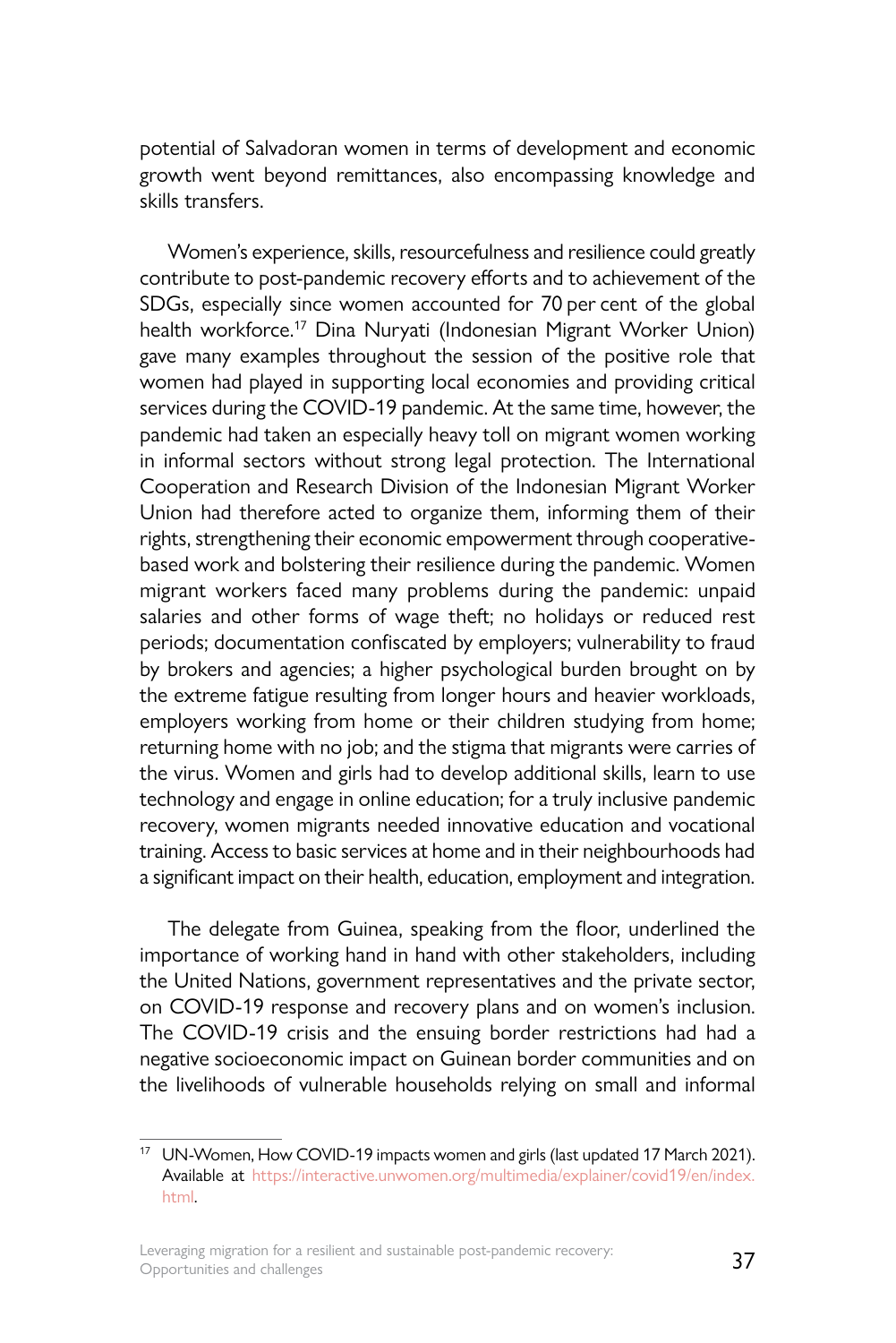potential of Salvadoran women in terms of development and economic growth went beyond remittances, also encompassing knowledge and skills transfers.

Women's experience, skills, resourcefulness and resilience could greatly contribute to post-pandemic recovery efforts and to achievement of the SDGs, especially since women accounted for 70 per cent of the global health workforce.[17] Dina Nuryati (Indonesian Migrant Worker Union) gave many examples throughout the session of the positive role that women had played in supporting local economies and providing critical services during the COVID-19 pandemic. At the same time, however, the pandemic had taken an especially heavy toll on migrant women working in informal sectors without strong legal protection. The International Cooperation and Research Division of the Indonesian Migrant Worker Union had therefore acted to organize them, informing them of their rights, strengthening their economic empowerment through cooperative-based work and bolstering their resilience during the pandemic. Women migrant workers faced many problems during the pandemic: unpaid salaries and other forms of wage theft; no holidays or reduced rest periods; documentation confiscated by employers; vulnerability to fraud by brokers and agencies; a higher psychological burden brought on by the extreme fatigue resulting from longer hours and heavier workloads, employers working from home or their children studying from home; returning home with no job; and the stigma that migrants were carries of the virus. Women and girls had to develop additional skills, learn to use technology and engage in online education; for a truly inclusive pandemic recovery, women migrants needed innovative education and vocational training. Access to basic services at home and in their neighbourhoods had a significant impact on their health, education, employment and integration.

The delegate from Guinea, speaking from the floor, underlined the importance of working hand in hand with other stakeholders, including the United Nations, government representatives and the private sector, on COVID-19 response and recovery plans and on women's inclusion. The COVID-19 crisis and the ensuing border restrictions had had a negative socioeconomic impact on Guinean border communities and on the livelihoods of vulnerable households relying on small and informal

---

[17] UN-Women, How COVID-19 impacts women and girls (last updated 17 March 2021). Available at https://interactive.unwomen.org/multimedia/explainer/covid19/en/index.html.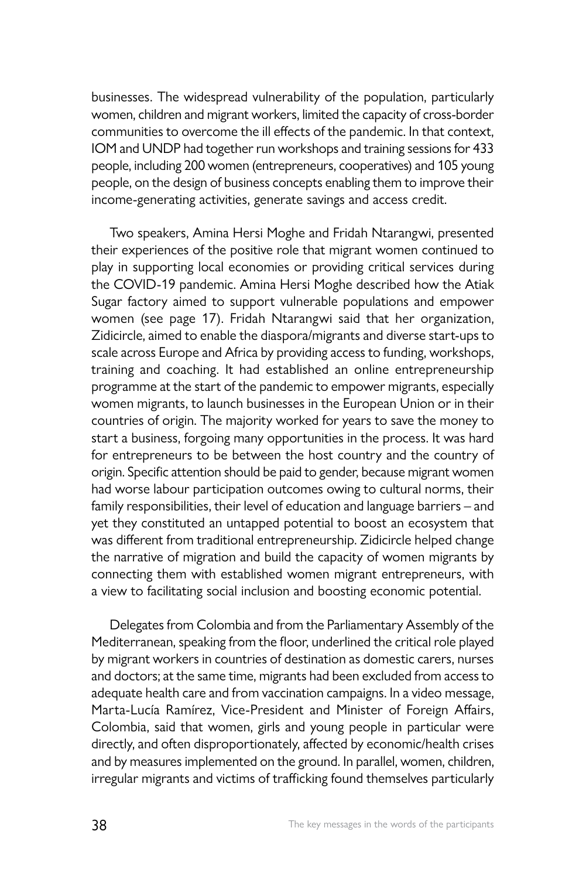businesses. The widespread vulnerability of the population, particularly women, children and migrant workers, limited the capacity of cross-border communities to overcome the ill effects of the pandemic. In that context, IOM and UNDP had together run workshops and training sessions for 433 people, including 200 women (entrepreneurs, cooperatives) and 105 young people, on the design of business concepts enabling them to improve their income-generating activities, generate savings and access credit.

Two speakers, Amina Hersi Moghe and Fridah Ntarangwi, presented their experiences of the positive role that migrant women continued to play in supporting local economies or providing critical services during the COVID-19 pandemic. Amina Hersi Moghe described how the Atiak Sugar factory aimed to support vulnerable populations and empower women (see page 17). Fridah Ntarangwi said that her organization, Zidicircle, aimed to enable the diaspora/migrants and diverse start-ups to scale across Europe and Africa by providing access to funding, workshops, training and coaching. It had established an online entrepreneurship programme at the start of the pandemic to empower migrants, especially women migrants, to launch businesses in the European Union or in their countries of origin. The majority worked for years to save the money to start a business, forgoing many opportunities in the process. It was hard for entrepreneurs to be between the host country and the country of origin. Specific attention should be paid to gender, because migrant women had worse labour participation outcomes owing to cultural norms, their family responsibilities, their level of education and language barriers – and yet they constituted an untapped potential to boost an ecosystem that was different from traditional entrepreneurship. Zidicircle helped change the narrative of migration and build the capacity of women migrants by connecting them with established women migrant entrepreneurs, with a view to facilitating social inclusion and boosting economic potential.

Delegates from Colombia and from the Parliamentary Assembly of the Mediterranean, speaking from the floor, underlined the critical role played by migrant workers in countries of destination as domestic carers, nurses and doctors; at the same time, migrants had been excluded from access to adequate health care and from vaccination campaigns. In a video message, Marta-Lucía Ramírez, Vice-President and Minister of Foreign Affairs, Colombia, said that women, girls and young people in particular were directly, and often disproportionately, affected by economic/health crises and by measures implemented on the ground. In parallel, women, children, irregular migrants and victims of trafficking found themselves particularly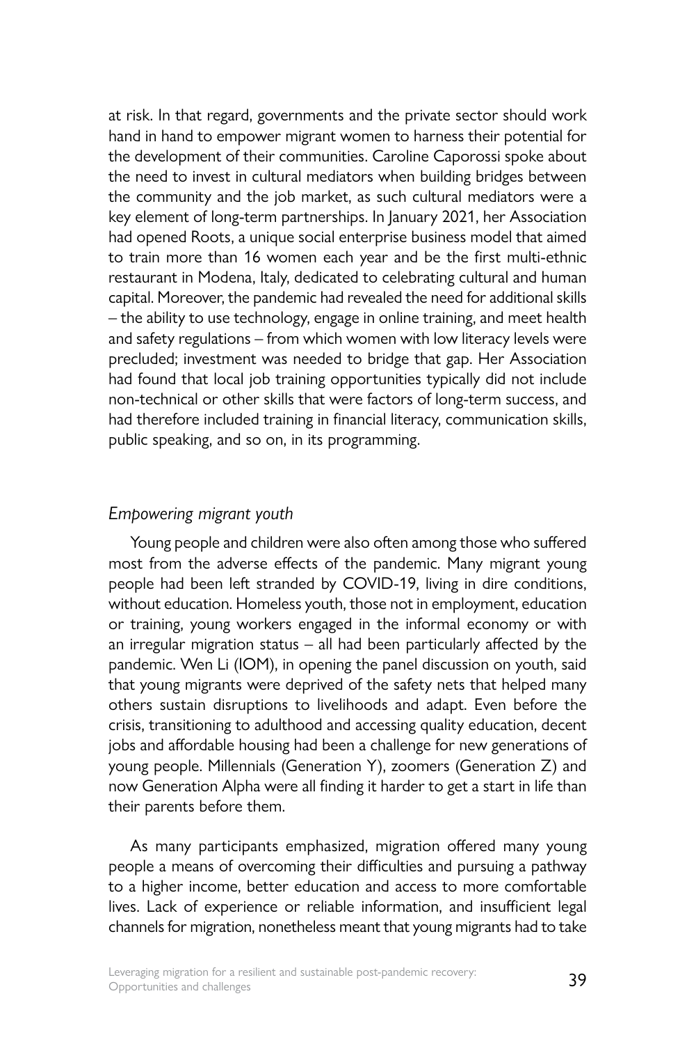at risk. In that regard, governments and the private sector should work hand in hand to empower migrant women to harness their potential for the development of their communities. Caroline Caporossi spoke about the need to invest in cultural mediators when building bridges between the community and the job market, as such cultural mediators were a key element of long-term partnerships. In January 2021, her Association had opened Roots, a unique social enterprise business model that aimed to train more than 16 women each year and be the first multi-ethnic restaurant in Modena, Italy, dedicated to celebrating cultural and human capital. Moreover, the pandemic had revealed the need for additional skills – the ability to use technology, engage in online training, and meet health and safety regulations – from which women with low literacy levels were precluded; investment was needed to bridge that gap. Her Association had found that local job training opportunities typically did not include non-technical or other skills that were factors of long-term success, and had therefore included training in financial literacy, communication skills, public speaking, and so on, in its programming.

### *Empowering migrant youth*

Young people and children were also often among those who suffered most from the adverse effects of the pandemic. Many migrant young people had been left stranded by COVID-19, living in dire conditions, without education. Homeless youth, those not in employment, education or training, young workers engaged in the informal economy or with an irregular migration status – all had been particularly affected by the pandemic. Wen Li (IOM), in opening the panel discussion on youth, said that young migrants were deprived of the safety nets that helped many others sustain disruptions to livelihoods and adapt. Even before the crisis, transitioning to adulthood and accessing quality education, decent jobs and affordable housing had been a challenge for new generations of young people. Millennials (Generation Y), zoomers (Generation Z) and now Generation Alpha were all finding it harder to get a start in life than their parents before them.

As many participants emphasized, migration offered many young people a means of overcoming their difficulties and pursuing a pathway to a higher income, better education and access to more comfortable lives. Lack of experience or reliable information, and insufficient legal channels for migration, nonetheless meant that young migrants had to take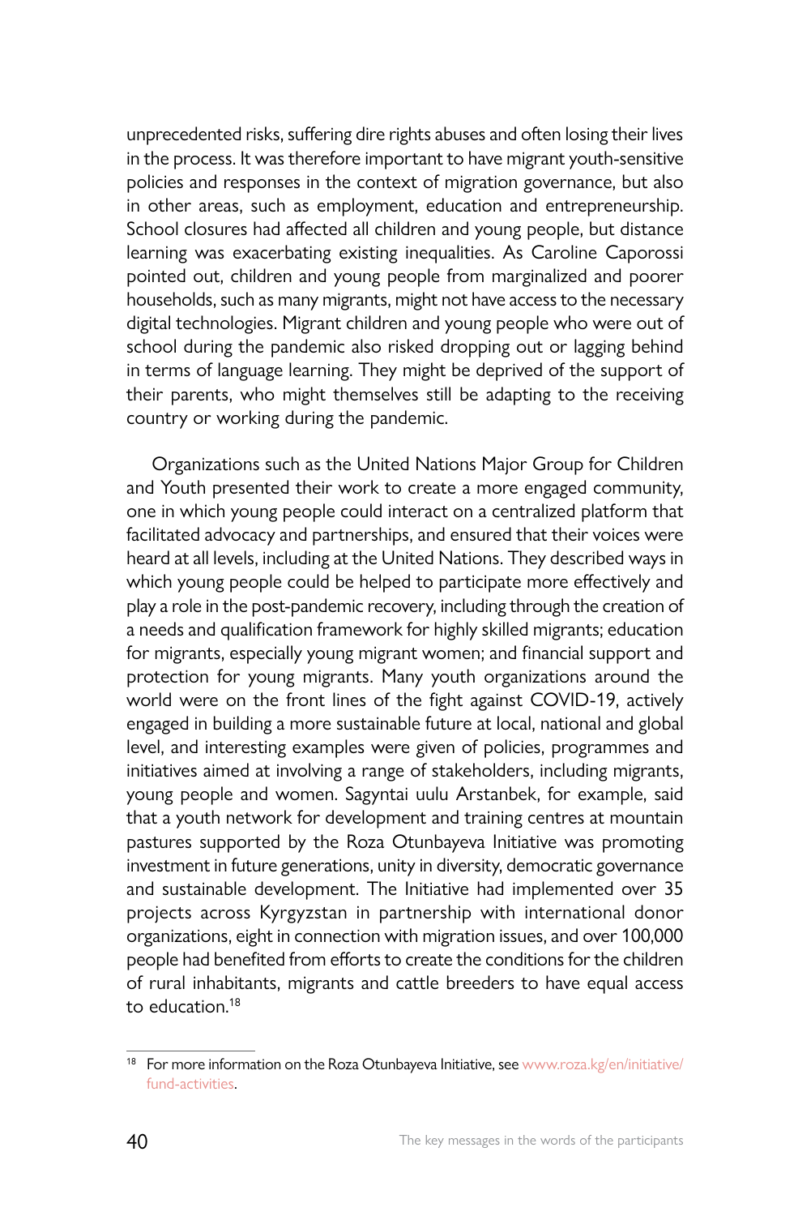unprecedented risks, suffering dire rights abuses and often losing their lives in the process. It was therefore important to have migrant youth-sensitive policies and responses in the context of migration governance, but also in other areas, such as employment, education and entrepreneurship. School closures had affected all children and young people, but distance learning was exacerbating existing inequalities. As Caroline Caporossi pointed out, children and young people from marginalized and poorer households, such as many migrants, might not have access to the necessary digital technologies. Migrant children and young people who were out of school during the pandemic also risked dropping out or lagging behind in terms of language learning. They might be deprived of the support of their parents, who might themselves still be adapting to the receiving country or working during the pandemic.

Organizations such as the United Nations Major Group for Children and Youth presented their work to create a more engaged community, one in which young people could interact on a centralized platform that facilitated advocacy and partnerships, and ensured that their voices were heard at all levels, including at the United Nations. They described ways in which young people could be helped to participate more effectively and play a role in the post-pandemic recovery, including through the creation of a needs and qualification framework for highly skilled migrants; education for migrants, especially young migrant women; and financial support and protection for young migrants. Many youth organizations around the world were on the front lines of the fight against COVID-19, actively engaged in building a more sustainable future at local, national and global level, and interesting examples were given of policies, programmes and initiatives aimed at involving a range of stakeholders, including migrants, young people and women. Sagyntai uulu Arstanbek, for example, said that a youth network for development and training centres at mountain pastures supported by the Roza Otunbayeva Initiative was promoting investment in future generations, unity in diversity, democratic governance and sustainable development. The Initiative had implemented over 35 projects across Kyrgyzstan in partnership with international donor organizations, eight in connection with migration issues, and over 100,000 people had benefited from efforts to create the conditions for the children of rural inhabitants, migrants and cattle breeders to have equal access to education.[18]

[18] For more information on the Roza Otunbayeva Initiative, see www.roza.kg/en/initiative/fund-activities.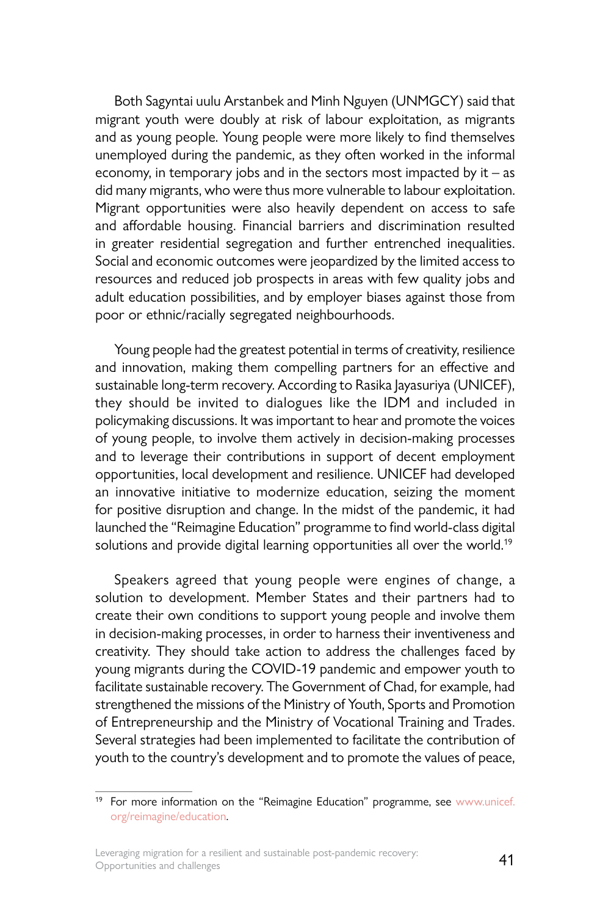Both Sagyntai uulu Arstanbek and Minh Nguyen (UNMGCY) said that migrant youth were doubly at risk of labour exploitation, as migrants and as young people. Young people were more likely to find themselves unemployed during the pandemic, as they often worked in the informal economy, in temporary jobs and in the sectors most impacted by it – as did many migrants, who were thus more vulnerable to labour exploitation. Migrant opportunities were also heavily dependent on access to safe and affordable housing. Financial barriers and discrimination resulted in greater residential segregation and further entrenched inequalities. Social and economic outcomes were jeopardized by the limited access to resources and reduced job prospects in areas with few quality jobs and adult education possibilities, and by employer biases against those from poor or ethnic/racially segregated neighbourhoods.

Young people had the greatest potential in terms of creativity, resilience and innovation, making them compelling partners for an effective and sustainable long-term recovery. According to Rasika Jayasuriya (UNICEF), they should be invited to dialogues like the IDM and included in policymaking discussions. It was important to hear and promote the voices of young people, to involve them actively in decision-making processes and to leverage their contributions in support of decent employment opportunities, local development and resilience. UNICEF had developed an innovative initiative to modernize education, seizing the moment for positive disruption and change. In the midst of the pandemic, it had launched the "Reimagine Education" programme to find world-class digital solutions and provide digital learning opportunities all over the world.[19]

Speakers agreed that young people were engines of change, a solution to development. Member States and their partners had to create their own conditions to support young people and involve them in decision-making processes, in order to harness their inventiveness and creativity. They should take action to address the challenges faced by young migrants during the COVID-19 pandemic and empower youth to facilitate sustainable recovery. The Government of Chad, for example, had strengthened the missions of the Ministry of Youth, Sports and Promotion of Entrepreneurship and the Ministry of Vocational Training and Trades. Several strategies had been implemented to facilitate the contribution of youth to the country's development and to promote the values of peace,

---

[19] For more information on the "Reimagine Education" programme, see www.unicef.org/reimagine/education.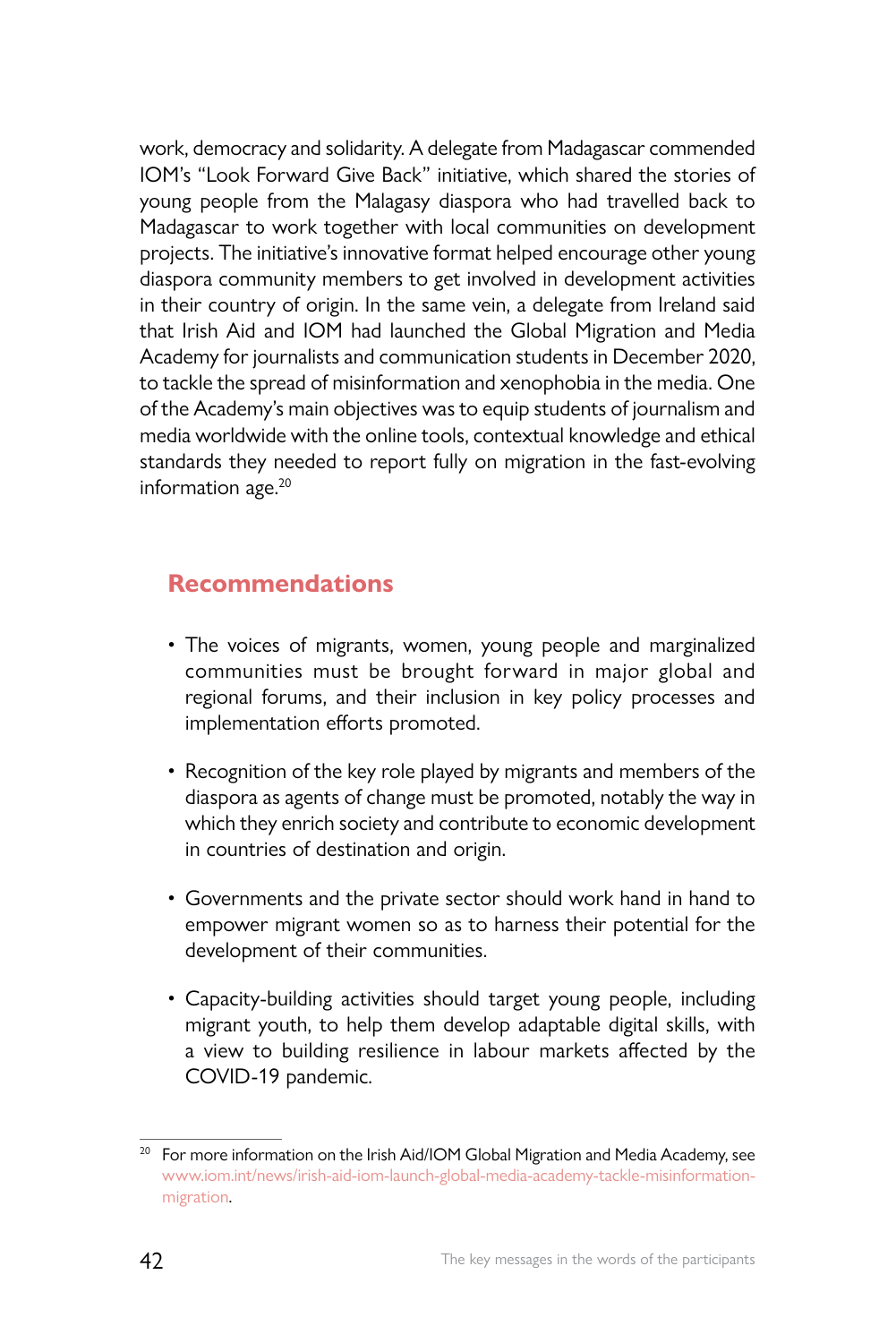work, democracy and solidarity. A delegate from Madagascar commended IOM's "Look Forward Give Back" initiative, which shared the stories of young people from the Malagasy diaspora who had travelled back to Madagascar to work together with local communities on development projects. The initiative's innovative format helped encourage other young diaspora community members to get involved in development activities in their country of origin. In the same vein, a delegate from Ireland said that Irish Aid and IOM had launched the Global Migration and Media Academy for journalists and communication students in December 2020, to tackle the spread of misinformation and xenophobia in the media. One of the Academy's main objectives was to equip students of journalism and media worldwide with the online tools, contextual knowledge and ethical standards they needed to report fully on migration in the fast-evolving information age.[20]

## Recommendations

- The voices of migrants, women, young people and marginalized communities must be brought forward in major global and regional forums, and their inclusion in key policy processes and implementation efforts promoted.
- Recognition of the key role played by migrants and members of the diaspora as agents of change must be promoted, notably the way in which they enrich society and contribute to economic development in countries of destination and origin.
- Governments and the private sector should work hand in hand to empower migrant women so as to harness their potential for the development of their communities.
- Capacity-building activities should target young people, including migrant youth, to help them develop adaptable digital skills, with a view to building resilience in labour markets affected by the COVID-19 pandemic.

[20] For more information on the Irish Aid/IOM Global Migration and Media Academy, see www.iom.int/news/irish-aid-iom-launch-global-media-academy-tackle-misinformation-migration.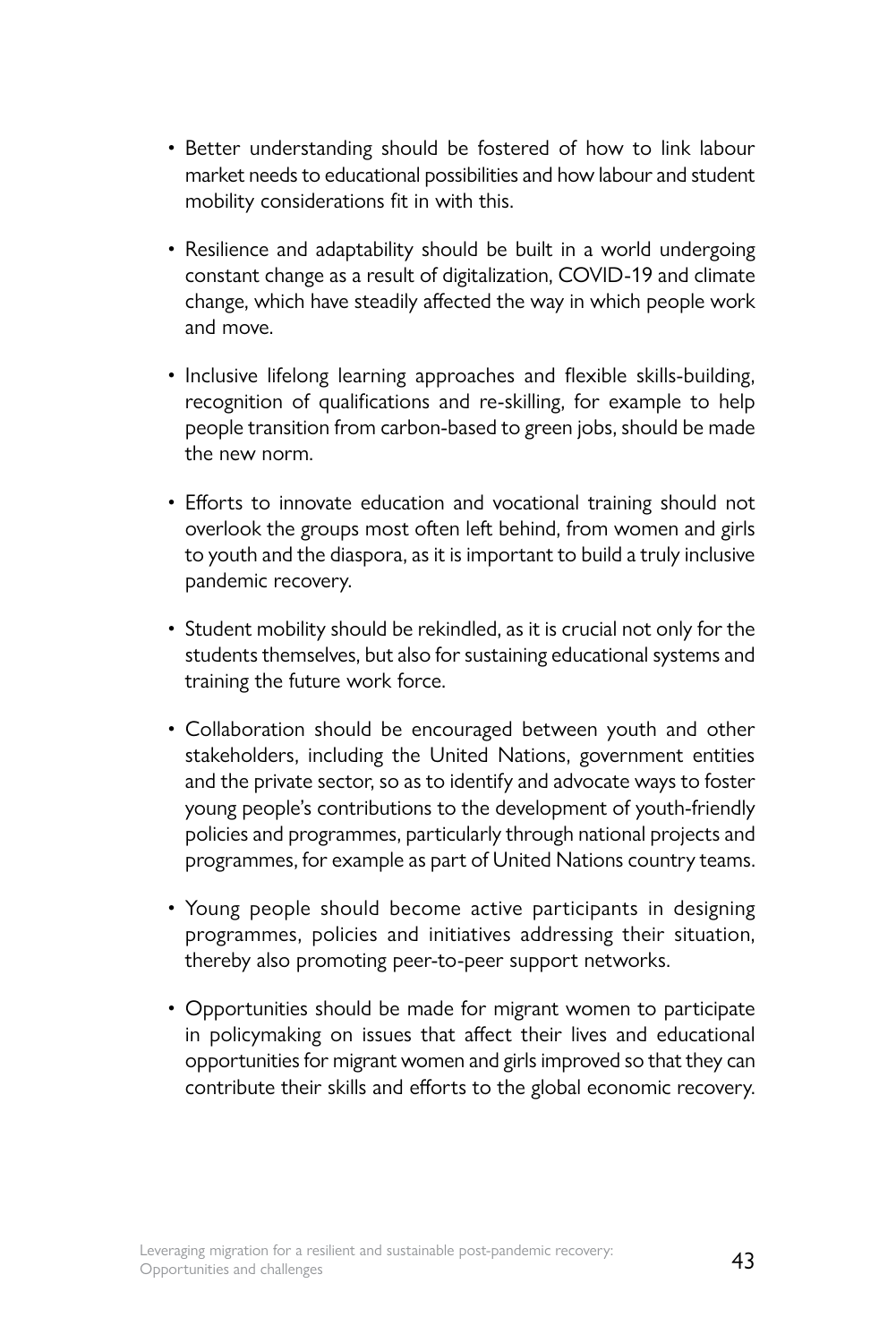- Better understanding should be fostered of how to link labour market needs to educational possibilities and how labour and student mobility considerations fit in with this.
- Resilience and adaptability should be built in a world undergoing constant change as a result of digitalization, COVID-19 and climate change, which have steadily affected the way in which people work and move.
- Inclusive lifelong learning approaches and flexible skills-building, recognition of qualifications and re-skilling, for example to help people transition from carbon-based to green jobs, should be made the new norm.
- Efforts to innovate education and vocational training should not overlook the groups most often left behind, from women and girls to youth and the diaspora, as it is important to build a truly inclusive pandemic recovery.
- Student mobility should be rekindled, as it is crucial not only for the students themselves, but also for sustaining educational systems and training the future work force.
- Collaboration should be encouraged between youth and other stakeholders, including the United Nations, government entities and the private sector, so as to identify and advocate ways to foster young people's contributions to the development of youth-friendly policies and programmes, particularly through national projects and programmes, for example as part of United Nations country teams.
- Young people should become active participants in designing programmes, policies and initiatives addressing their situation, thereby also promoting peer-to-peer support networks.
- Opportunities should be made for migrant women to participate in policymaking on issues that affect their lives and educational opportunities for migrant women and girls improved so that they can contribute their skills and efforts to the global economic recovery.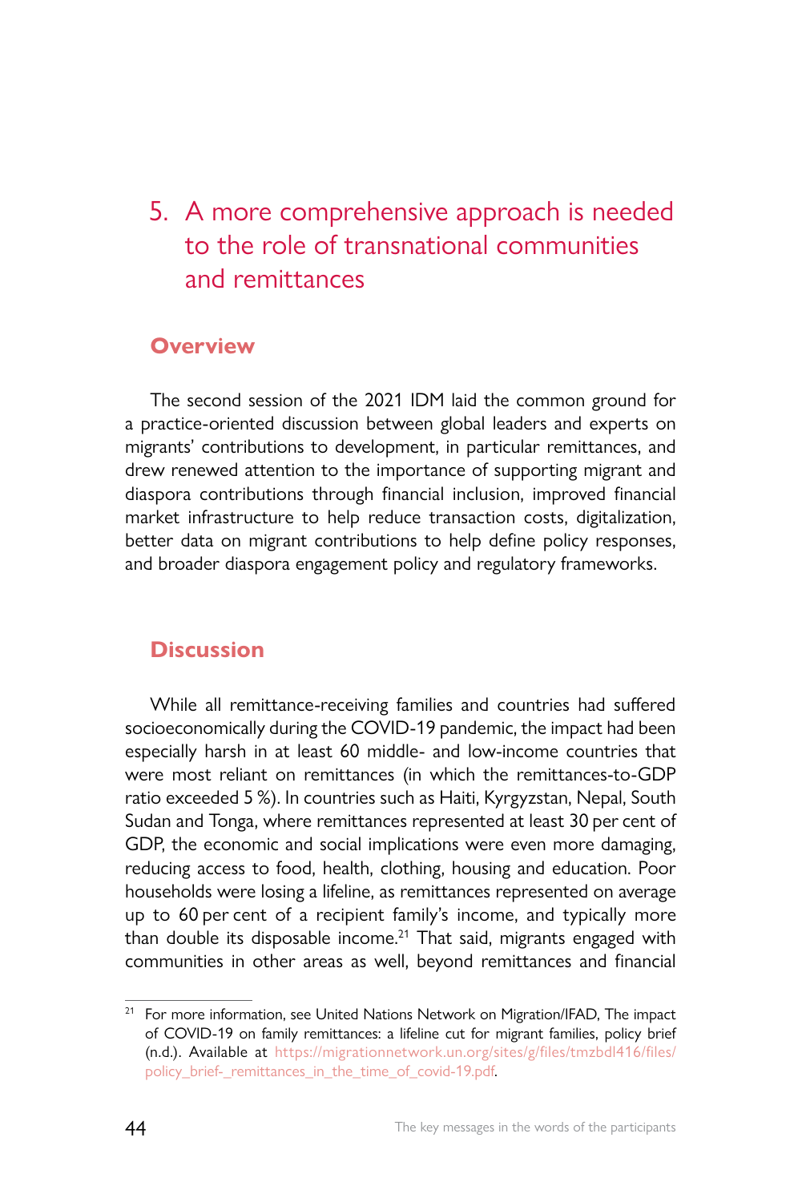# 5. A more comprehensive approach is needed to the role of transnational communities and remittances

## Overview

The second session of the 2021 IDM laid the common ground for a practice-oriented discussion between global leaders and experts on migrants' contributions to development, in particular remittances, and drew renewed attention to the importance of supporting migrant and diaspora contributions through financial inclusion, improved financial market infrastructure to help reduce transaction costs, digitalization, better data on migrant contributions to help define policy responses, and broader diaspora engagement policy and regulatory frameworks.

## Discussion

While all remittance-receiving families and countries had suffered socioeconomically during the COVID-19 pandemic, the impact had been especially harsh in at least 60 middle- and low-income countries that were most reliant on remittances (in which the remittances-to-GDP ratio exceeded 5 %). In countries such as Haiti, Kyrgyzstan, Nepal, South Sudan and Tonga, where remittances represented at least 30 per cent of GDP, the economic and social implications were even more damaging, reducing access to food, health, clothing, housing and education. Poor households were losing a lifeline, as remittances represented on average up to 60 per cent of a recipient family's income, and typically more than double its disposable income.[21] That said, migrants engaged with communities in other areas as well, beyond remittances and financial

[21] For more information, see United Nations Network on Migration/IFAD, The impact of COVID-19 on family remittances: a lifeline cut for migrant families, policy brief (n.d.). Available at https://migrationnetwork.un.org/sites/g/files/tmzbdl416/files/policy_brief-_remittances_in_the_time_of_covid-19.pdf.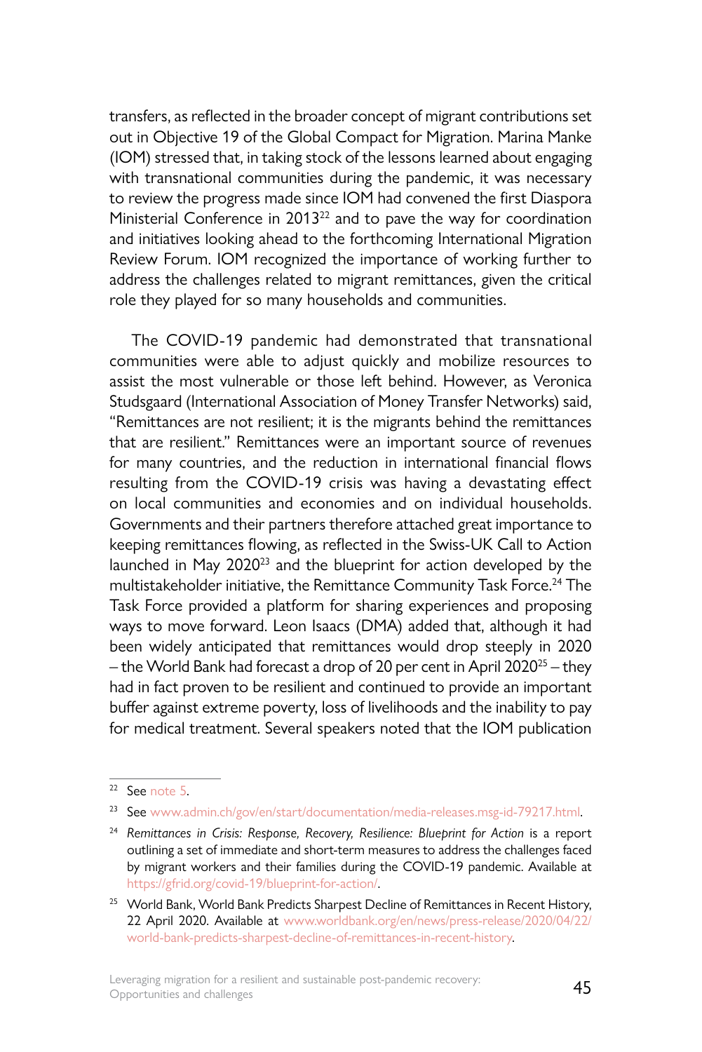transfers, as reflected in the broader concept of migrant contributions set out in Objective 19 of the Global Compact for Migration. Marina Manke (IOM) stressed that, in taking stock of the lessons learned about engaging with transnational communities during the pandemic, it was necessary to review the progress made since IOM had convened the first Diaspora Ministerial Conference in 2013[22] and to pave the way for coordination and initiatives looking ahead to the forthcoming International Migration Review Forum. IOM recognized the importance of working further to address the challenges related to migrant remittances, given the critical role they played for so many households and communities.

The COVID-19 pandemic had demonstrated that transnational communities were able to adjust quickly and mobilize resources to assist the most vulnerable or those left behind. However, as Veronica Studsgaard (International Association of Money Transfer Networks) said, "Remittances are not resilient; it is the migrants behind the remittances that are resilient." Remittances were an important source of revenues for many countries, and the reduction in international financial flows resulting from the COVID-19 crisis was having a devastating effect on local communities and economies and on individual households. Governments and their partners therefore attached great importance to keeping remittances flowing, as reflected in the Swiss-UK Call to Action launched in May 2020[23] and the blueprint for action developed by the multistakeholder initiative, the Remittance Community Task Force.[24] The Task Force provided a platform for sharing experiences and proposing ways to move forward. Leon Isaacs (DMA) added that, although it had been widely anticipated that remittances would drop steeply in 2020 – the World Bank had forecast a drop of 20 per cent in April 2020[25] – they had in fact proven to be resilient and continued to provide an important buffer against extreme poverty, loss of livelihoods and the inability to pay for medical treatment. Several speakers noted that the IOM publication

---

[22] See note 5.

[23] See www.admin.ch/gov/en/start/documentation/media-releases.msg-id-79217.html.

[24] *Remittances in Crisis: Response, Recovery, Resilience: Blueprint for Action* is a report outlining a set of immediate and short-term measures to address the challenges faced by migrant workers and their families during the COVID-19 pandemic. Available at https://gfrid.org/covid-19/blueprint-for-action/.

[25] World Bank, World Bank Predicts Sharpest Decline of Remittances in Recent History, 22 April 2020. Available at www.worldbank.org/en/news/press-release/2020/04/22/world-bank-predicts-sharpest-decline-of-remittances-in-recent-history.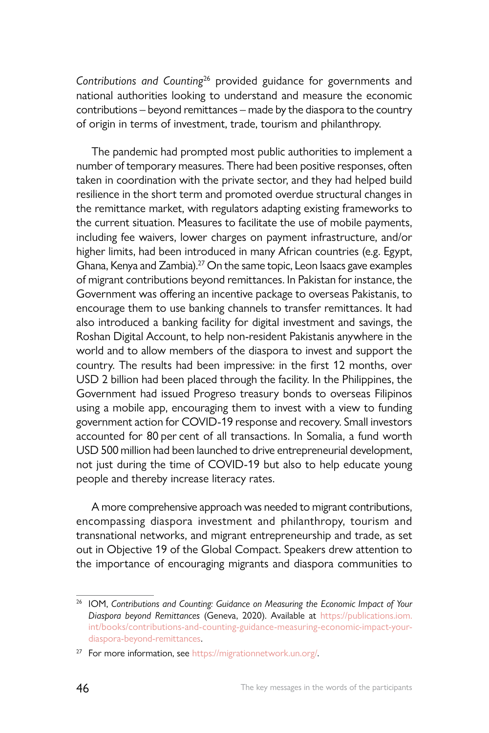*Contributions and Counting*[26] provided guidance for governments and national authorities looking to understand and measure the economic contributions – beyond remittances – made by the diaspora to the country of origin in terms of investment, trade, tourism and philanthropy.

The pandemic had prompted most public authorities to implement a number of temporary measures. There had been positive responses, often taken in coordination with the private sector, and they had helped build resilience in the short term and promoted overdue structural changes in the remittance market, with regulators adapting existing frameworks to the current situation. Measures to facilitate the use of mobile payments, including fee waivers, lower charges on payment infrastructure, and/or higher limits, had been introduced in many African countries (e.g. Egypt, Ghana, Kenya and Zambia).[27] On the same topic, Leon Isaacs gave examples of migrant contributions beyond remittances. In Pakistan for instance, the Government was offering an incentive package to overseas Pakistanis, to encourage them to use banking channels to transfer remittances. It had also introduced a banking facility for digital investment and savings, the Roshan Digital Account, to help non-resident Pakistanis anywhere in the world and to allow members of the diaspora to invest and support the country. The results had been impressive: in the first 12 months, over USD 2 billion had been placed through the facility. In the Philippines, the Government had issued Progreso treasury bonds to overseas Filipinos using a mobile app, encouraging them to invest with a view to funding government action for COVID-19 response and recovery. Small investors accounted for 80 per cent of all transactions. In Somalia, a fund worth USD 500 million had been launched to drive entrepreneurial development, not just during the time of COVID-19 but also to help educate young people and thereby increase literacy rates.

A more comprehensive approach was needed to migrant contributions, encompassing diaspora investment and philanthropy, tourism and transnational networks, and migrant entrepreneurship and trade, as set out in Objective 19 of the Global Compact. Speakers drew attention to the importance of encouraging migrants and diaspora communities to

---

[26] IOM, *Contributions and Counting: Guidance on Measuring the Economic Impact of Your Diaspora beyond Remittances* (Geneva, 2020). Available at https://publications.iom.int/books/contributions-and-counting-guidance-measuring-economic-impact-your-diaspora-beyond-remittances.

[27] For more information, see https://migrationnetwork.un.org/.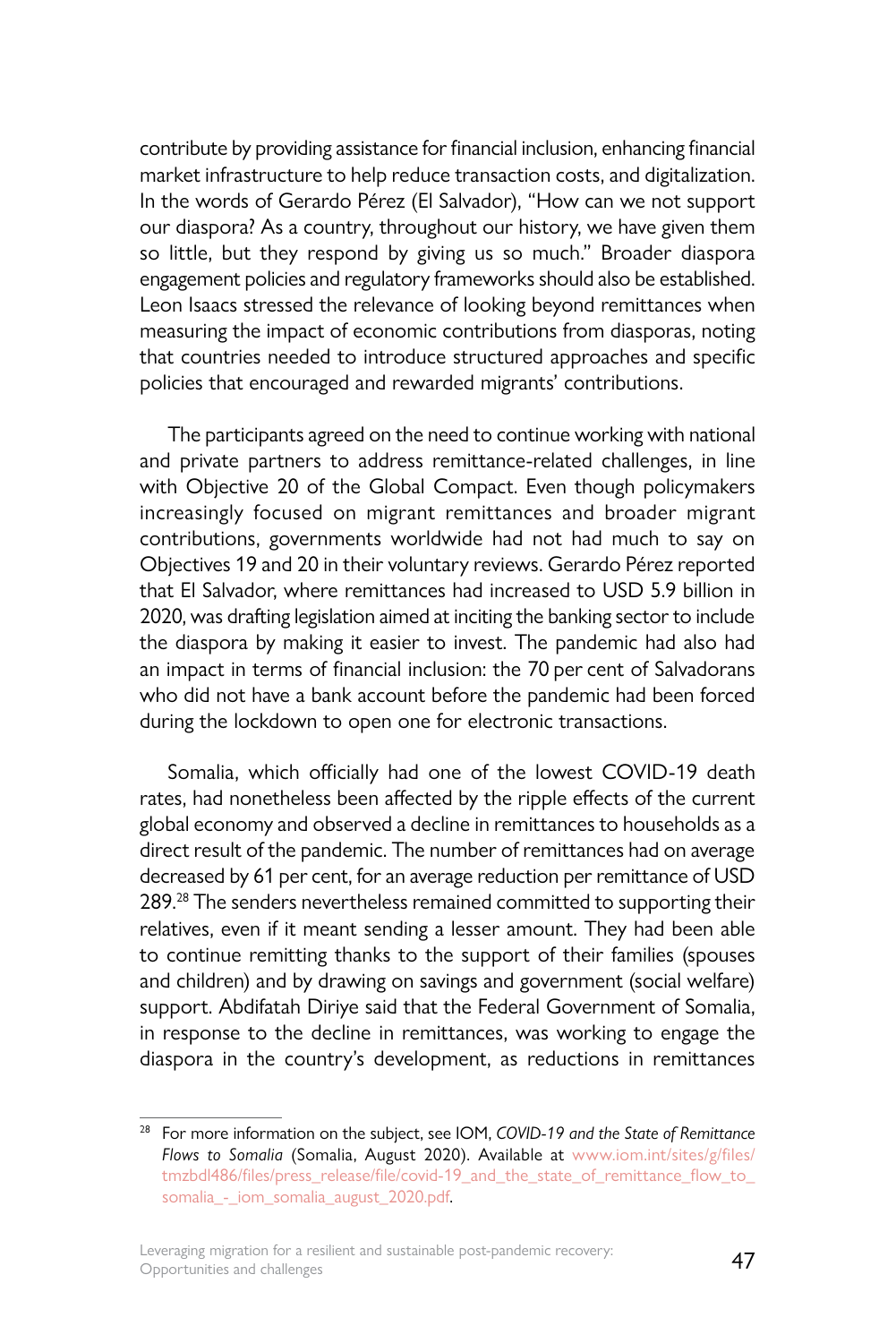contribute by providing assistance for financial inclusion, enhancing financial market infrastructure to help reduce transaction costs, and digitalization. In the words of Gerardo Pérez (El Salvador), "How can we not support our diaspora? As a country, throughout our history, we have given them so little, but they respond by giving us so much." Broader diaspora engagement policies and regulatory frameworks should also be established. Leon Isaacs stressed the relevance of looking beyond remittances when measuring the impact of economic contributions from diasporas, noting that countries needed to introduce structured approaches and specific policies that encouraged and rewarded migrants' contributions.

The participants agreed on the need to continue working with national and private partners to address remittance-related challenges, in line with Objective 20 of the Global Compact. Even though policymakers increasingly focused on migrant remittances and broader migrant contributions, governments worldwide had not had much to say on Objectives 19 and 20 in their voluntary reviews. Gerardo Pérez reported that El Salvador, where remittances had increased to USD 5.9 billion in 2020, was drafting legislation aimed at inciting the banking sector to include the diaspora by making it easier to invest. The pandemic had also had an impact in terms of financial inclusion: the 70 per cent of Salvadorans who did not have a bank account before the pandemic had been forced during the lockdown to open one for electronic transactions.

Somalia, which officially had one of the lowest COVID-19 death rates, had nonetheless been affected by the ripple effects of the current global economy and observed a decline in remittances to households as a direct result of the pandemic. The number of remittances had on average decreased by 61 per cent, for an average reduction per remittance of USD 289.[28] The senders nevertheless remained committed to supporting their relatives, even if it meant sending a lesser amount. They had been able to continue remitting thanks to the support of their families (spouses and children) and by drawing on savings and government (social welfare) support. Abdifatah Diriye said that the Federal Government of Somalia, in response to the decline in remittances, was working to engage the diaspora in the country's development, as reductions in remittances

[28] For more information on the subject, see IOM, *COVID-19 and the State of Remittance Flows to Somalia* (Somalia, August 2020). Available at www.iom.int/sites/g/files/tmzbdl486/files/press_release/file/covid-19_and_the_state_of_remittance_flow_to_somalia_-_iom_somalia_august_2020.pdf.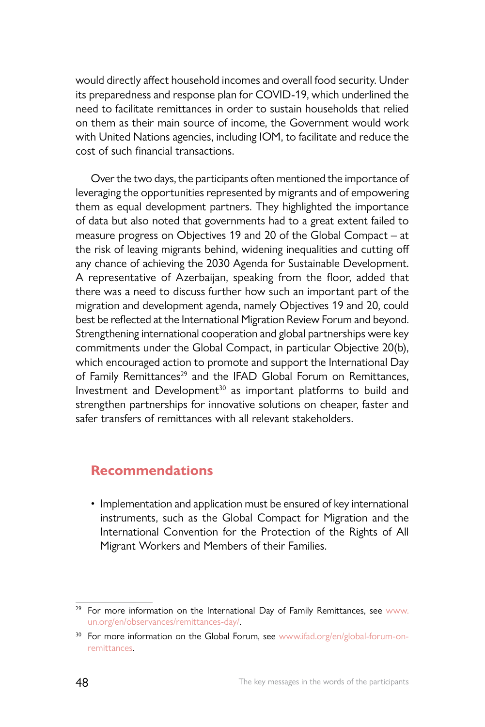would directly affect household incomes and overall food security. Under its preparedness and response plan for COVID-19, which underlined the need to facilitate remittances in order to sustain households that relied on them as their main source of income, the Government would work with United Nations agencies, including IOM, to facilitate and reduce the cost of such financial transactions.

Over the two days, the participants often mentioned the importance of leveraging the opportunities represented by migrants and of empowering them as equal development partners. They highlighted the importance of data but also noted that governments had to a great extent failed to measure progress on Objectives 19 and 20 of the Global Compact – at the risk of leaving migrants behind, widening inequalities and cutting off any chance of achieving the 2030 Agenda for Sustainable Development. A representative of Azerbaijan, speaking from the floor, added that there was a need to discuss further how such an important part of the migration and development agenda, namely Objectives 19 and 20, could best be reflected at the International Migration Review Forum and beyond. Strengthening international cooperation and global partnerships were key commitments under the Global Compact, in particular Objective 20(b), which encouraged action to promote and support the International Day of Family Remittances[29] and the IFAD Global Forum on Remittances, Investment and Development[30] as important platforms to build and strengthen partnerships for innovative solutions on cheaper, faster and safer transfers of remittances with all relevant stakeholders.

## Recommendations

- Implementation and application must be ensured of key international instruments, such as the Global Compact for Migration and the International Convention for the Protection of the Rights of All Migrant Workers and Members of their Families.

[29] For more information on the International Day of Family Remittances, see www.un.org/en/observances/remittances-day/.

[30] For more information on the Global Forum, see www.ifad.org/en/global-forum-on-remittances.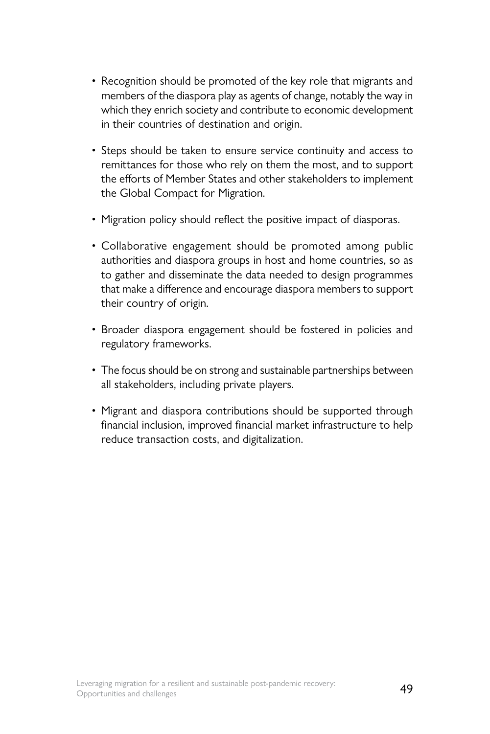- Recognition should be promoted of the key role that migrants and members of the diaspora play as agents of change, notably the way in which they enrich society and contribute to economic development in their countries of destination and origin.

- Steps should be taken to ensure service continuity and access to remittances for those who rely on them the most, and to support the efforts of Member States and other stakeholders to implement the Global Compact for Migration.

- Migration policy should reflect the positive impact of diasporas.

- Collaborative engagement should be promoted among public authorities and diaspora groups in host and home countries, so as to gather and disseminate the data needed to design programmes that make a difference and encourage diaspora members to support their country of origin.

- Broader diaspora engagement should be fostered in policies and regulatory frameworks.

- The focus should be on strong and sustainable partnerships between all stakeholders, including private players.

- Migrant and diaspora contributions should be supported through financial inclusion, improved financial market infrastructure to help reduce transaction costs, and digitalization.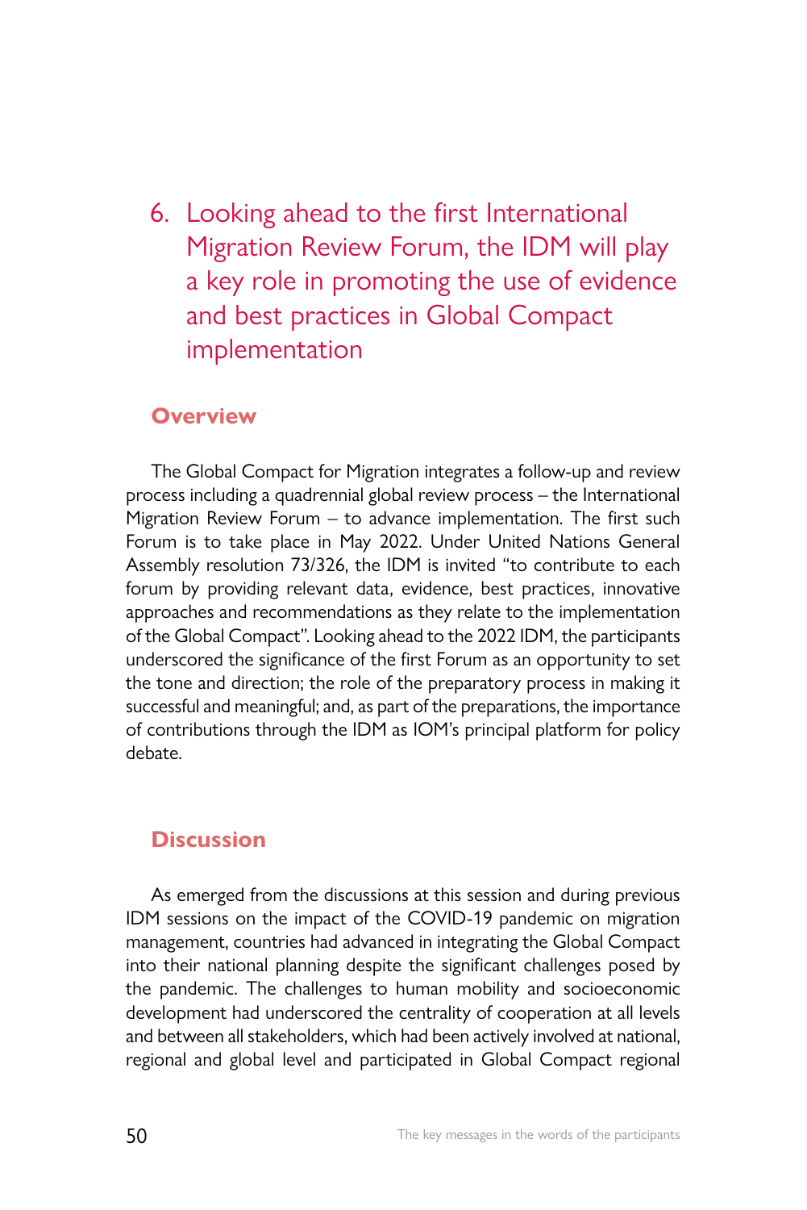# 6. Looking ahead to the first International Migration Review Forum, the IDM will play a key role in promoting the use of evidence and best practices in Global Compact implementation

## Overview

The Global Compact for Migration integrates a follow-up and review process including a quadrennial global review process – the International Migration Review Forum – to advance implementation. The first such Forum is to take place in May 2022. Under United Nations General Assembly resolution 73/326, the IDM is invited "to contribute to each forum by providing relevant data, evidence, best practices, innovative approaches and recommendations as they relate to the implementation of the Global Compact". Looking ahead to the 2022 IDM, the participants underscored the significance of the first Forum as an opportunity to set the tone and direction; the role of the preparatory process in making it successful and meaningful; and, as part of the preparations, the importance of contributions through the IDM as IOM's principal platform for policy debate.

## Discussion

As emerged from the discussions at this session and during previous IDM sessions on the impact of the COVID-19 pandemic on migration management, countries had advanced in integrating the Global Compact into their national planning despite the significant challenges posed by the pandemic. The challenges to human mobility and socioeconomic development had underscored the centrality of cooperation at all levels and between all stakeholders, which had been actively involved at national, regional and global level and participated in Global Compact regional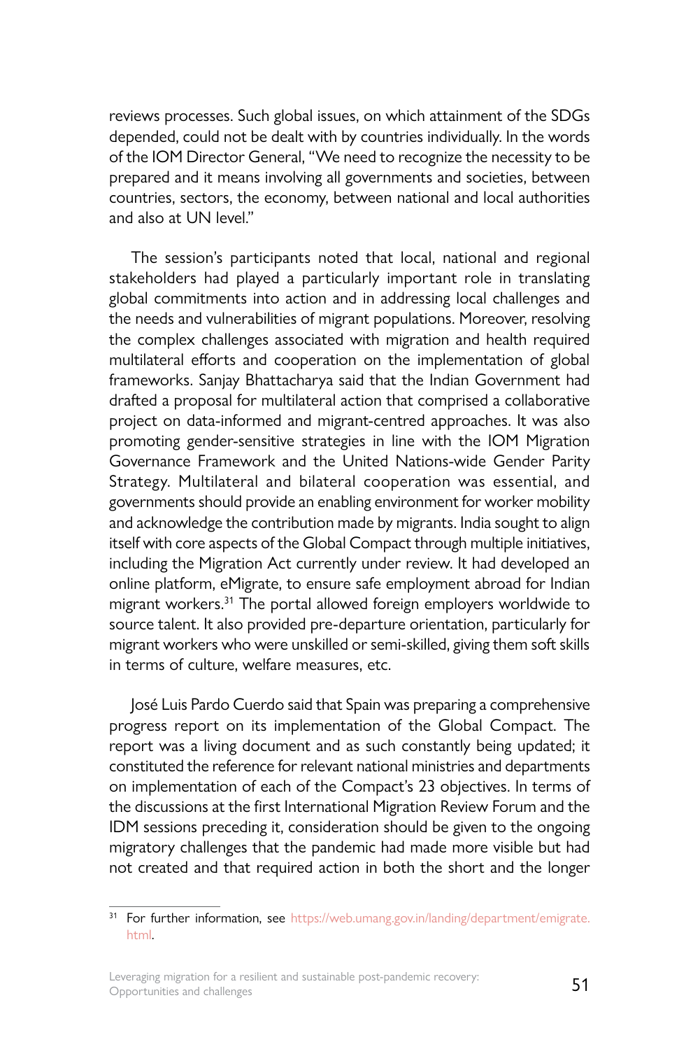reviews processes. Such global issues, on which attainment of the SDGs depended, could not be dealt with by countries individually. In the words of the IOM Director General, "We need to recognize the necessity to be prepared and it means involving all governments and societies, between countries, sectors, the economy, between national and local authorities and also at UN level."

The session's participants noted that local, national and regional stakeholders had played a particularly important role in translating global commitments into action and in addressing local challenges and the needs and vulnerabilities of migrant populations. Moreover, resolving the complex challenges associated with migration and health required multilateral efforts and cooperation on the implementation of global frameworks. Sanjay Bhattacharya said that the Indian Government had drafted a proposal for multilateral action that comprised a collaborative project on data-informed and migrant-centred approaches. It was also promoting gender-sensitive strategies in line with the IOM Migration Governance Framework and the United Nations-wide Gender Parity Strategy. Multilateral and bilateral cooperation was essential, and governments should provide an enabling environment for worker mobility and acknowledge the contribution made by migrants. India sought to align itself with core aspects of the Global Compact through multiple initiatives, including the Migration Act currently under review. It had developed an online platform, eMigrate, to ensure safe employment abroad for Indian migrant workers.[31] The portal allowed foreign employers worldwide to source talent. It also provided pre-departure orientation, particularly for migrant workers who were unskilled or semi-skilled, giving them soft skills in terms of culture, welfare measures, etc.

José Luis Pardo Cuerdo said that Spain was preparing a comprehensive progress report on its implementation of the Global Compact. The report was a living document and as such constantly being updated; it constituted the reference for relevant national ministries and departments on implementation of each of the Compact's 23 objectives. In terms of the discussions at the first International Migration Review Forum and the IDM sessions preceding it, consideration should be given to the ongoing migratory challenges that the pandemic had made more visible but had not created and that required action in both the short and the longer

[31] For further information, see https://web.umang.gov.in/landing/department/emigrate.html.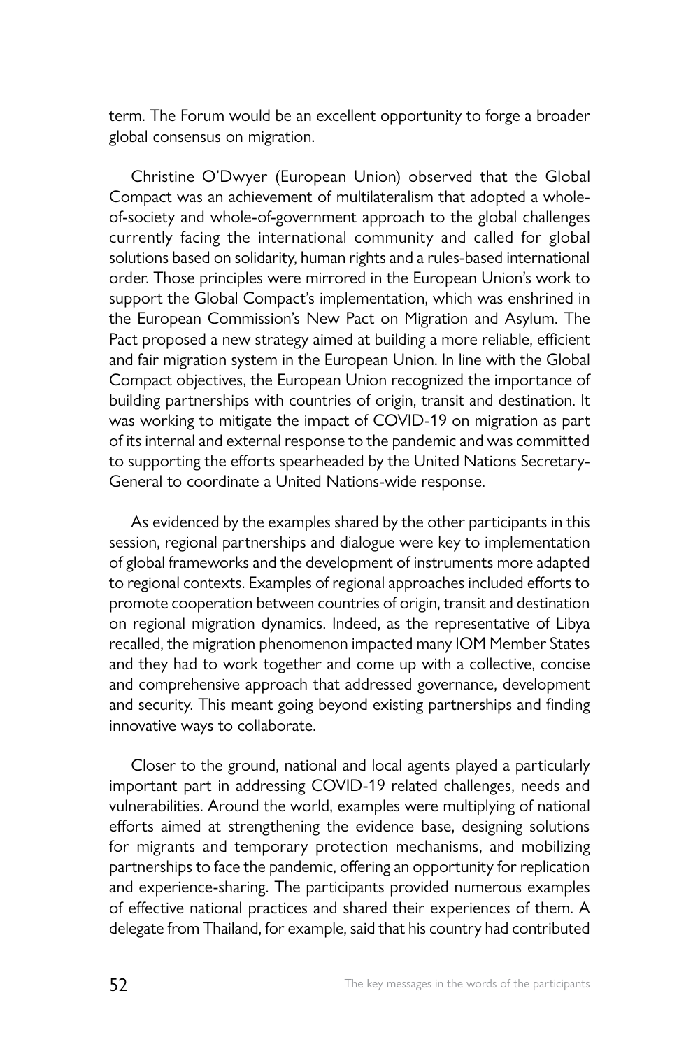term. The Forum would be an excellent opportunity to forge a broader global consensus on migration.

Christine O'Dwyer (European Union) observed that the Global Compact was an achievement of multilateralism that adopted a whole-of-society and whole-of-government approach to the global challenges currently facing the international community and called for global solutions based on solidarity, human rights and a rules-based international order. Those principles were mirrored in the European Union's work to support the Global Compact's implementation, which was enshrined in the European Commission's New Pact on Migration and Asylum. The Pact proposed a new strategy aimed at building a more reliable, efficient and fair migration system in the European Union. In line with the Global Compact objectives, the European Union recognized the importance of building partnerships with countries of origin, transit and destination. It was working to mitigate the impact of COVID-19 on migration as part of its internal and external response to the pandemic and was committed to supporting the efforts spearheaded by the United Nations Secretary-General to coordinate a United Nations-wide response.

As evidenced by the examples shared by the other participants in this session, regional partnerships and dialogue were key to implementation of global frameworks and the development of instruments more adapted to regional contexts. Examples of regional approaches included efforts to promote cooperation between countries of origin, transit and destination on regional migration dynamics. Indeed, as the representative of Libya recalled, the migration phenomenon impacted many IOM Member States and they had to work together and come up with a collective, concise and comprehensive approach that addressed governance, development and security. This meant going beyond existing partnerships and finding innovative ways to collaborate.

Closer to the ground, national and local agents played a particularly important part in addressing COVID-19 related challenges, needs and vulnerabilities. Around the world, examples were multiplying of national efforts aimed at strengthening the evidence base, designing solutions for migrants and temporary protection mechanisms, and mobilizing partnerships to face the pandemic, offering an opportunity for replication and experience-sharing. The participants provided numerous examples of effective national practices and shared their experiences of them. A delegate from Thailand, for example, said that his country had contributed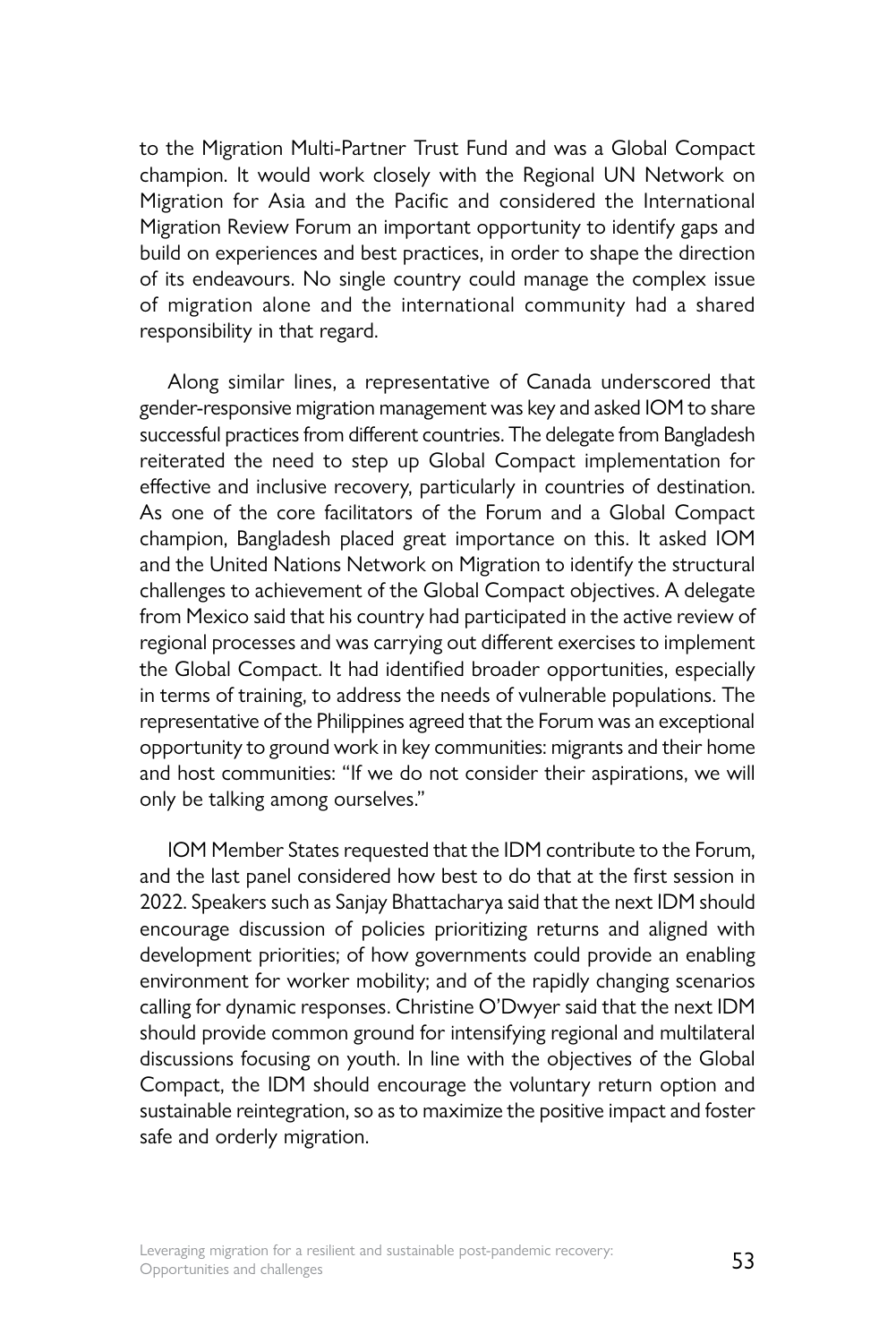to the Migration Multi-Partner Trust Fund and was a Global Compact champion. It would work closely with the Regional UN Network on Migration for Asia and the Pacific and considered the International Migration Review Forum an important opportunity to identify gaps and build on experiences and best practices, in order to shape the direction of its endeavours. No single country could manage the complex issue of migration alone and the international community had a shared responsibility in that regard.

Along similar lines, a representative of Canada underscored that gender-responsive migration management was key and asked IOM to share successful practices from different countries. The delegate from Bangladesh reiterated the need to step up Global Compact implementation for effective and inclusive recovery, particularly in countries of destination. As one of the core facilitators of the Forum and a Global Compact champion, Bangladesh placed great importance on this. It asked IOM and the United Nations Network on Migration to identify the structural challenges to achievement of the Global Compact objectives. A delegate from Mexico said that his country had participated in the active review of regional processes and was carrying out different exercises to implement the Global Compact. It had identified broader opportunities, especially in terms of training, to address the needs of vulnerable populations. The representative of the Philippines agreed that the Forum was an exceptional opportunity to ground work in key communities: migrants and their home and host communities: "If we do not consider their aspirations, we will only be talking among ourselves."

IOM Member States requested that the IDM contribute to the Forum, and the last panel considered how best to do that at the first session in 2022. Speakers such as Sanjay Bhattacharya said that the next IDM should encourage discussion of policies prioritizing returns and aligned with development priorities; of how governments could provide an enabling environment for worker mobility; and of the rapidly changing scenarios calling for dynamic responses. Christine O'Dwyer said that the next IDM should provide common ground for intensifying regional and multilateral discussions focusing on youth. In line with the objectives of the Global Compact, the IDM should encourage the voluntary return option and sustainable reintegration, so as to maximize the positive impact and foster safe and orderly migration.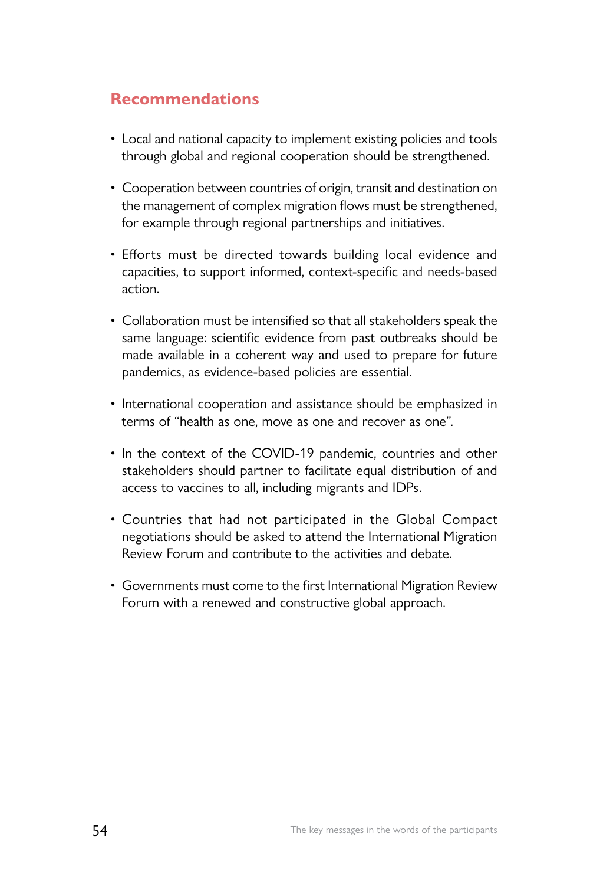## Recommendations

- Local and national capacity to implement existing policies and tools through global and regional cooperation should be strengthened.
- Cooperation between countries of origin, transit and destination on the management of complex migration flows must be strengthened, for example through regional partnerships and initiatives.
- Efforts must be directed towards building local evidence and capacities, to support informed, context-specific and needs-based action.
- Collaboration must be intensified so that all stakeholders speak the same language: scientific evidence from past outbreaks should be made available in a coherent way and used to prepare for future pandemics, as evidence-based policies are essential.
- International cooperation and assistance should be emphasized in terms of "health as one, move as one and recover as one".
- In the context of the COVID-19 pandemic, countries and other stakeholders should partner to facilitate equal distribution of and access to vaccines to all, including migrants and IDPs.
- Countries that had not participated in the Global Compact negotiations should be asked to attend the International Migration Review Forum and contribute to the activities and debate.
- Governments must come to the first International Migration Review Forum with a renewed and constructive global approach.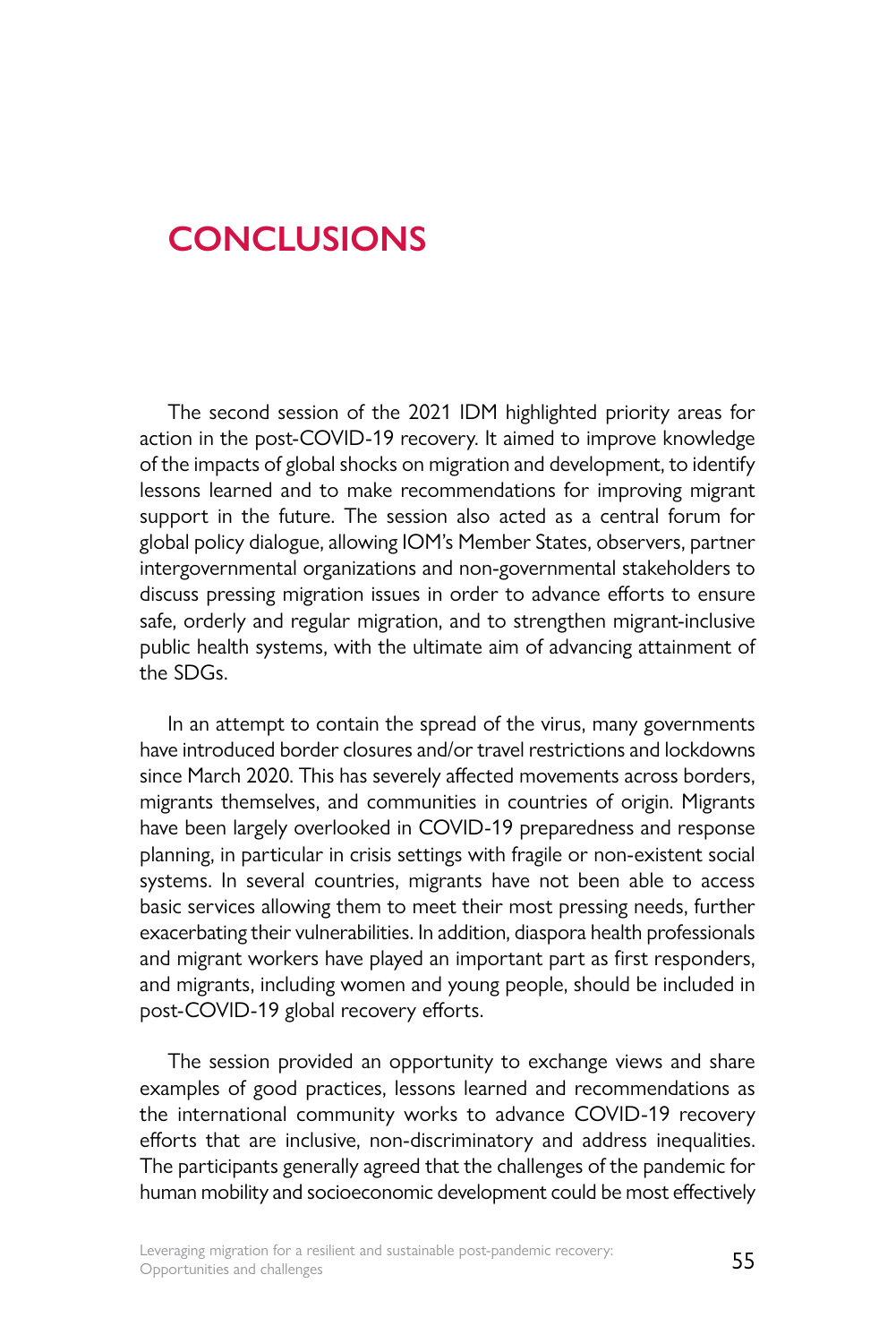# CONCLUSIONS

The second session of the 2021 IDM highlighted priority areas for action in the post-COVID-19 recovery. It aimed to improve knowledge of the impacts of global shocks on migration and development, to identify lessons learned and to make recommendations for improving migrant support in the future. The session also acted as a central forum for global policy dialogue, allowing IOM's Member States, observers, partner intergovernmental organizations and non-governmental stakeholders to discuss pressing migration issues in order to advance efforts to ensure safe, orderly and regular migration, and to strengthen migrant-inclusive public health systems, with the ultimate aim of advancing attainment of the SDGs.

In an attempt to contain the spread of the virus, many governments have introduced border closures and/or travel restrictions and lockdowns since March 2020. This has severely affected movements across borders, migrants themselves, and communities in countries of origin. Migrants have been largely overlooked in COVID-19 preparedness and response planning, in particular in crisis settings with fragile or non-existent social systems. In several countries, migrants have not been able to access basic services allowing them to meet their most pressing needs, further exacerbating their vulnerabilities. In addition, diaspora health professionals and migrant workers have played an important part as first responders, and migrants, including women and young people, should be included in post-COVID-19 global recovery efforts.

The session provided an opportunity to exchange views and share examples of good practices, lessons learned and recommendations as the international community works to advance COVID-19 recovery efforts that are inclusive, non-discriminatory and address inequalities. The participants generally agreed that the challenges of the pandemic for human mobility and socioeconomic development could be most effectively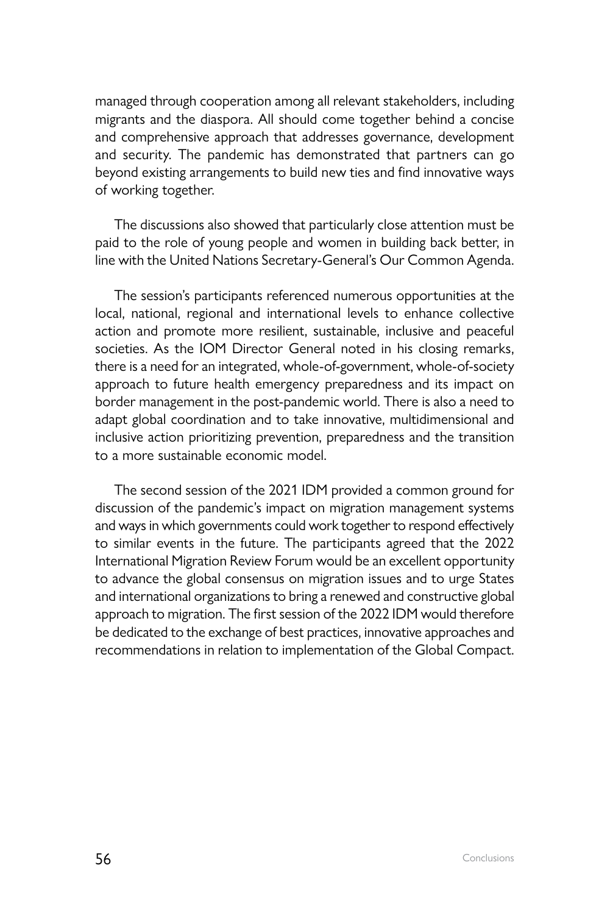managed through cooperation among all relevant stakeholders, including migrants and the diaspora. All should come together behind a concise and comprehensive approach that addresses governance, development and security. The pandemic has demonstrated that partners can go beyond existing arrangements to build new ties and find innovative ways of working together.

The discussions also showed that particularly close attention must be paid to the role of young people and women in building back better, in line with the United Nations Secretary-General's Our Common Agenda.

The session's participants referenced numerous opportunities at the local, national, regional and international levels to enhance collective action and promote more resilient, sustainable, inclusive and peaceful societies. As the IOM Director General noted in his closing remarks, there is a need for an integrated, whole-of-government, whole-of-society approach to future health emergency preparedness and its impact on border management in the post-pandemic world. There is also a need to adapt global coordination and to take innovative, multidimensional and inclusive action prioritizing prevention, preparedness and the transition to a more sustainable economic model.

The second session of the 2021 IDM provided a common ground for discussion of the pandemic's impact on migration management systems and ways in which governments could work together to respond effectively to similar events in the future. The participants agreed that the 2022 International Migration Review Forum would be an excellent opportunity to advance the global consensus on migration issues and to urge States and international organizations to bring a renewed and constructive global approach to migration. The first session of the 2022 IDM would therefore be dedicated to the exchange of best practices, innovative approaches and recommendations in relation to implementation of the Global Compact.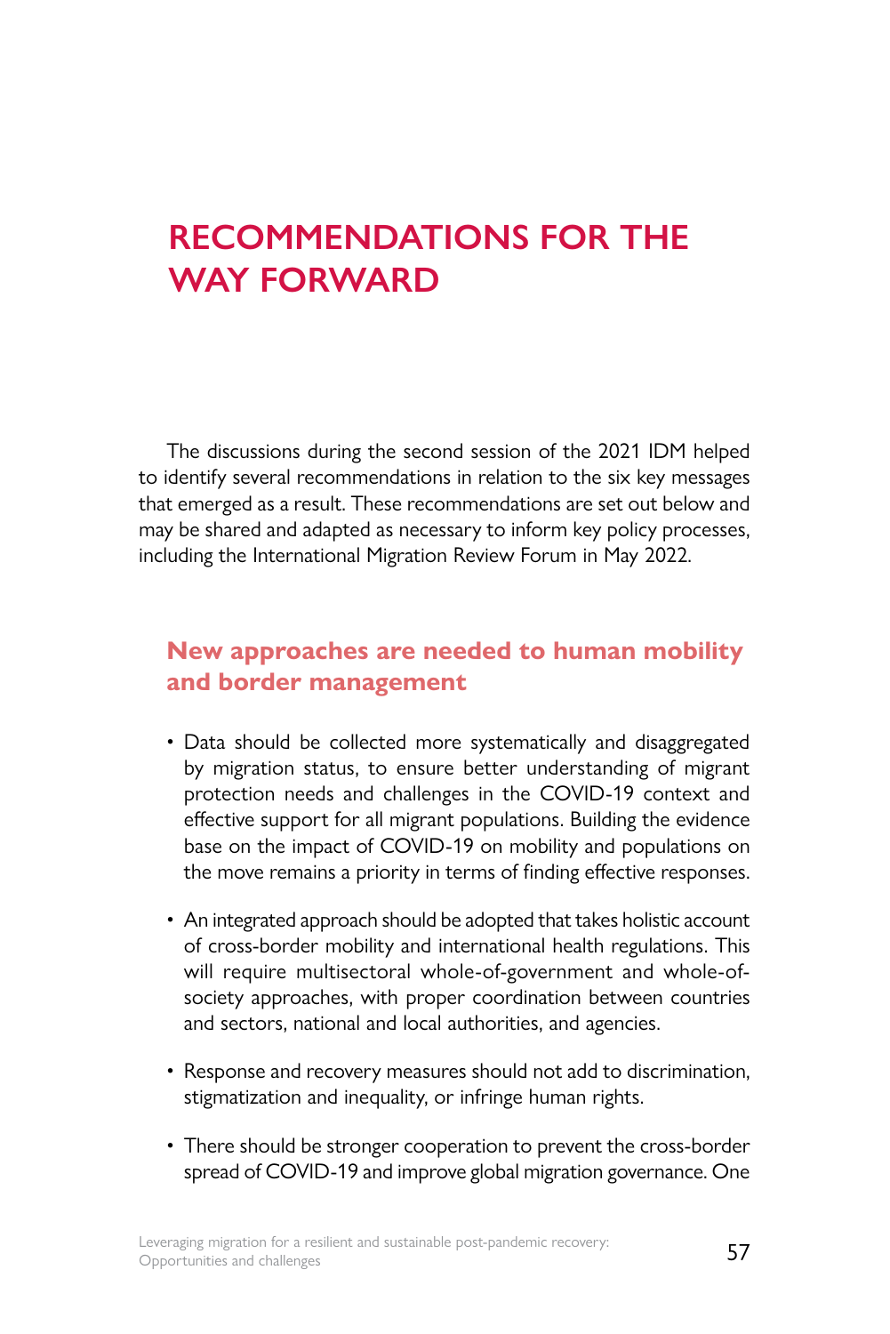# RECOMMENDATIONS FOR THE WAY FORWARD

The discussions during the second session of the 2021 IDM helped to identify several recommendations in relation to the six key messages that emerged as a result. These recommendations are set out below and may be shared and adapted as necessary to inform key policy processes, including the International Migration Review Forum in May 2022.

## New approaches are needed to human mobility and border management

- Data should be collected more systematically and disaggregated by migration status, to ensure better understanding of migrant protection needs and challenges in the COVID-19 context and effective support for all migrant populations. Building the evidence base on the impact of COVID-19 on mobility and populations on the move remains a priority in terms of finding effective responses.
- An integrated approach should be adopted that takes holistic account of cross-border mobility and international health regulations. This will require multisectoral whole-of-government and whole-of-society approaches, with proper coordination between countries and sectors, national and local authorities, and agencies.
- Response and recovery measures should not add to discrimination, stigmatization and inequality, or infringe human rights.
- There should be stronger cooperation to prevent the cross-border spread of COVID-19 and improve global migration governance. One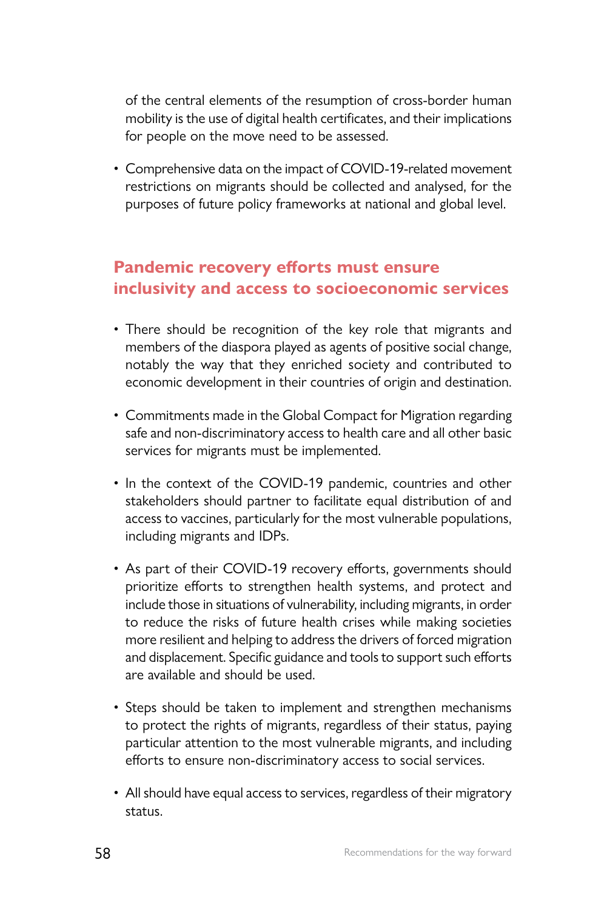of the central elements of the resumption of cross-border human mobility is the use of digital health certificates, and their implications for people on the move need to be assessed.

- Comprehensive data on the impact of COVID-19-related movement restrictions on migrants should be collected and analysed, for the purposes of future policy frameworks at national and global level.

## Pandemic recovery efforts must ensure inclusivity and access to socioeconomic services

- There should be recognition of the key role that migrants and members of the diaspora played as agents of positive social change, notably the way that they enriched society and contributed to economic development in their countries of origin and destination.

- Commitments made in the Global Compact for Migration regarding safe and non-discriminatory access to health care and all other basic services for migrants must be implemented.

- In the context of the COVID-19 pandemic, countries and other stakeholders should partner to facilitate equal distribution of and access to vaccines, particularly for the most vulnerable populations, including migrants and IDPs.

- As part of their COVID-19 recovery efforts, governments should prioritize efforts to strengthen health systems, and protect and include those in situations of vulnerability, including migrants, in order to reduce the risks of future health crises while making societies more resilient and helping to address the drivers of forced migration and displacement. Specific guidance and tools to support such efforts are available and should be used.

- Steps should be taken to implement and strengthen mechanisms to protect the rights of migrants, regardless of their status, paying particular attention to the most vulnerable migrants, and including efforts to ensure non-discriminatory access to social services.

- All should have equal access to services, regardless of their migratory status.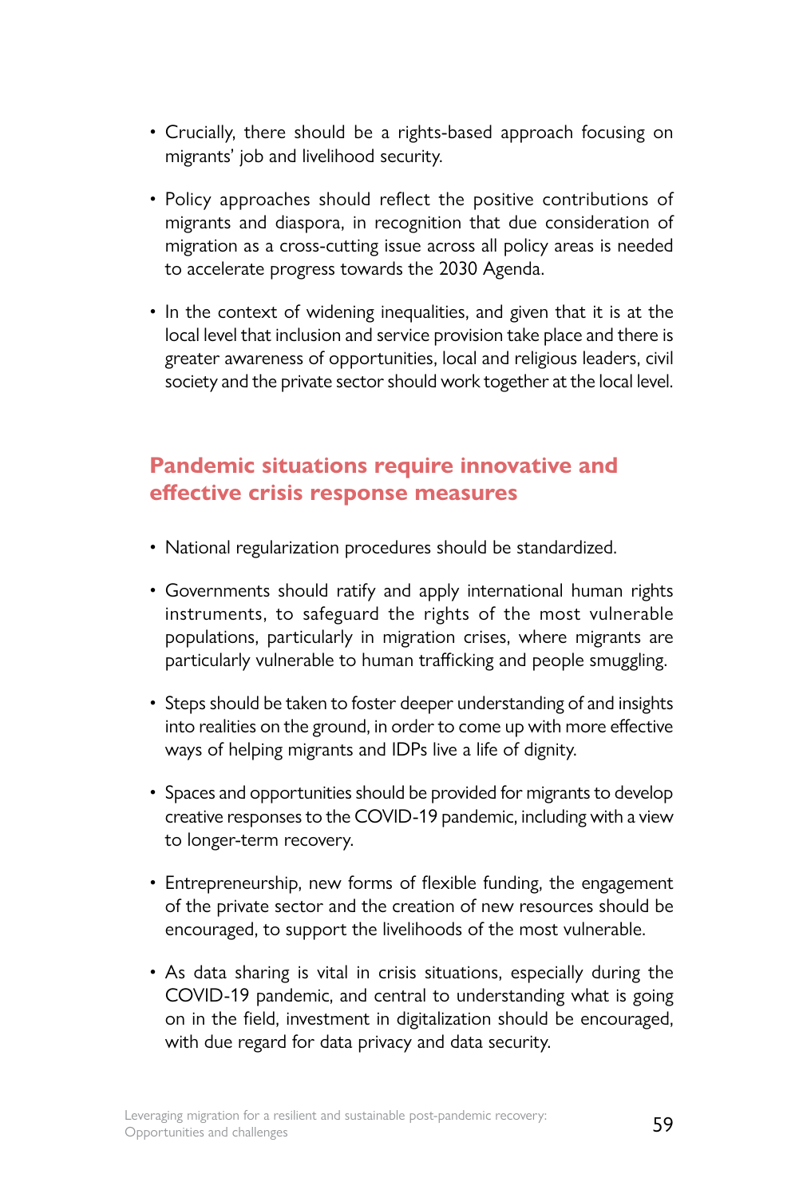- Crucially, there should be a rights-based approach focusing on migrants' job and livelihood security.

- Policy approaches should reflect the positive contributions of migrants and diaspora, in recognition that due consideration of migration as a cross-cutting issue across all policy areas is needed to accelerate progress towards the 2030 Agenda.

- In the context of widening inequalities, and given that it is at the local level that inclusion and service provision take place and there is greater awareness of opportunities, local and religious leaders, civil society and the private sector should work together at the local level.

## Pandemic situations require innovative and effective crisis response measures

- National regularization procedures should be standardized.

- Governments should ratify and apply international human rights instruments, to safeguard the rights of the most vulnerable populations, particularly in migration crises, where migrants are particularly vulnerable to human trafficking and people smuggling.

- Steps should be taken to foster deeper understanding of and insights into realities on the ground, in order to come up with more effective ways of helping migrants and IDPs live a life of dignity.

- Spaces and opportunities should be provided for migrants to develop creative responses to the COVID-19 pandemic, including with a view to longer-term recovery.

- Entrepreneurship, new forms of flexible funding, the engagement of the private sector and the creation of new resources should be encouraged, to support the livelihoods of the most vulnerable.

- As data sharing is vital in crisis situations, especially during the COVID-19 pandemic, and central to understanding what is going on in the field, investment in digitalization should be encouraged, with due regard for data privacy and data security.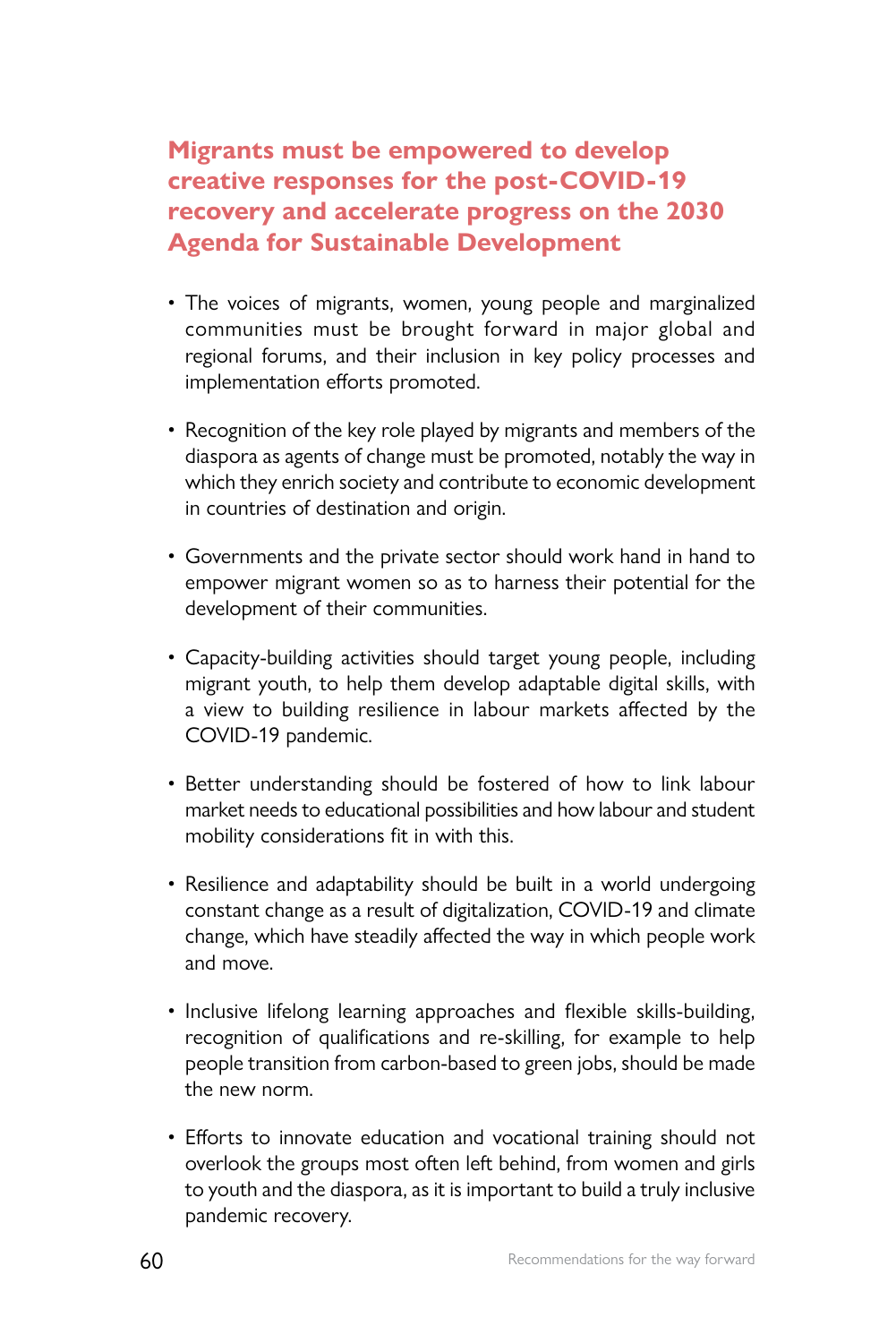## Migrants must be empowered to develop creative responses for the post-COVID-19 recovery and accelerate progress on the 2030 Agenda for Sustainable Development

- The voices of migrants, women, young people and marginalized communities must be brought forward in major global and regional forums, and their inclusion in key policy processes and implementation efforts promoted.
- Recognition of the key role played by migrants and members of the diaspora as agents of change must be promoted, notably the way in which they enrich society and contribute to economic development in countries of destination and origin.
- Governments and the private sector should work hand in hand to empower migrant women so as to harness their potential for the development of their communities.
- Capacity-building activities should target young people, including migrant youth, to help them develop adaptable digital skills, with a view to building resilience in labour markets affected by the COVID-19 pandemic.
- Better understanding should be fostered of how to link labour market needs to educational possibilities and how labour and student mobility considerations fit in with this.
- Resilience and adaptability should be built in a world undergoing constant change as a result of digitalization, COVID-19 and climate change, which have steadily affected the way in which people work and move.
- Inclusive lifelong learning approaches and flexible skills-building, recognition of qualifications and re-skilling, for example to help people transition from carbon-based to green jobs, should be made the new norm.
- Efforts to innovate education and vocational training should not overlook the groups most often left behind, from women and girls to youth and the diaspora, as it is important to build a truly inclusive pandemic recovery.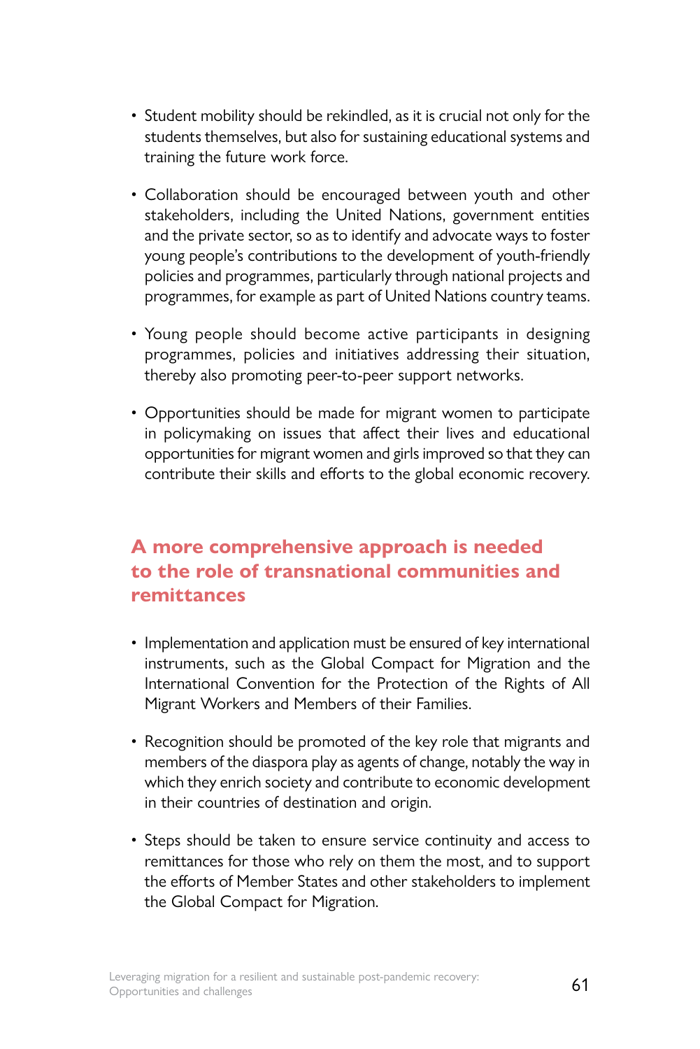- Student mobility should be rekindled, as it is crucial not only for the students themselves, but also for sustaining educational systems and training the future work force.
- Collaboration should be encouraged between youth and other stakeholders, including the United Nations, government entities and the private sector, so as to identify and advocate ways to foster young people's contributions to the development of youth-friendly policies and programmes, particularly through national projects and programmes, for example as part of United Nations country teams.
- Young people should become active participants in designing programmes, policies and initiatives addressing their situation, thereby also promoting peer-to-peer support networks.
- Opportunities should be made for migrant women to participate in policymaking on issues that affect their lives and educational opportunities for migrant women and girls improved so that they can contribute their skills and efforts to the global economic recovery.

## A more comprehensive approach is needed to the role of transnational communities and remittances

- Implementation and application must be ensured of key international instruments, such as the Global Compact for Migration and the International Convention for the Protection of the Rights of All Migrant Workers and Members of their Families.
- Recognition should be promoted of the key role that migrants and members of the diaspora play as agents of change, notably the way in which they enrich society and contribute to economic development in their countries of destination and origin.
- Steps should be taken to ensure service continuity and access to remittances for those who rely on them the most, and to support the efforts of Member States and other stakeholders to implement the Global Compact for Migration.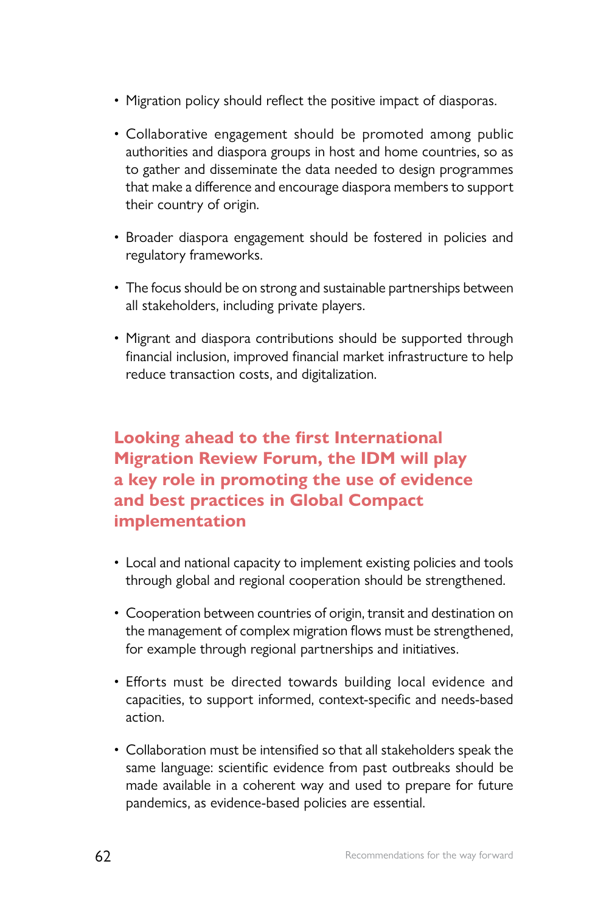- Migration policy should reflect the positive impact of diasporas.

- Collaborative engagement should be promoted among public authorities and diaspora groups in host and home countries, so as to gather and disseminate the data needed to design programmes that make a difference and encourage diaspora members to support their country of origin.

- Broader diaspora engagement should be fostered in policies and regulatory frameworks.

- The focus should be on strong and sustainable partnerships between all stakeholders, including private players.

- Migrant and diaspora contributions should be supported through financial inclusion, improved financial market infrastructure to help reduce transaction costs, and digitalization.

## Looking ahead to the first International Migration Review Forum, the IDM will play a key role in promoting the use of evidence and best practices in Global Compact implementation

- Local and national capacity to implement existing policies and tools through global and regional cooperation should be strengthened.

- Cooperation between countries of origin, transit and destination on the management of complex migration flows must be strengthened, for example through regional partnerships and initiatives.

- Efforts must be directed towards building local evidence and capacities, to support informed, context-specific and needs-based action.

- Collaboration must be intensified so that all stakeholders speak the same language: scientific evidence from past outbreaks should be made available in a coherent way and used to prepare for future pandemics, as evidence-based policies are essential.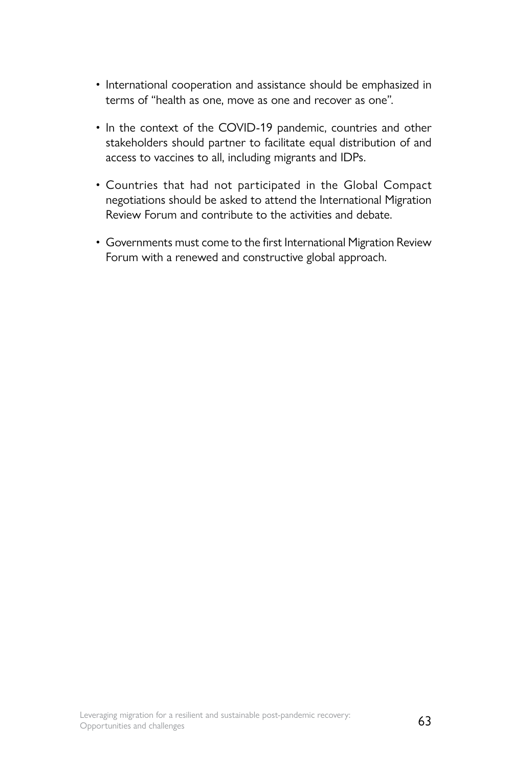- International cooperation and assistance should be emphasized in terms of "health as one, move as one and recover as one".
- In the context of the COVID-19 pandemic, countries and other stakeholders should partner to facilitate equal distribution of and access to vaccines to all, including migrants and IDPs.
- Countries that had not participated in the Global Compact negotiations should be asked to attend the International Migration Review Forum and contribute to the activities and debate.
- Governments must come to the first International Migration Review Forum with a renewed and constructive global approach.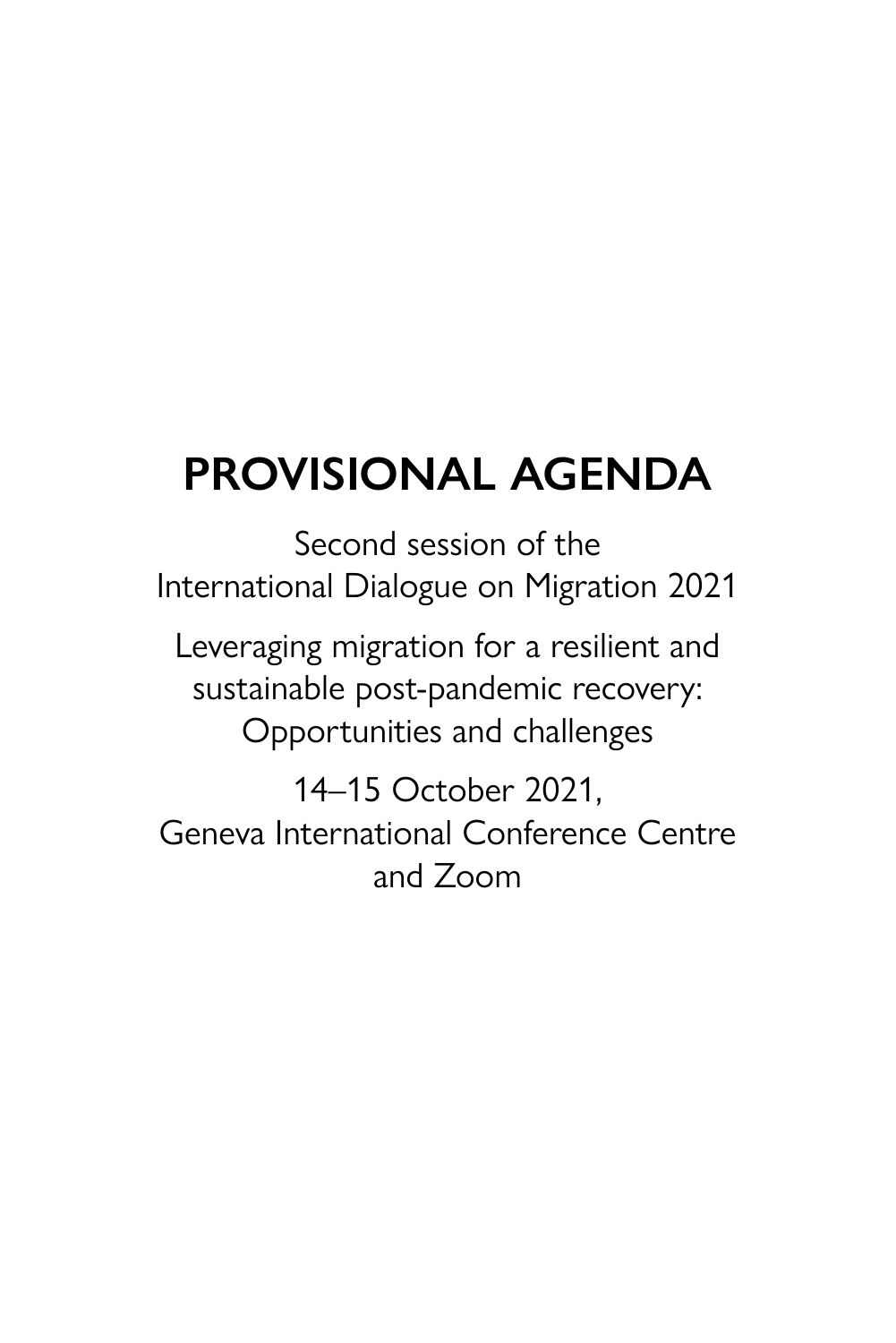# PROVISIONAL AGENDA

Second session of the
International Dialogue on Migration 2021

Leveraging migration for a resilient and
sustainable post-pandemic recovery:
Opportunities and challenges

14–15 October 2021,
Geneva International Conference Centre
and Zoom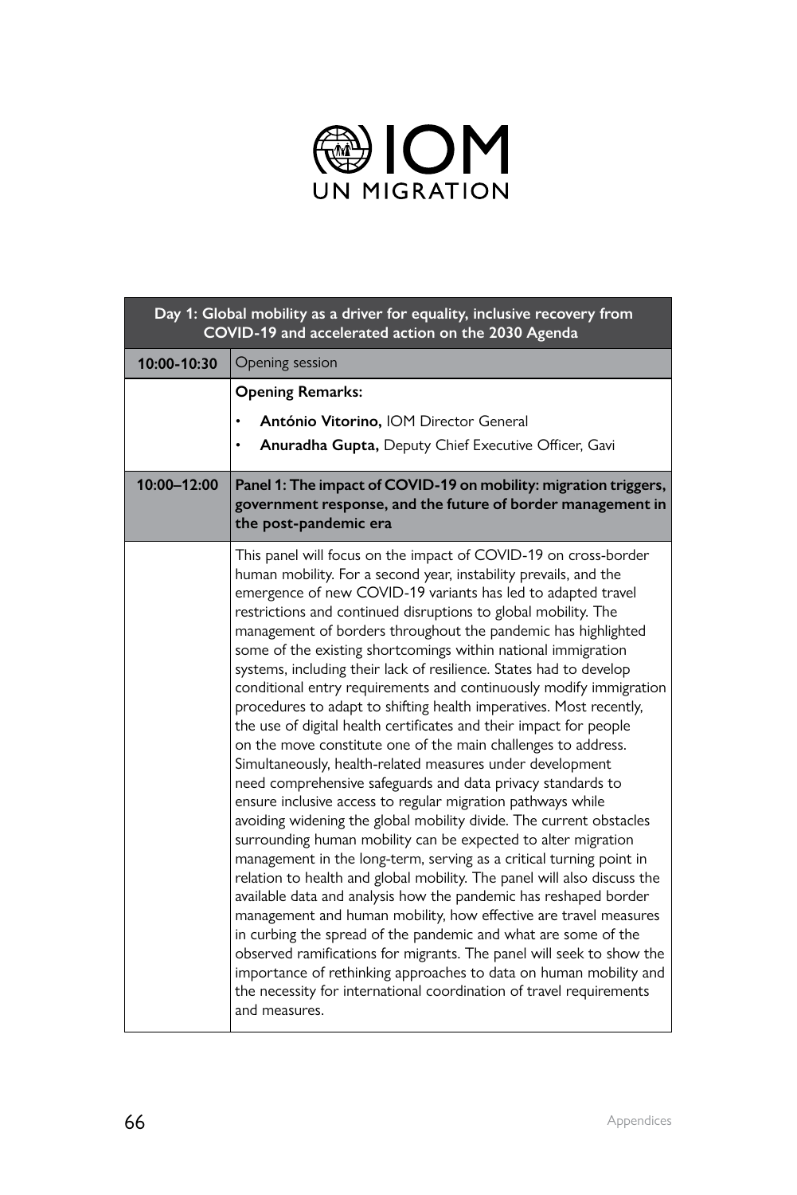IOM UN MIGRATION

| Day 1: Global mobility as a driver for equality, inclusive recovery from COVID-19 and accelerated action on the 2030 Agenda | |
|---|---|
| **10:00-10:30** | Opening session |
| | **Opening Remarks:**<br>• **António Vitorino,** IOM Director General<br>• **Anuradha Gupta,** Deputy Chief Executive Officer, Gavi |
| **10:00–12:00** | **Panel 1: The impact of COVID-19 on mobility: migration triggers, government response, and the future of border management in the post-pandemic era** |
| | This panel will focus on the impact of COVID-19 on cross-border human mobility. For a second year, instability prevails, and the emergence of new COVID-19 variants has led to adapted travel restrictions and continued disruptions to global mobility. The management of borders throughout the pandemic has highlighted some of the existing shortcomings within national immigration systems, including their lack of resilience. States had to develop conditional entry requirements and continuously modify immigration procedures to adapt to shifting health imperatives. Most recently, the use of digital health certificates and their impact for people on the move constitute one of the main challenges to address. Simultaneously, health-related measures under development need comprehensive safeguards and data privacy standards to ensure inclusive access to regular migration pathways while avoiding widening the global mobility divide. The current obstacles surrounding human mobility can be expected to alter migration management in the long-term, serving as a critical turning point in relation to health and global mobility. The panel will also discuss the available data and analysis how the pandemic has reshaped border management and human mobility, how effective are travel measures in curbing the spread of the pandemic and what are some of the observed ramifications for migrants. The panel will seek to show the importance of rethinking approaches to data on human mobility and the necessity for international coordination of travel requirements and measures. |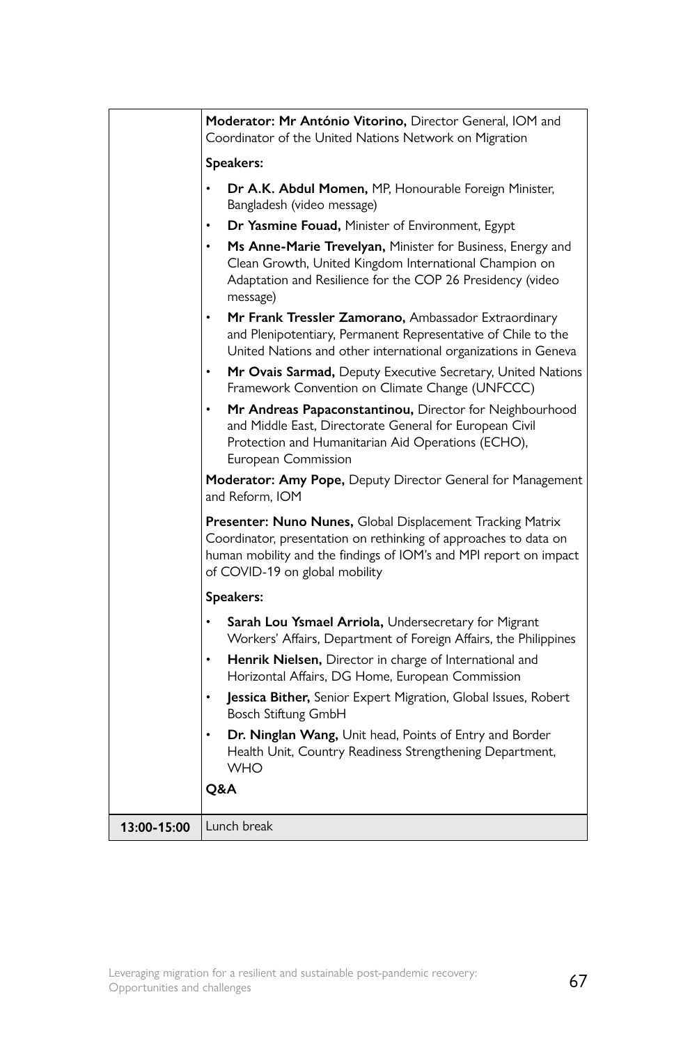| | |
|---|---|
| | **Moderator: Mr António Vitorino,** Director General, IOM and Coordinator of the United Nations Network on Migration<br><br>**Speakers:**<br><br>• **Dr A.K. Abdul Momen,** MP, Honourable Foreign Minister, Bangladesh (video message)<br>• **Dr Yasmine Fouad,** Minister of Environment, Egypt<br>• **Ms Anne-Marie Trevelyan,** Minister for Business, Energy and Clean Growth, United Kingdom International Champion on Adaptation and Resilience for the COP 26 Presidency (video message)<br>• **Mr Frank Tressler Zamorano,** Ambassador Extraordinary and Plenipotentiary, Permanent Representative of Chile to the United Nations and other international organizations in Geneva<br>• **Mr Ovais Sarmad,** Deputy Executive Secretary, United Nations Framework Convention on Climate Change (UNFCCC)<br>• **Mr Andreas Papaconstantinou,** Director for Neighbourhood and Middle East, Directorate General for European Civil Protection and Humanitarian Aid Operations (ECHO), European Commission<br><br>**Moderator: Amy Pope,** Deputy Director General for Management and Reform, IOM<br><br>**Presenter: Nuno Nunes,** Global Displacement Tracking Matrix Coordinator, presentation on rethinking of approaches to data on human mobility and the findings of IOM's and MPI report on impact of COVID-19 on global mobility<br><br>**Speakers:**<br><br>• **Sarah Lou Ysmael Arriola,** Undersecretary for Migrant Workers' Affairs, Department of Foreign Affairs, the Philippines<br>• **Henrik Nielsen,** Director in charge of International and Horizontal Affairs, DG Home, European Commission<br>• **Jessica Bither,** Senior Expert Migration, Global Issues, Robert Bosch Stiftung GmbH<br>• **Dr. Ninglan Wang,** Unit head, Points of Entry and Border Health Unit, Country Readiness Strengthening Department, WHO<br><br>**Q&A** |
| **13:00-15:00** | Lunch break |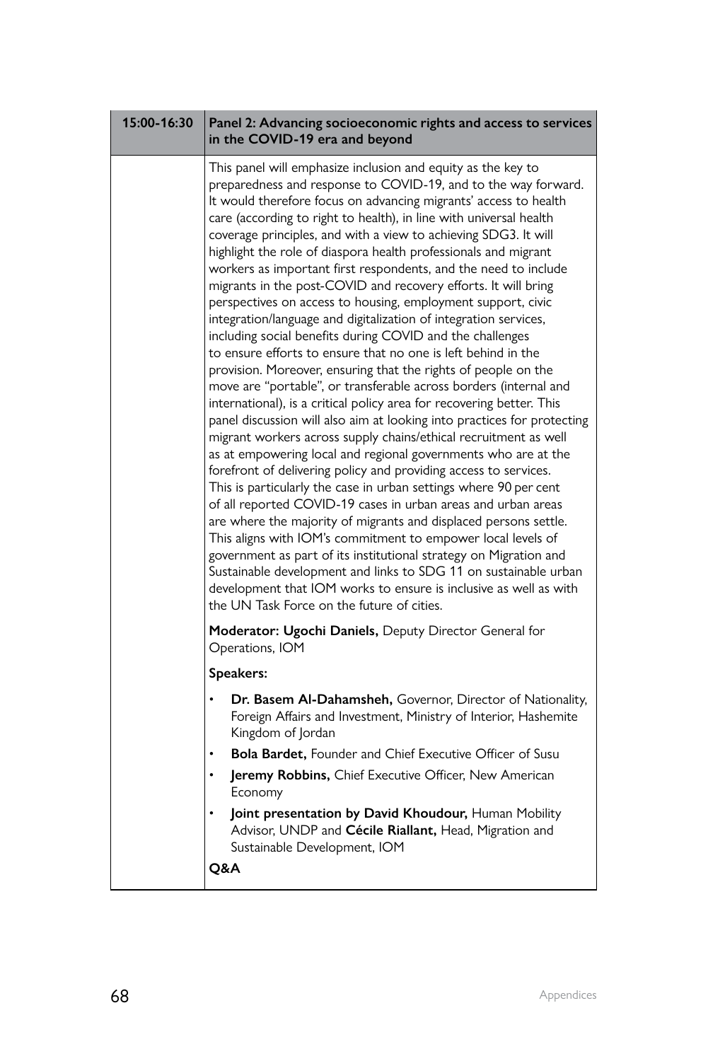| 15:00-16:30 | Panel 2: Advancing socioeconomic rights and access to services in the COVID-19 era and beyond |
|---|---|
| | This panel will emphasize inclusion and equity as the key to preparedness and response to COVID-19, and to the way forward. It would therefore focus on advancing migrants' access to health care (according to right to health), in line with universal health coverage principles, and with a view to achieving SDG3. It will highlight the role of diaspora health professionals and migrant workers as important first respondents, and the need to include migrants in the post-COVID and recovery efforts. It will bring perspectives on access to housing, employment support, civic integration/language and digitalization of integration services, including social benefits during COVID and the challenges to ensure efforts to ensure that no one is left behind in the provision. Moreover, ensuring that the rights of people on the move are "portable", or transferable across borders (internal and international), is a critical policy area for recovering better. This panel discussion will also aim at looking into practices for protecting migrant workers across supply chains/ethical recruitment as well as at empowering local and regional governments who are at the forefront of delivering policy and providing access to services. This is particularly the case in urban settings where 90 per cent of all reported COVID-19 cases in urban areas and urban areas are where the majority of migrants and displaced persons settle. This aligns with IOM's commitment to empower local levels of government as part of its institutional strategy on Migration and Sustainable development and links to SDG 11 on sustainable urban development that IOM works to ensure is inclusive as well as with the UN Task Force on the future of cities.<br><br>**Moderator: Ugochi Daniels,** Deputy Director General for Operations, IOM<br><br>**Speakers:**<br><br>• **Dr. Basem Al-Dahamsheh,** Governor, Director of Nationality, Foreign Affairs and Investment, Ministry of Interior, Hashemite Kingdom of Jordan<br>• **Bola Bardet,** Founder and Chief Executive Officer of Susu<br>• **Jeremy Robbins,** Chief Executive Officer, New American Economy<br>• **Joint presentation by David Khoudour,** Human Mobility Advisor, UNDP and **Cécile Riallant,** Head, Migration and Sustainable Development, IOM<br><br>**Q&A** |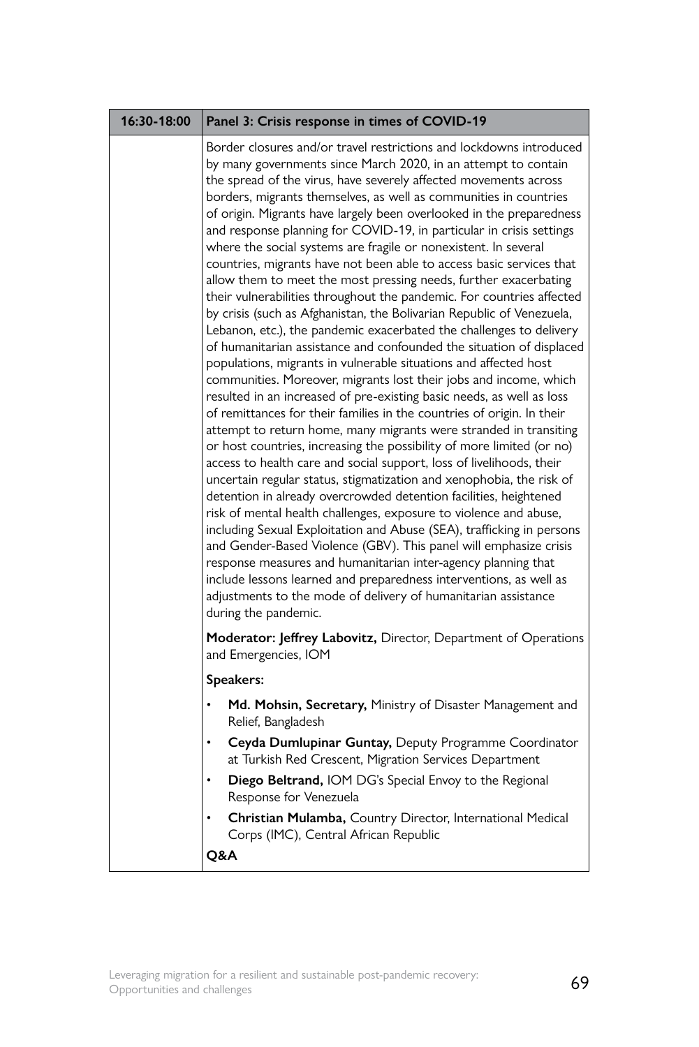| 16:30-18:00 | **Panel 3: Crisis response in times of COVID-19** |
|---|---|
| | Border closures and/or travel restrictions and lockdowns introduced by many governments since March 2020, in an attempt to contain the spread of the virus, have severely affected movements across borders, migrants themselves, as well as communities in countries of origin. Migrants have largely been overlooked in the preparedness and response planning for COVID-19, in particular in crisis settings where the social systems are fragile or nonexistent. In several countries, migrants have not been able to access basic services that allow them to meet the most pressing needs, further exacerbating their vulnerabilities throughout the pandemic. For countries affected by crisis (such as Afghanistan, the Bolivarian Republic of Venezuela, Lebanon, etc.), the pandemic exacerbated the challenges to delivery of humanitarian assistance and confounded the situation of displaced populations, migrants in vulnerable situations and affected host communities. Moreover, migrants lost their jobs and income, which resulted in an increased of pre-existing basic needs, as well as loss of remittances for their families in the countries of origin. In their attempt to return home, many migrants were stranded in transiting or host countries, increasing the possibility of more limited (or no) access to health care and social support, loss of livelihoods, their uncertain regular status, stigmatization and xenophobia, the risk of detention in already overcrowded detention facilities, heightened risk of mental health challenges, exposure to violence and abuse, including Sexual Exploitation and Abuse (SEA), trafficking in persons and Gender-Based Violence (GBV). This panel will emphasize crisis response measures and humanitarian inter-agency planning that include lessons learned and preparedness interventions, as well as adjustments to the mode of delivery of humanitarian assistance during the pandemic.<br><br>**Moderator: Jeffrey Labovitz,** Director, Department of Operations and Emergencies, IOM<br><br>**Speakers:**<br>• **Md. Mohsin, Secretary,** Ministry of Disaster Management and Relief, Bangladesh<br>• **Ceyda Dumlupinar Guntay,** Deputy Programme Coordinator at Turkish Red Crescent, Migration Services Department<br>• **Diego Beltrand,** IOM DG's Special Envoy to the Regional Response for Venezuela<br>• **Christian Mulamba,** Country Director, International Medical Corps (IMC), Central African Republic<br><br>**Q&A** |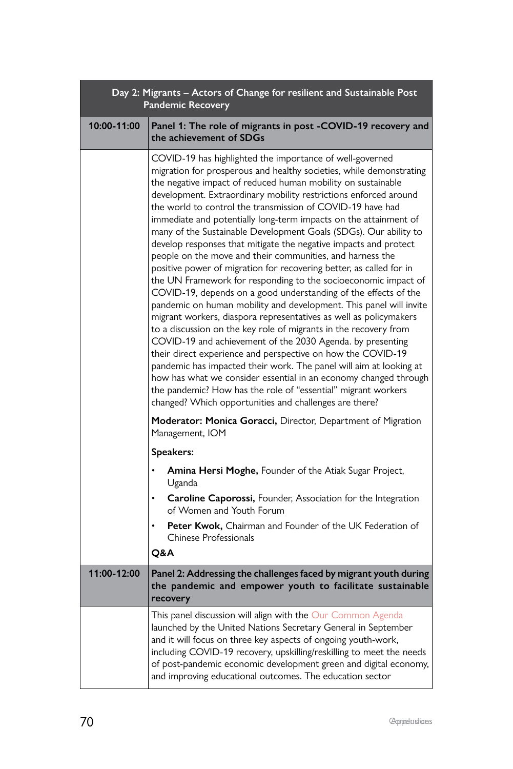| Day 2: Migrants – Actors of Change for resilient and Sustainable Post Pandemic Recovery | |
|---|---|
| 10:00-11:00 | **Panel 1: The role of migrants in post -COVID-19 recovery and the achievement of SDGs** |
| | COVID-19 has highlighted the importance of well-governed migration for prosperous and healthy societies, while demonstrating the negative impact of reduced human mobility on sustainable development. Extraordinary mobility restrictions enforced around the world to control the transmission of COVID-19 have had immediate and potentially long-term impacts on the attainment of many of the Sustainable Development Goals (SDGs). Our ability to develop responses that mitigate the negative impacts and protect people on the move and their communities, and harness the positive power of migration for recovering better, as called for in the UN Framework for responding to the socioeconomic impact of COVID-19, depends on a good understanding of the effects of the pandemic on human mobility and development. This panel will invite migrant workers, diaspora representatives as well as policymakers to a discussion on the key role of migrants in the recovery from COVID-19 and achievement of the 2030 Agenda. by presenting their direct experience and perspective on how the COVID-19 pandemic has impacted their work. The panel will aim at looking at how has what we consider essential in an economy changed through the pandemic? How has the role of "essential" migrant workers changed? Which opportunities and challenges are there?<br><br>**Moderator: Monica Goracci,** Director, Department of Migration Management, IOM<br><br>**Speakers:**<br>• **Amina Hersi Moghe,** Founder of the Atiak Sugar Project, Uganda<br>• **Caroline Caporossi,** Founder, Association for the Integration of Women and Youth Forum<br>• **Peter Kwok,** Chairman and Founder of the UK Federation of Chinese Professionals<br><br>**Q&A** |
| 11:00-12:00 | **Panel 2: Addressing the challenges faced by migrant youth during the pandemic and empower youth to facilitate sustainable recovery** |
| | This panel discussion will align with the Our Common Agenda launched by the United Nations Secretary General in September and it will focus on three key aspects of ongoing youth-work, including COVID-19 recovery, upskilling/reskilling to meet the needs of post-pandemic economic development green and digital economy, and improving educational outcomes. The education sector |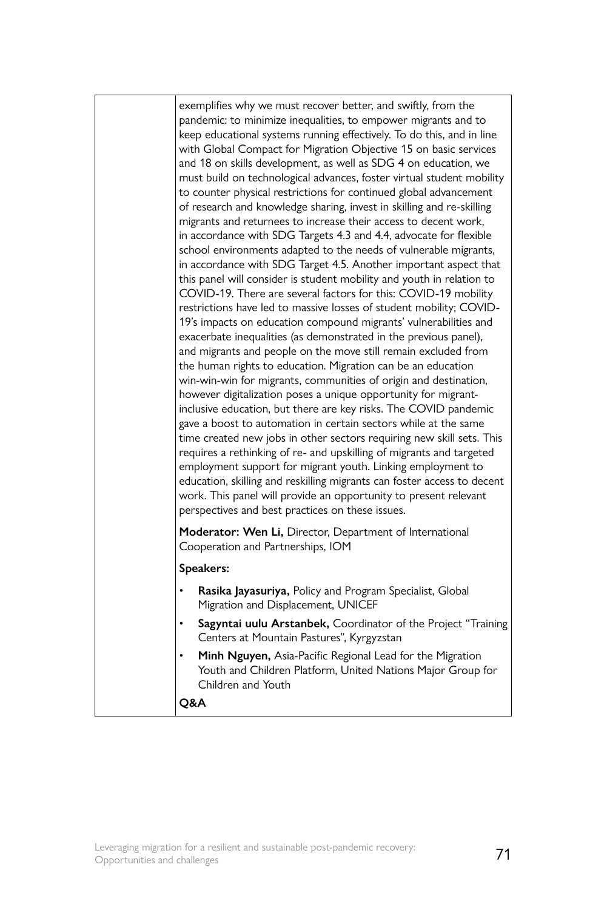| | exemplifies why we must recover better, and swiftly, from the pandemic: to minimize inequalities, to empower migrants and to keep educational systems running effectively. To do this, and in line with Global Compact for Migration Objective 15 on basic services and 18 on skills development, as well as SDG 4 on education, we must build on technological advances, foster virtual student mobility to counter physical restrictions for continued global advancement of research and knowledge sharing, invest in skilling and re-skilling migrants and returnees to increase their access to decent work, in accordance with SDG Targets 4.3 and 4.4, advocate for flexible school environments adapted to the needs of vulnerable migrants, in accordance with SDG Target 4.5. Another important aspect that this panel will consider is student mobility and youth in relation to COVID-19. There are several factors for this: COVID-19 mobility restrictions have led to massive losses of student mobility; COVID-19's impacts on education compound migrants' vulnerabilities and exacerbate inequalities (as demonstrated in the previous panel), and migrants and people on the move still remain excluded from the human rights to education. Migration can be an education win-win-win for migrants, communities of origin and destination, however digitalization poses a unique opportunity for migrant-inclusive education, but there are key risks. The COVID pandemic gave a boost to automation in certain sectors while at the same time created new jobs in other sectors requiring new skill sets. This requires a rethinking of re- and upskilling of migrants and targeted employment support for migrant youth. Linking employment to education, skilling and reskilling migrants can foster access to decent work. This panel will provide an opportunity to present relevant perspectives and best practices on these issues.<br><br>**Moderator: Wen Li,** Director, Department of International Cooperation and Partnerships, IOM<br><br>**Speakers:**<br><br>• **Rasika Jayasuriya,** Policy and Program Specialist, Global Migration and Displacement, UNICEF<br>• **Sagyntai uulu Arstanbek,** Coordinator of the Project "Training Centers at Mountain Pastures", Kyrgyzstan<br>• **Minh Nguyen,** Asia-Pacific Regional Lead for the Migration Youth and Children Platform, United Nations Major Group for Children and Youth<br><br>**Q&A** |
|---|---|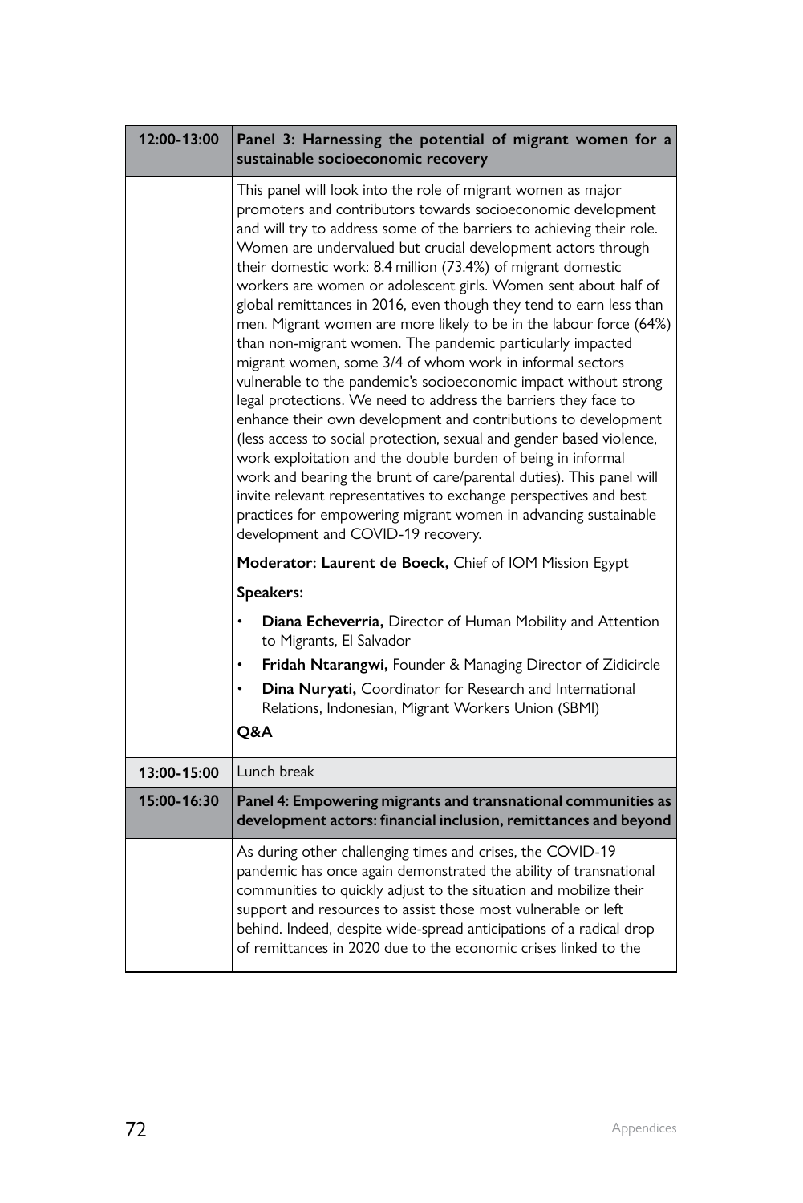| 12:00-13:00 | **Panel 3: Harnessing the potential of migrant women for a sustainable socioeconomic recovery** |
|---|---|
| | This panel will look into the role of migrant women as major promoters and contributors towards socioeconomic development and will try to address some of the barriers to achieving their role. Women are undervalued but crucial development actors through their domestic work: 8.4 million (73.4%) of migrant domestic workers are women or adolescent girls. Women sent about half of global remittances in 2016, even though they tend to earn less than men. Migrant women are more likely to be in the labour force (64%) than non-migrant women. The pandemic particularly impacted migrant women, some 3/4 of whom work in informal sectors vulnerable to the pandemic's socioeconomic impact without strong legal protections. We need to address the barriers they face to enhance their own development and contributions to development (less access to social protection, sexual and gender based violence, work exploitation and the double burden of being in informal work and bearing the brunt of care/parental duties). This panel will invite relevant representatives to exchange perspectives and best practices for empowering migrant women in advancing sustainable development and COVID-19 recovery.<br><br>**Moderator: Laurent de Boeck,** Chief of IOM Mission Egypt<br><br>**Speakers:**<br>• **Diana Echeverria,** Director of Human Mobility and Attention to Migrants, El Salvador<br>• **Fridah Ntarangwi,** Founder & Managing Director of Zidicircle<br>• **Dina Nuryati,** Coordinator for Research and International Relations, Indonesian, Migrant Workers Union (SBMI)<br><br>**Q&A** |
| **13:00-15:00** | Lunch break |
| **15:00-16:30** | **Panel 4: Empowering migrants and transnational communities as development actors: financial inclusion, remittances and beyond** |
| | As during other challenging times and crises, the COVID-19 pandemic has once again demonstrated the ability of transnational communities to quickly adjust to the situation and mobilize their support and resources to assist those most vulnerable or left behind. Indeed, despite wide-spread anticipations of a radical drop of remittances in 2020 due to the economic crises linked to the |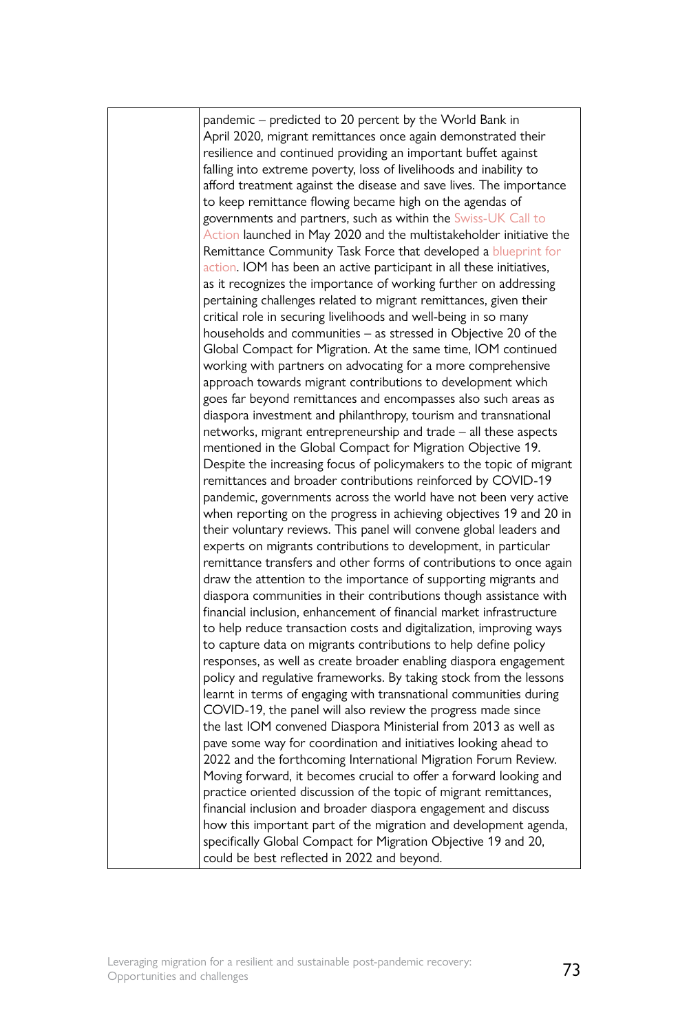| | pandemic – predicted to 20 percent by the World Bank in April 2020, migrant remittances once again demonstrated their resilience and continued providing an important buffet against falling into extreme poverty, loss of livelihoods and inability to afford treatment against the disease and save lives. The importance to keep remittance flowing became high on the agendas of governments and partners, such as within the Swiss-UK Call to Action launched in May 2020 and the multistakeholder initiative the Remittance Community Task Force that developed a blueprint for action. IOM has been an active participant in all these initiatives, as it recognizes the importance of working further on addressing pertaining challenges related to migrant remittances, given their critical role in securing livelihoods and well-being in so many households and communities – as stressed in Objective 20 of the Global Compact for Migration. At the same time, IOM continued working with partners on advocating for a more comprehensive approach towards migrant contributions to development which goes far beyond remittances and encompasses also such areas as diaspora investment and philanthropy, tourism and transnational networks, migrant entrepreneurship and trade – all these aspects mentioned in the Global Compact for Migration Objective 19. Despite the increasing focus of policymakers to the topic of migrant remittances and broader contributions reinforced by COVID-19 pandemic, governments across the world have not been very active when reporting on the progress in achieving objectives 19 and 20 in their voluntary reviews. This panel will convene global leaders and experts on migrants contributions to development, in particular remittance transfers and other forms of contributions to once again draw the attention to the importance of supporting migrants and diaspora communities in their contributions though assistance with financial inclusion, enhancement of financial market infrastructure to help reduce transaction costs and digitalization, improving ways to capture data on migrants contributions to help define policy responses, as well as create broader enabling diaspora engagement policy and regulative frameworks. By taking stock from the lessons learnt in terms of engaging with transnational communities during COVID-19, the panel will also review the progress made since the last IOM convened Diaspora Ministerial from 2013 as well as pave some way for coordination and initiatives looking ahead to 2022 and the forthcoming International Migration Forum Review. Moving forward, it becomes crucial to offer a forward looking and practice oriented discussion of the topic of migrant remittances, financial inclusion and broader diaspora engagement and discuss how this important part of the migration and development agenda, specifically Global Compact for Migration Objective 19 and 20, could be best reflected in 2022 and beyond. |
|---|---|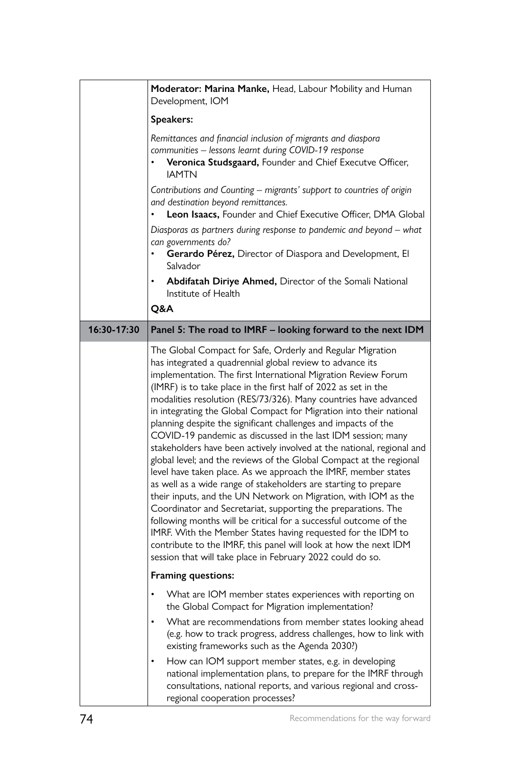| | |
|---|---|
| | **Moderator: Marina Manke,** Head, Labour Mobility and Human Development, IOM<br><br>**Speakers:**<br><br>*Remittances and financial inclusion of migrants and diaspora communities – lessons learnt during COVID-19 response*<br>• **Veronica Studsgaard,** Founder and Chief Executve Officer, IAMTN<br><br>*Contributions and Counting – migrants' support to countries of origin and destination beyond remittances.*<br>• **Leon Isaacs,** Founder and Chief Executive Officer, DMA Global<br><br>*Diasporas as partners during response to pandemic and beyond – what can governments do?*<br>• **Gerardo Pérez,** Director of Diaspora and Development, El Salvador<br>• **Abdifatah Diriye Ahmed,** Director of the Somali National Institute of Health<br><br>**Q&A** |
| **16:30-17:30** | **Panel 5: The road to IMRF – looking forward to the next IDM** |
| | The Global Compact for Safe, Orderly and Regular Migration has integrated a quadrennial global review to advance its implementation. The first International Migration Review Forum (IMRF) is to take place in the first half of 2022 as set in the modalities resolution (RES/73/326). Many countries have advanced in integrating the Global Compact for Migration into their national planning despite the significant challenges and impacts of the COVID-19 pandemic as discussed in the last IDM session; many stakeholders have been actively involved at the national, regional and global level; and the reviews of the Global Compact at the regional level have taken place. As we approach the IMRF, member states as well as a wide range of stakeholders are starting to prepare their inputs, and the UN Network on Migration, with IOM as the Coordinator and Secretariat, supporting the preparations. The following months will be critical for a successful outcome of the IMRF. With the Member States having requested for the IDM to contribute to the IMRF, this panel will look at how the next IDM session that will take place in February 2022 could do so.<br><br>**Framing questions:**<br><br>• What are IOM member states experiences with reporting on the Global Compact for Migration implementation?<br>• What are recommendations from member states looking ahead (e.g. how to track progress, address challenges, how to link with existing frameworks such as the Agenda 2030?)<br>• How can IOM support member states, e.g. in developing national implementation plans, to prepare for the IMRF through consultations, national reports, and various regional and cross-regional cooperation processes? |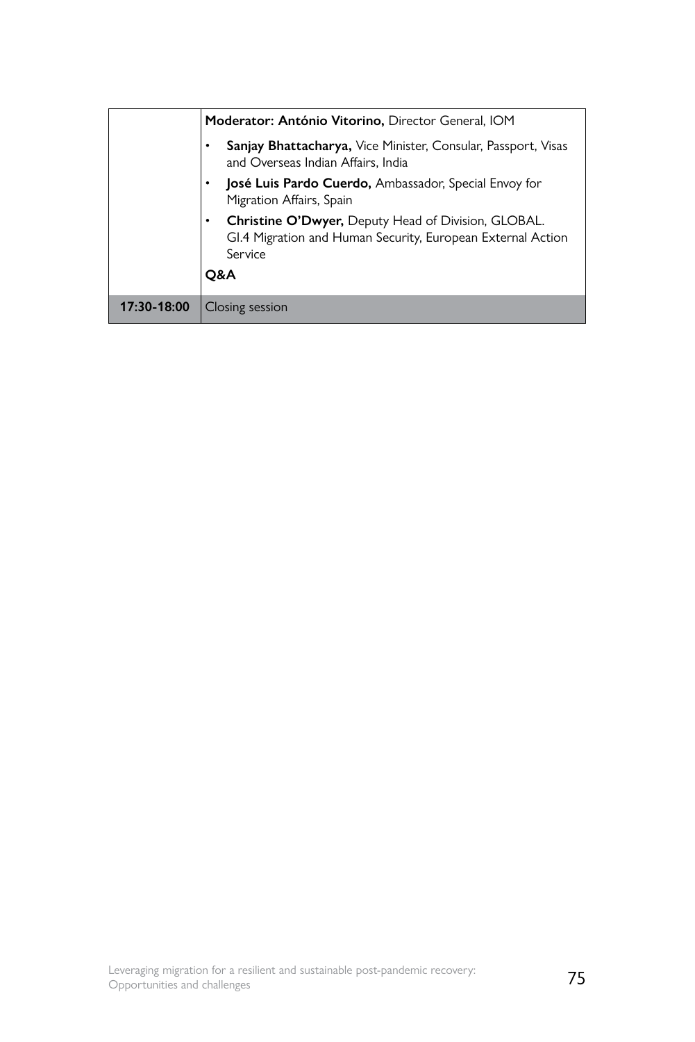| | |
|---|---|
| | **Moderator: António Vitorino,** Director General, IOM<br>• **Sanjay Bhattacharya,** Vice Minister, Consular, Passport, Visas and Overseas Indian Affairs, India<br>• **José Luis Pardo Cuerdo,** Ambassador, Special Envoy for Migration Affairs, Spain<br>• **Christine O'Dwyer,** Deputy Head of Division, GLOBAL. GI.4 Migration and Human Security, European External Action Service<br>**Q&A** |
| **17:30-18:00** | Closing session |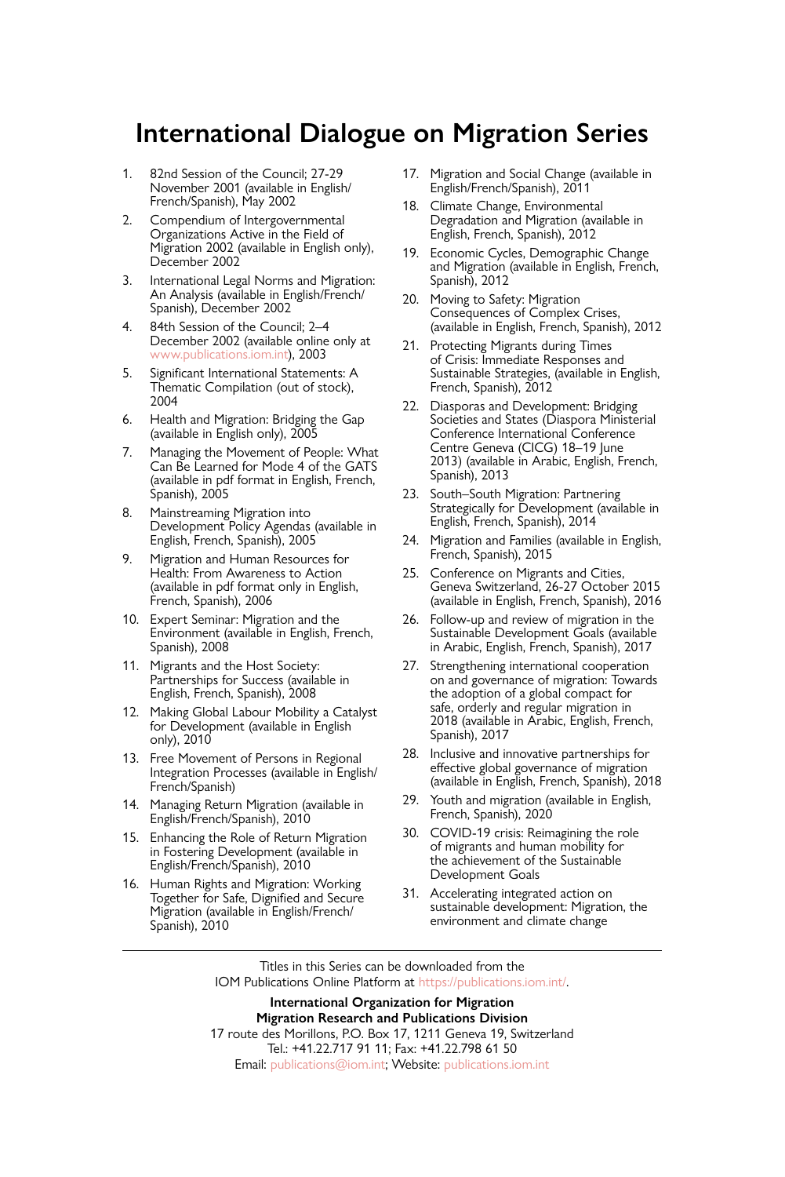# International Dialogue on Migration Series

1. 82nd Session of the Council; 27-29 November 2001 (available in English/French/Spanish), May 2002
2. Compendium of Intergovernmental Organizations Active in the Field of Migration 2002 (available in English only), December 2002
3. International Legal Norms and Migration: An Analysis (available in English/French/Spanish), December 2002
4. 84th Session of the Council; 2–4 December 2002 (available online only at www.publications.iom.int), 2003
5. Significant International Statements: A Thematic Compilation (out of stock), 2004
6. Health and Migration: Bridging the Gap (available in English only), 2005
7. Managing the Movement of People: What Can Be Learned for Mode 4 of the GATS (available in pdf format in English, French, Spanish), 2005
8. Mainstreaming Migration into Development Policy Agendas (available in English, French, Spanish), 2005
9. Migration and Human Resources for Health: From Awareness to Action (available in pdf format only in English, French, Spanish), 2006
10. Expert Seminar: Migration and the Environment (available in English, French, Spanish), 2008
11. Migrants and the Host Society: Partnerships for Success (available in English, French, Spanish), 2008
12. Making Global Labour Mobility a Catalyst for Development (available in English only), 2010
13. Free Movement of Persons in Regional Integration Processes (available in English/French/Spanish)
14. Managing Return Migration (available in English/French/Spanish), 2010
15. Enhancing the Role of Return Migration in Fostering Development (available in English/French/Spanish), 2010
16. Human Rights and Migration: Working Together for Safe, Dignified and Secure Migration (available in English/French/Spanish), 2010
17. Migration and Social Change (available in English/French/Spanish), 2011
18. Climate Change, Environmental Degradation and Migration (available in English, French, Spanish), 2012
19. Economic Cycles, Demographic Change and Migration (available in English, French, Spanish), 2012
20. Moving to Safety: Migration Consequences of Complex Crises, (available in English, French, Spanish), 2012
21. Protecting Migrants during Times of Crisis: Immediate Responses and Sustainable Strategies, (available in English, French, Spanish), 2012
22. Diasporas and Development: Bridging Societies and States (Diaspora Ministerial Conference International Conference Centre Geneva (CICG) 18–19 June 2013) (available in Arabic, English, French, Spanish), 2013
23. South–South Migration: Partnering Strategically for Development (available in English, French, Spanish), 2014
24. Migration and Families (available in English, French, Spanish), 2015
25. Conference on Migrants and Cities, Geneva Switzerland, 26-27 October 2015 (available in English, French, Spanish), 2016
26. Follow-up and review of migration in the Sustainable Development Goals (available in Arabic, English, French, Spanish), 2017
27. Strengthening international cooperation on and governance of migration: Towards the adoption of a global compact for safe, orderly and regular migration in 2018 (available in Arabic, English, French, Spanish), 2017
28. Inclusive and innovative partnerships for effective global governance of migration (available in English, French, Spanish), 2018
29. Youth and migration (available in English, French, Spanish), 2020
30. COVID-19 crisis: Reimagining the role of migrants and human mobility for the achievement of the Sustainable Development Goals
31. Accelerating integrated action on sustainable development: Migration, the environment and climate change

---

Titles in this Series can be downloaded from the IOM Publications Online Platform at https://publications.iom.int/.

**International Organization for Migration**
**Migration Research and Publications Division**
17 route des Morillons, P.O. Box 17, 1211 Geneva 19, Switzerland
Tel.: +41.22.717 91 11; Fax: +41.22.798 61 50
Email: publications@iom.int; Website: publications.iom.int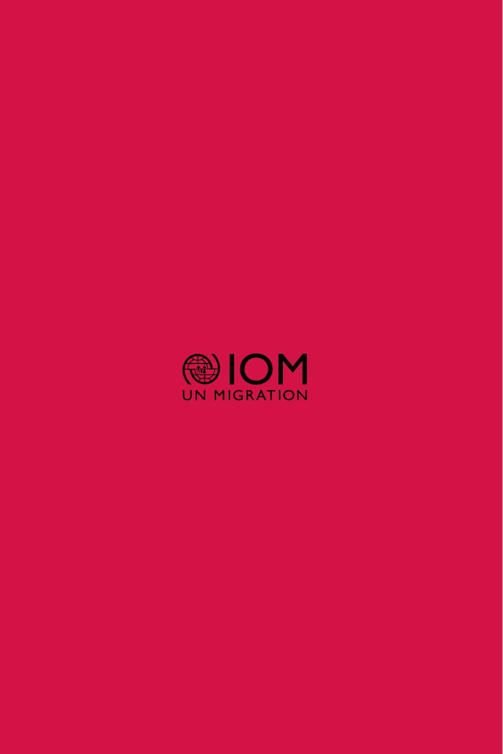IOM

UN MIGRATION